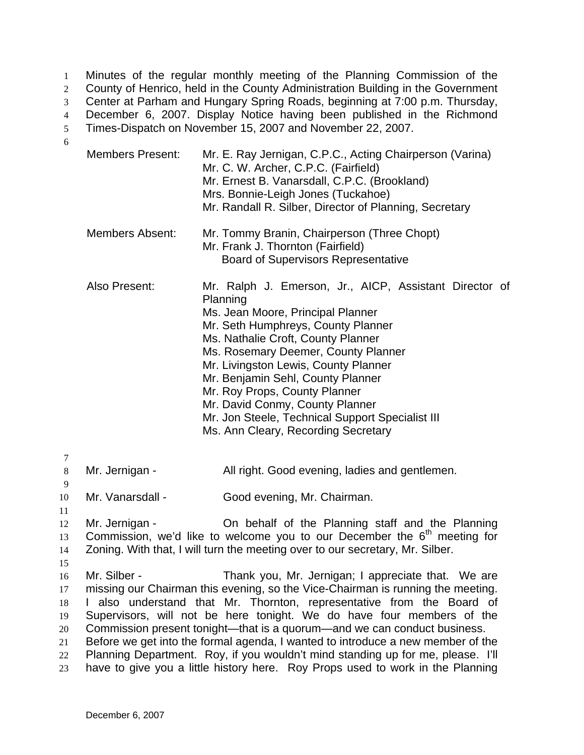Minutes of the regular monthly meeting of the Planning Commission of the County of Henrico, held in the County Administration Building in the Government Center at Parham and Hungary Spring Roads, beginning at 7:00 p.m. Thursday, December 6, 2007. Display Notice having been published in the Richmond Times-Dispatch on November 15, 2007 and November 22, 2007.

| | |
|---|---|
| Members Present: | Mr. E. Ray Jernigan, C.P.C., Acting Chairperson (Varina)<br>Mr. C. W. Archer, C.P.C. (Fairfield)<br>Mr. Ernest B. Vanarsdall, C.P.C. (Brookland)<br>Mrs. Bonnie-Leigh Jones (Tuckahoe)<br>Mr. Randall R. Silber, Director of Planning, Secretary |
| Members Absent: | Mr. Tommy Branin, Chairperson (Three Chopt)<br>Mr. Frank J. Thornton (Fairfield)<br>Board of Supervisors Representative |
| Also Present: | Mr. Ralph J. Emerson, Jr., AICP, Assistant Director of Planning<br>Ms. Jean Moore, Principal Planner<br>Mr. Seth Humphreys, County Planner<br>Ms. Nathalie Croft, County Planner<br>Ms. Rosemary Deemer, County Planner<br>Mr. Livingston Lewis, County Planner<br>Mr. Benjamin Sehl, County Planner<br>Mr. Roy Props, County Planner<br>Mr. David Conmy, County Planner<br>Mr. Jon Steele, Technical Support Specialist III<br>Ms. Ann Cleary, Recording Secretary |

Mr. Jernigan - All right. Good evening, ladies and gentlemen.

Mr. Vanarsdall - Good evening, Mr. Chairman.

Mr. Jernigan - On behalf of the Planning staff and the Planning Commission, we'd like to welcome you to our December the 6th meeting for Zoning. With that, I will turn the meeting over to our secretary, Mr. Silber.

Mr. Silber - Thank you, Mr. Jernigan; I appreciate that. We are missing our Chairman this evening, so the Vice-Chairman is running the meeting. I also understand that Mr. Thornton, representative from the Board of Supervisors, will not be here tonight. We do have four members of the Commission present tonight—that is a quorum—and we can conduct business. Before we get into the formal agenda, I wanted to introduce a new member of the Planning Department. Roy, if you wouldn't mind standing up for me, please. I'll have to give you a little history here. Roy Props used to work in the Planning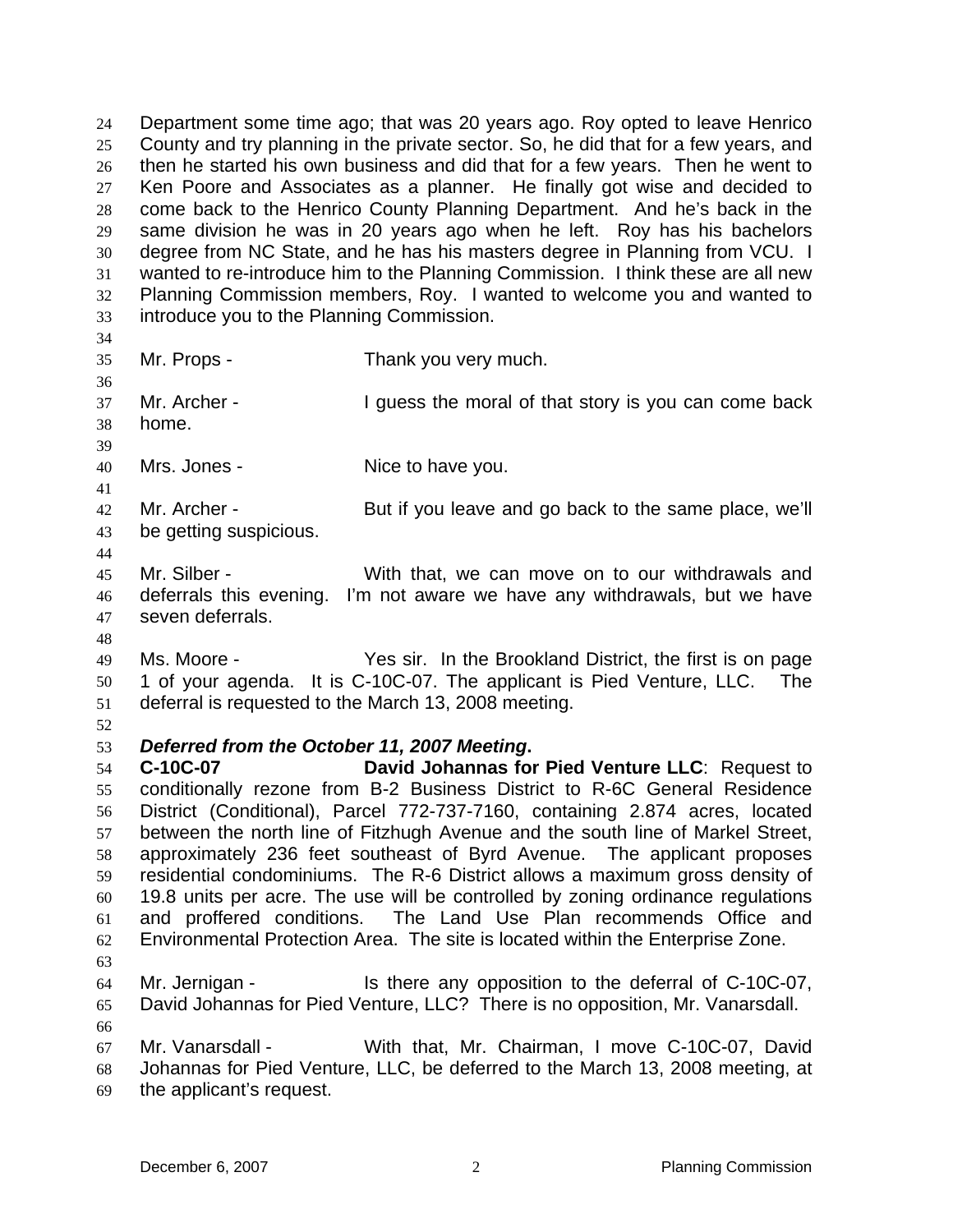Department some time ago; that was 20 years ago. Roy opted to leave Henrico County and try planning in the private sector. So, he did that for a few years, and then he started his own business and did that for a few years. Then he went to Ken Poore and Associates as a planner. He finally got wise and decided to come back to the Henrico County Planning Department. And he's back in the same division he was in 20 years ago when he left. Roy has his bachelors degree from NC State, and he has his masters degree in Planning from VCU. I wanted to re-introduce him to the Planning Commission. I think these are all new Planning Commission members, Roy. I wanted to welcome you and wanted to introduce you to the Planning Commission.

Mr. Props - Thank you very much.

Mr. Archer - I guess the moral of that story is you can come back home.

Mrs. Jones - Nice to have you.

Mr. Archer - But if you leave and go back to the same place, we'll be getting suspicious.

Mr. Silber - With that, we can move on to our withdrawals and deferrals this evening. I'm not aware we have any withdrawals, but we have seven deferrals.

Ms. Moore - Yes sir. In the Brookland District, the first is on page 1 of your agenda. It is C-10C-07. The applicant is Pied Venture, LLC. The deferral is requested to the March 13, 2008 meeting.

***Deferred from the October 11, 2007 Meeting.***
**C-10C-07** **David Johannas for Pied Venture LLC**: Request to conditionally rezone from B-2 Business District to R-6C General Residence District (Conditional), Parcel 772-737-7160, containing 2.874 acres, located between the north line of Fitzhugh Avenue and the south line of Markel Street, approximately 236 feet southeast of Byrd Avenue. The applicant proposes residential condominiums. The R-6 District allows a maximum gross density of 19.8 units per acre. The use will be controlled by zoning ordinance regulations and proffered conditions. The Land Use Plan recommends Office and Environmental Protection Area. The site is located within the Enterprise Zone.

Mr. Jernigan - Is there any opposition to the deferral of C-10C-07, David Johannas for Pied Venture, LLC? There is no opposition, Mr. Vanarsdall.

Mr. Vanarsdall - With that, Mr. Chairman, I move C-10C-07, David Johannas for Pied Venture, LLC, be deferred to the March 13, 2008 meeting, at the applicant's request.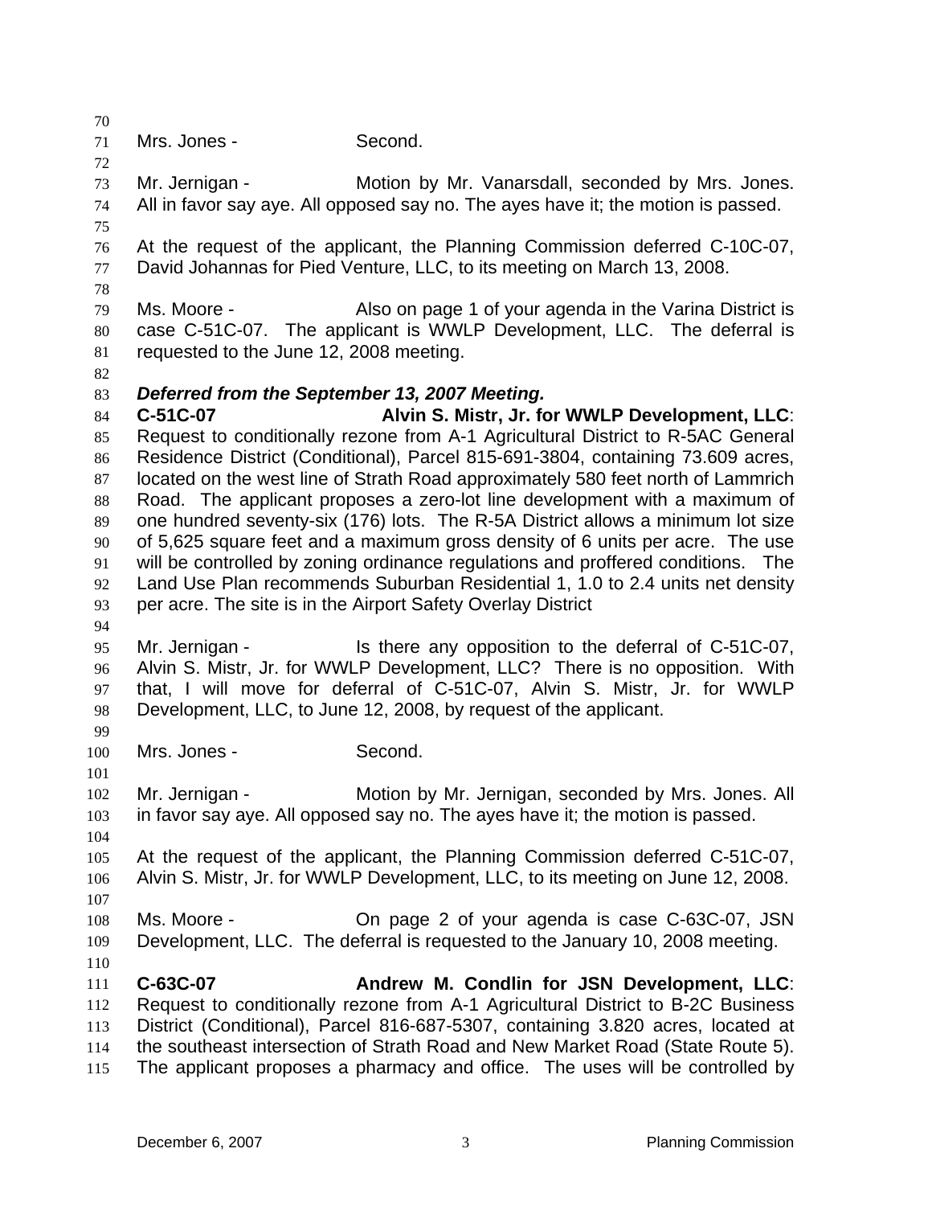Mrs. Jones - Second.

Mr. Jernigan - Motion by Mr. Vanarsdall, seconded by Mrs. Jones. All in favor say aye. All opposed say no. The ayes have it; the motion is passed.

At the request of the applicant, the Planning Commission deferred C-10C-07, David Johannas for Pied Venture, LLC, to its meeting on March 13, 2008.

Ms. Moore - Also on page 1 of your agenda in the Varina District is case C-51C-07. The applicant is WWLP Development, LLC. The deferral is requested to the June 12, 2008 meeting.

***Deferred from the September 13, 2007 Meeting.***
**C-51C-07 Alvin S. Mistr, Jr. for WWLP Development, LLC**: Request to conditionally rezone from A-1 Agricultural District to R-5AC General Residence District (Conditional), Parcel 815-691-3804, containing 73.609 acres, located on the west line of Strath Road approximately 580 feet north of Lammrich Road. The applicant proposes a zero-lot line development with a maximum of one hundred seventy-six (176) lots. The R-5A District allows a minimum lot size of 5,625 square feet and a maximum gross density of 6 units per acre. The use will be controlled by zoning ordinance regulations and proffered conditions. The Land Use Plan recommends Suburban Residential 1, 1.0 to 2.4 units net density per acre. The site is in the Airport Safety Overlay District

Mr. Jernigan - Is there any opposition to the deferral of C-51C-07, Alvin S. Mistr, Jr. for WWLP Development, LLC? There is no opposition. With that, I will move for deferral of C-51C-07, Alvin S. Mistr, Jr. for WWLP Development, LLC, to June 12, 2008, by request of the applicant.

Mrs. Jones - Second.

Mr. Jernigan - Motion by Mr. Jernigan, seconded by Mrs. Jones. All in favor say aye. All opposed say no. The ayes have it; the motion is passed.

At the request of the applicant, the Planning Commission deferred C-51C-07, Alvin S. Mistr, Jr. for WWLP Development, LLC, to its meeting on June 12, 2008.

Ms. Moore - On page 2 of your agenda is case C-63C-07, JSN Development, LLC. The deferral is requested to the January 10, 2008 meeting.

**C-63C-07 Andrew M. Condlin for JSN Development, LLC**: Request to conditionally rezone from A-1 Agricultural District to B-2C Business District (Conditional), Parcel 816-687-5307, containing 3.820 acres, located at the southeast intersection of Strath Road and New Market Road (State Route 5). The applicant proposes a pharmacy and office. The uses will be controlled by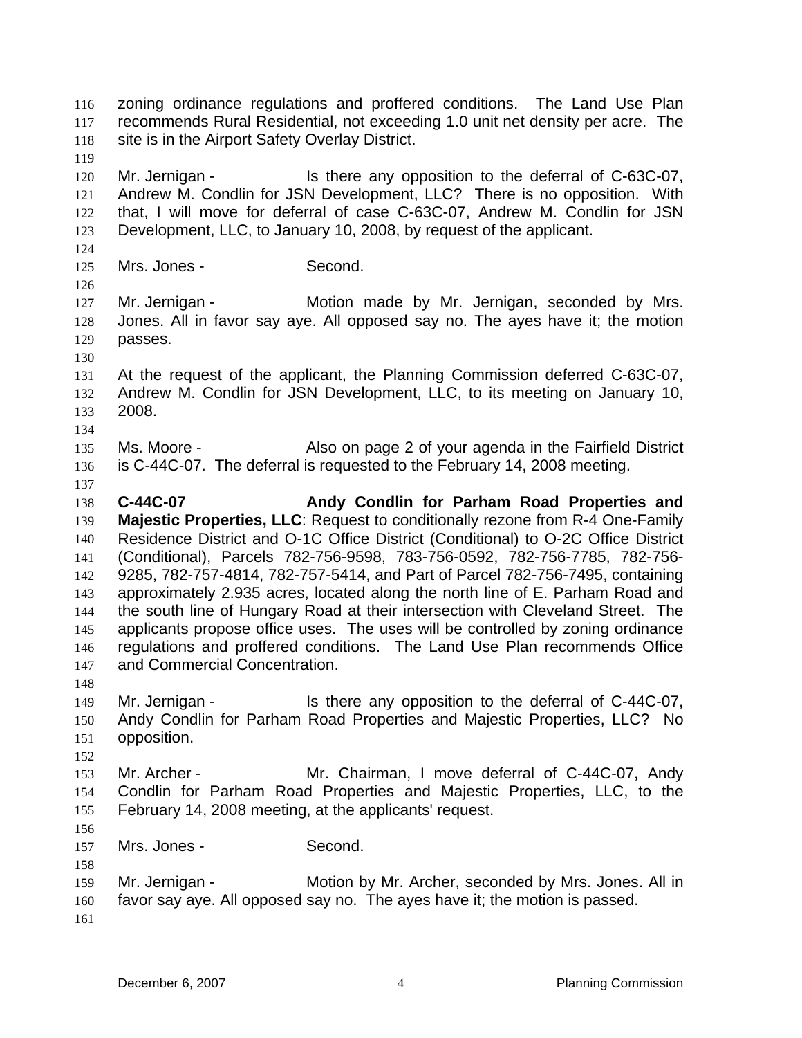zoning ordinance regulations and proffered conditions. The Land Use Plan recommends Rural Residential, not exceeding 1.0 unit net density per acre. The site is in the Airport Safety Overlay District.

Mr. Jernigan - Is there any opposition to the deferral of C-63C-07, Andrew M. Condlin for JSN Development, LLC? There is no opposition. With that, I will move for deferral of case C-63C-07, Andrew M. Condlin for JSN Development, LLC, to January 10, 2008, by request of the applicant.

Mrs. Jones - Second.

Mr. Jernigan - Motion made by Mr. Jernigan, seconded by Mrs. Jones. All in favor say aye. All opposed say no. The ayes have it; the motion passes.

At the request of the applicant, the Planning Commission deferred C-63C-07, Andrew M. Condlin for JSN Development, LLC, to its meeting on January 10, 2008.

Ms. Moore - Also on page 2 of your agenda in the Fairfield District is C-44C-07. The deferral is requested to the February 14, 2008 meeting.

**C-44C-07 Andy Condlin for Parham Road Properties and Majestic Properties, LLC**: Request to conditionally rezone from R-4 One-Family Residence District and O-1C Office District (Conditional) to O-2C Office District (Conditional), Parcels 782-756-9598, 783-756-0592, 782-756-7785, 782-756-9285, 782-757-4814, 782-757-5414, and Part of Parcel 782-756-7495, containing approximately 2.935 acres, located along the north line of E. Parham Road and the south line of Hungary Road at their intersection with Cleveland Street. The applicants propose office uses. The uses will be controlled by zoning ordinance regulations and proffered conditions. The Land Use Plan recommends Office and Commercial Concentration.

Mr. Jernigan - Is there any opposition to the deferral of C-44C-07, Andy Condlin for Parham Road Properties and Majestic Properties, LLC? No opposition.

Mr. Archer - Mr. Chairman, I move deferral of C-44C-07, Andy Condlin for Parham Road Properties and Majestic Properties, LLC, to the February 14, 2008 meeting, at the applicants' request.

Mrs. Jones - Second.

Mr. Jernigan - Motion by Mr. Archer, seconded by Mrs. Jones. All in favor say aye. All opposed say no. The ayes have it; the motion is passed.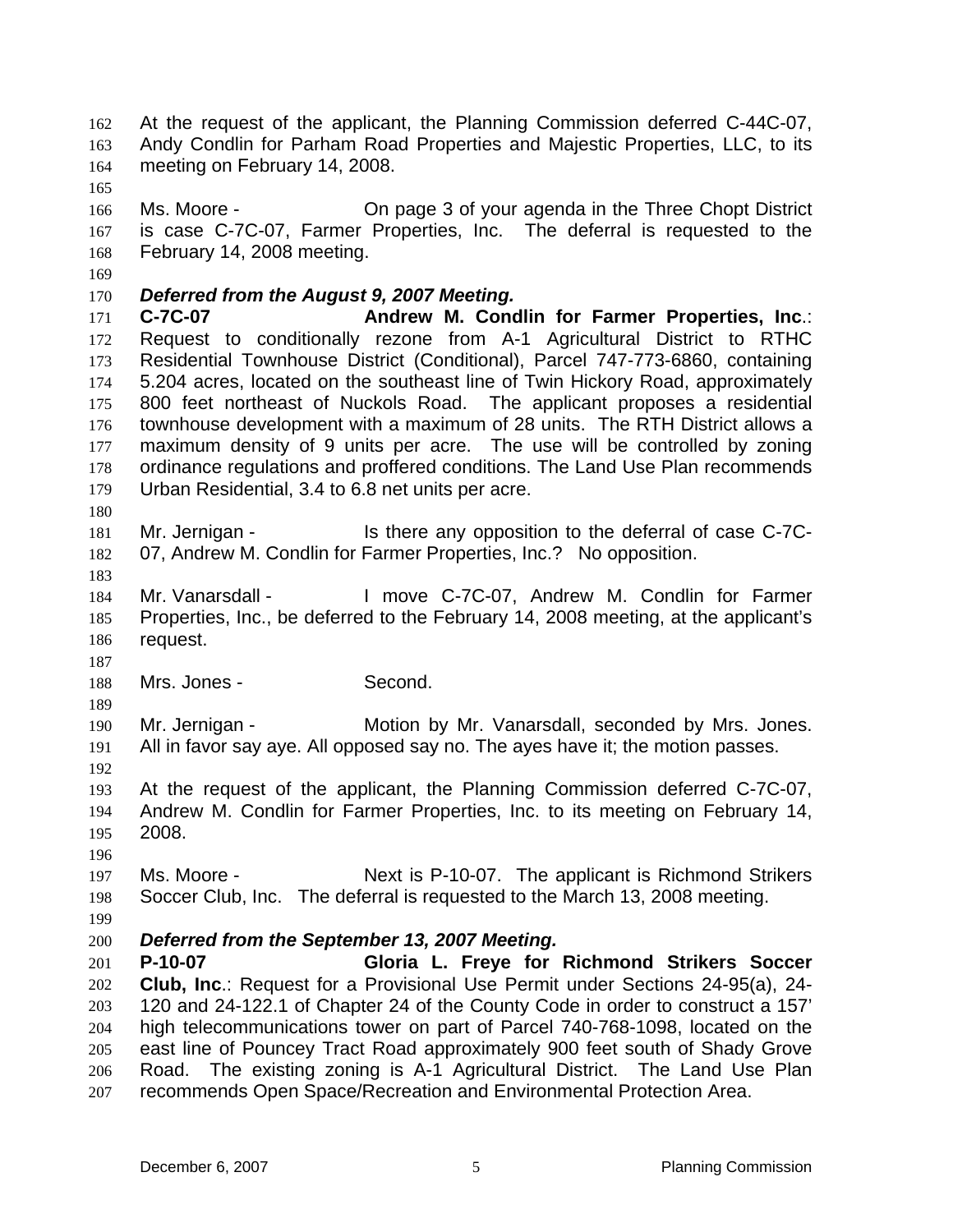At the request of the applicant, the Planning Commission deferred C-44C-07, Andy Condlin for Parham Road Properties and Majestic Properties, LLC, to its meeting on February 14, 2008.

Ms. Moore - On page 3 of your agenda in the Three Chopt District is case C-7C-07, Farmer Properties, Inc. The deferral is requested to the February 14, 2008 meeting.

***Deferred from the August 9, 2007 Meeting.***

**C-7C-07 Andrew M. Condlin for Farmer Properties, Inc.**: Request to conditionally rezone from A-1 Agricultural District to RTHC Residential Townhouse District (Conditional), Parcel 747-773-6860, containing 5.204 acres, located on the southeast line of Twin Hickory Road, approximately 800 feet northeast of Nuckols Road. The applicant proposes a residential townhouse development with a maximum of 28 units. The RTH District allows a maximum density of 9 units per acre. The use will be controlled by zoning ordinance regulations and proffered conditions. The Land Use Plan recommends Urban Residential, 3.4 to 6.8 net units per acre.

Mr. Jernigan - Is there any opposition to the deferral of case C-7C-07, Andrew M. Condlin for Farmer Properties, Inc.? No opposition.

Mr. Vanarsdall - I move C-7C-07, Andrew M. Condlin for Farmer Properties, Inc., be deferred to the February 14, 2008 meeting, at the applicant's request.

Mrs. Jones - Second.

Mr. Jernigan - Motion by Mr. Vanarsdall, seconded by Mrs. Jones. All in favor say aye. All opposed say no. The ayes have it; the motion passes.

At the request of the applicant, the Planning Commission deferred C-7C-07, Andrew M. Condlin for Farmer Properties, Inc. to its meeting on February 14, 2008.

Ms. Moore - Next is P-10-07. The applicant is Richmond Strikers Soccer Club, Inc. The deferral is requested to the March 13, 2008 meeting.

***Deferred from the September 13, 2007 Meeting.***

**P-10-07 Gloria L. Freye for Richmond Strikers Soccer Club, Inc.**: Request for a Provisional Use Permit under Sections 24-95(a), 24-120 and 24-122.1 of Chapter 24 of the County Code in order to construct a 157' high telecommunications tower on part of Parcel 740-768-1098, located on the east line of Pouncey Tract Road approximately 900 feet south of Shady Grove Road. The existing zoning is A-1 Agricultural District. The Land Use Plan recommends Open Space/Recreation and Environmental Protection Area.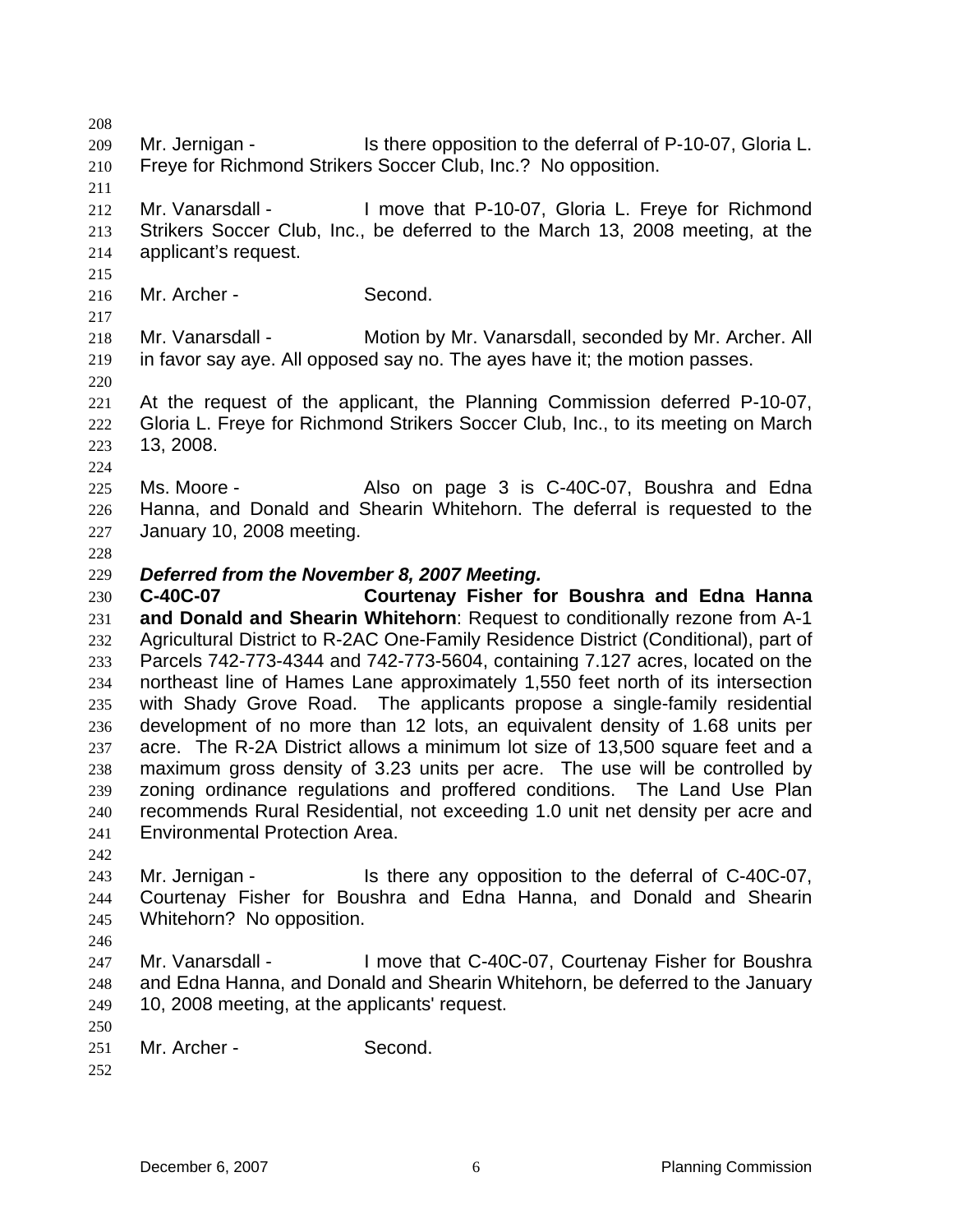Mr. Jernigan - Is there opposition to the deferral of P-10-07, Gloria L. Freye for Richmond Strikers Soccer Club, Inc.? No opposition.

Mr. Vanarsdall - I move that P-10-07, Gloria L. Freye for Richmond Strikers Soccer Club, Inc., be deferred to the March 13, 2008 meeting, at the applicant's request.

Mr. Archer - Second.

Mr. Vanarsdall - Motion by Mr. Vanarsdall, seconded by Mr. Archer. All in favor say aye. All opposed say no. The ayes have it; the motion passes.

At the request of the applicant, the Planning Commission deferred P-10-07, Gloria L. Freye for Richmond Strikers Soccer Club, Inc., to its meeting on March 13, 2008.

Ms. Moore - Also on page 3 is C-40C-07, Boushra and Edna Hanna, and Donald and Shearin Whitehorn. The deferral is requested to the January 10, 2008 meeting.

***Deferred from the November 8, 2007 Meeting.***
**C-40C-07 Courtenay Fisher for Boushra and Edna Hanna and Donald and Shearin Whitehorn**: Request to conditionally rezone from A-1 Agricultural District to R-2AC One-Family Residence District (Conditional), part of Parcels 742-773-4344 and 742-773-5604, containing 7.127 acres, located on the northeast line of Hames Lane approximately 1,550 feet north of its intersection with Shady Grove Road. The applicants propose a single-family residential development of no more than 12 lots, an equivalent density of 1.68 units per acre. The R-2A District allows a minimum lot size of 13,500 square feet and a maximum gross density of 3.23 units per acre. The use will be controlled by zoning ordinance regulations and proffered conditions. The Land Use Plan recommends Rural Residential, not exceeding 1.0 unit net density per acre and Environmental Protection Area.

Mr. Jernigan - Is there any opposition to the deferral of C-40C-07, Courtenay Fisher for Boushra and Edna Hanna, and Donald and Shearin Whitehorn? No opposition.

Mr. Vanarsdall - I move that C-40C-07, Courtenay Fisher for Boushra and Edna Hanna, and Donald and Shearin Whitehorn, be deferred to the January 10, 2008 meeting, at the applicants' request.

Mr. Archer - Second.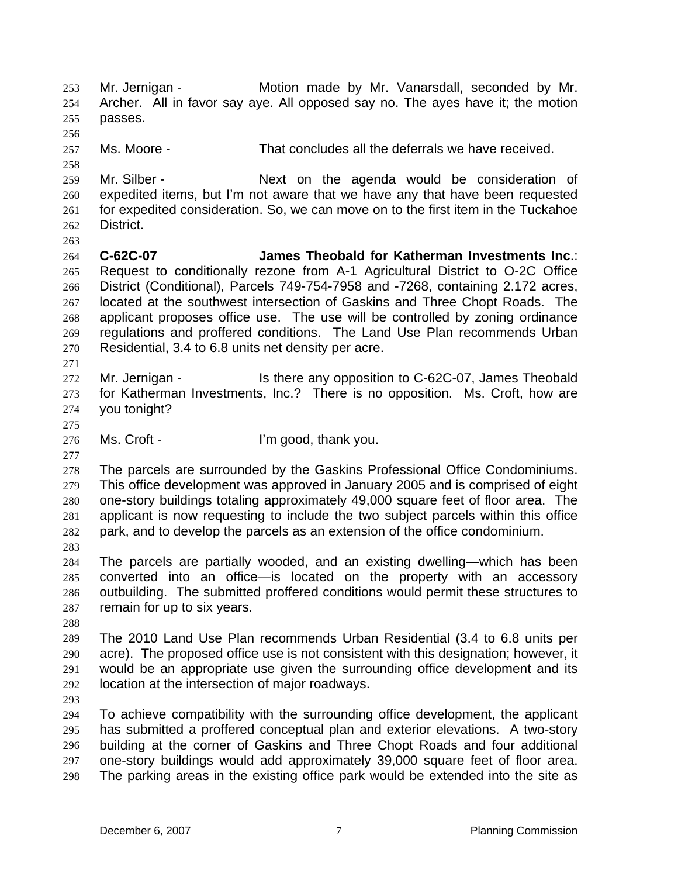Mr. Jernigan - Motion made by Mr. Vanarsdall, seconded by Mr. Archer. All in favor say aye. All opposed say no. The ayes have it; the motion passes.

Ms. Moore - That concludes all the deferrals we have received.

Mr. Silber - Next on the agenda would be consideration of expedited items, but I'm not aware that we have any that have been requested for expedited consideration. So, we can move on to the first item in the Tuckahoe District.

**C-62C-07 James Theobald for Katherman Investments Inc.**: Request to conditionally rezone from A-1 Agricultural District to O-2C Office District (Conditional), Parcels 749-754-7958 and -7268, containing 2.172 acres, located at the southwest intersection of Gaskins and Three Chopt Roads. The applicant proposes office use. The use will be controlled by zoning ordinance regulations and proffered conditions. The Land Use Plan recommends Urban Residential, 3.4 to 6.8 units net density per acre.

Mr. Jernigan - Is there any opposition to C-62C-07, James Theobald for Katherman Investments, Inc.? There is no opposition. Ms. Croft, how are you tonight?

Ms. Croft - I'm good, thank you.

The parcels are surrounded by the Gaskins Professional Office Condominiums. This office development was approved in January 2005 and is comprised of eight one-story buildings totaling approximately 49,000 square feet of floor area. The applicant is now requesting to include the two subject parcels within this office park, and to develop the parcels as an extension of the office condominium.

The parcels are partially wooded, and an existing dwelling—which has been converted into an office—is located on the property with an accessory outbuilding. The submitted proffered conditions would permit these structures to remain for up to six years.

The 2010 Land Use Plan recommends Urban Residential (3.4 to 6.8 units per acre). The proposed office use is not consistent with this designation; however, it would be an appropriate use given the surrounding office development and its location at the intersection of major roadways.

To achieve compatibility with the surrounding office development, the applicant has submitted a proffered conceptual plan and exterior elevations. A two-story building at the corner of Gaskins and Three Chopt Roads and four additional one-story buildings would add approximately 39,000 square feet of floor area. The parking areas in the existing office park would be extended into the site as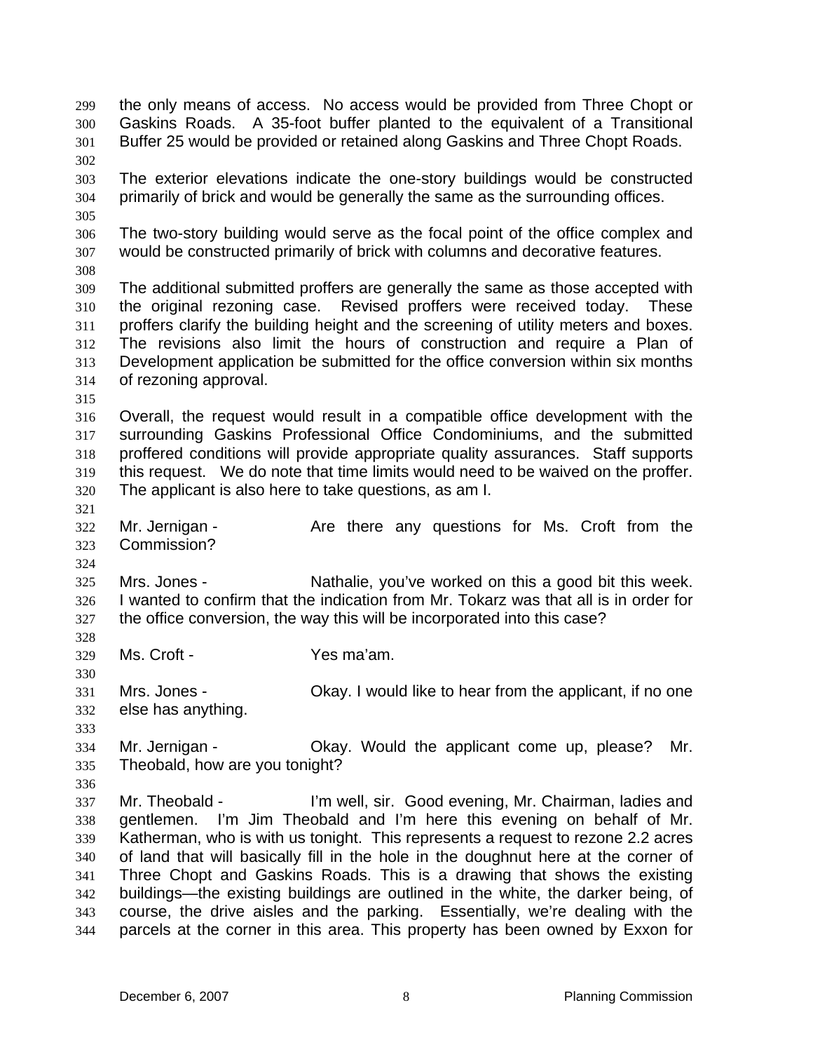the only means of access. No access would be provided from Three Chopt or Gaskins Roads. A 35-foot buffer planted to the equivalent of a Transitional Buffer 25 would be provided or retained along Gaskins and Three Chopt Roads.

The exterior elevations indicate the one-story buildings would be constructed primarily of brick and would be generally the same as the surrounding offices.

The two-story building would serve as the focal point of the office complex and would be constructed primarily of brick with columns and decorative features.

The additional submitted proffers are generally the same as those accepted with the original rezoning case. Revised proffers were received today. These proffers clarify the building height and the screening of utility meters and boxes. The revisions also limit the hours of construction and require a Plan of Development application be submitted for the office conversion within six months of rezoning approval.

Overall, the request would result in a compatible office development with the surrounding Gaskins Professional Office Condominiums, and the submitted proffered conditions will provide appropriate quality assurances. Staff supports this request. We do note that time limits would need to be waived on the proffer. The applicant is also here to take questions, as am I.

Mr. Jernigan - Are there any questions for Ms. Croft from the Commission?

Mrs. Jones - Nathalie, you've worked on this a good bit this week. I wanted to confirm that the indication from Mr. Tokarz was that all is in order for the office conversion, the way this will be incorporated into this case?

Ms. Croft - Yes ma'am.

Mrs. Jones - Okay. I would like to hear from the applicant, if no one else has anything.

Mr. Jernigan - Okay. Would the applicant come up, please? Mr. Theobald, how are you tonight?

Mr. Theobald - I'm well, sir. Good evening, Mr. Chairman, ladies and gentlemen. I'm Jim Theobald and I'm here this evening on behalf of Mr. Katherman, who is with us tonight. This represents a request to rezone 2.2 acres of land that will basically fill in the hole in the doughnut here at the corner of Three Chopt and Gaskins Roads. This is a drawing that shows the existing buildings—the existing buildings are outlined in the white, the darker being, of course, the drive aisles and the parking. Essentially, we're dealing with the parcels at the corner in this area. This property has been owned by Exxon for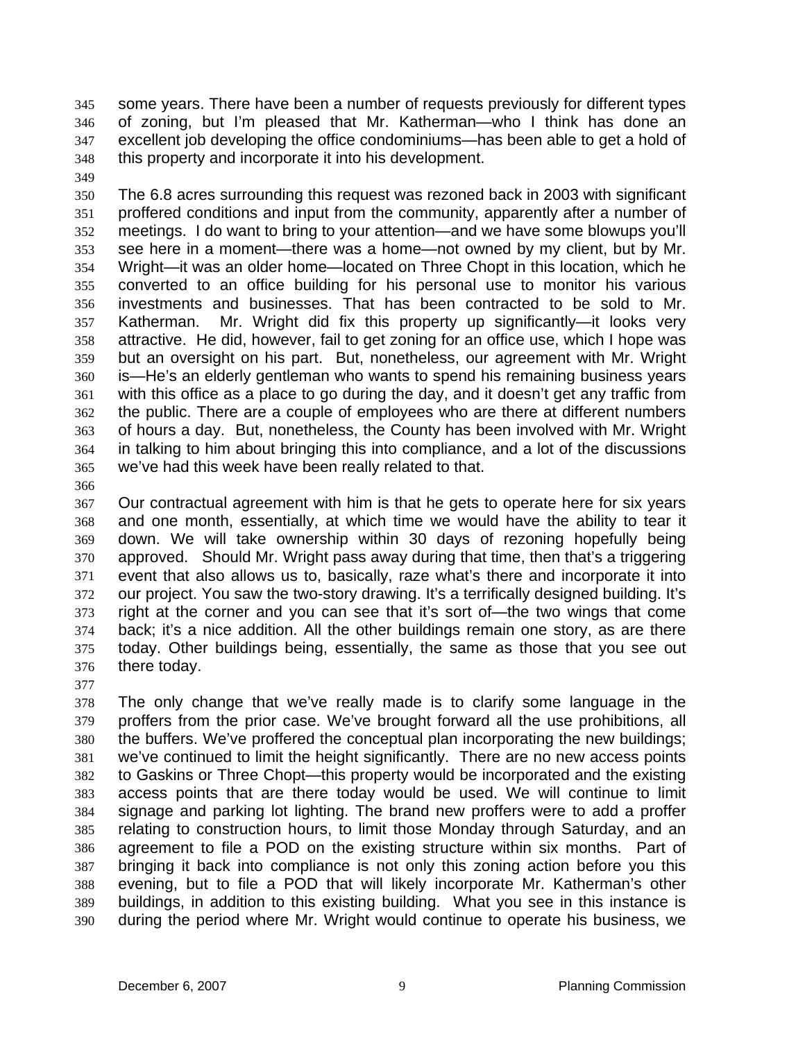some years. There have been a number of requests previously for different types of zoning, but I'm pleased that Mr. Katherman—who I think has done an excellent job developing the office condominiums—has been able to get a hold of this property and incorporate it into his development.

The 6.8 acres surrounding this request was rezoned back in 2003 with significant proffered conditions and input from the community, apparently after a number of meetings. I do want to bring to your attention—and we have some blowups you'll see here in a moment—there was a home—not owned by my client, but by Mr. Wright—it was an older home—located on Three Chopt in this location, which he converted to an office building for his personal use to monitor his various investments and businesses. That has been contracted to be sold to Mr. Katherman. Mr. Wright did fix this property up significantly—it looks very attractive. He did, however, fail to get zoning for an office use, which I hope was but an oversight on his part. But, nonetheless, our agreement with Mr. Wright is—He's an elderly gentleman who wants to spend his remaining business years with this office as a place to go during the day, and it doesn't get any traffic from the public. There are a couple of employees who are there at different numbers of hours a day. But, nonetheless, the County has been involved with Mr. Wright in talking to him about bringing this into compliance, and a lot of the discussions we've had this week have been really related to that.

Our contractual agreement with him is that he gets to operate here for six years and one month, essentially, at which time we would have the ability to tear it down. We will take ownership within 30 days of rezoning hopefully being approved. Should Mr. Wright pass away during that time, then that's a triggering event that also allows us to, basically, raze what's there and incorporate it into our project. You saw the two-story drawing. It's a terrifically designed building. It's right at the corner and you can see that it's sort of—the two wings that come back; it's a nice addition. All the other buildings remain one story, as are there today. Other buildings being, essentially, the same as those that you see out there today.

The only change that we've really made is to clarify some language in the proffers from the prior case. We've brought forward all the use prohibitions, all the buffers. We've proffered the conceptual plan incorporating the new buildings; we've continued to limit the height significantly. There are no new access points to Gaskins or Three Chopt—this property would be incorporated and the existing access points that are there today would be used. We will continue to limit signage and parking lot lighting. The brand new proffers were to add a proffer relating to construction hours, to limit those Monday through Saturday, and an agreement to file a POD on the existing structure within six months. Part of bringing it back into compliance is not only this zoning action before you this evening, but to file a POD that will likely incorporate Mr. Katherman's other buildings, in addition to this existing building. What you see in this instance is during the period where Mr. Wright would continue to operate his business, we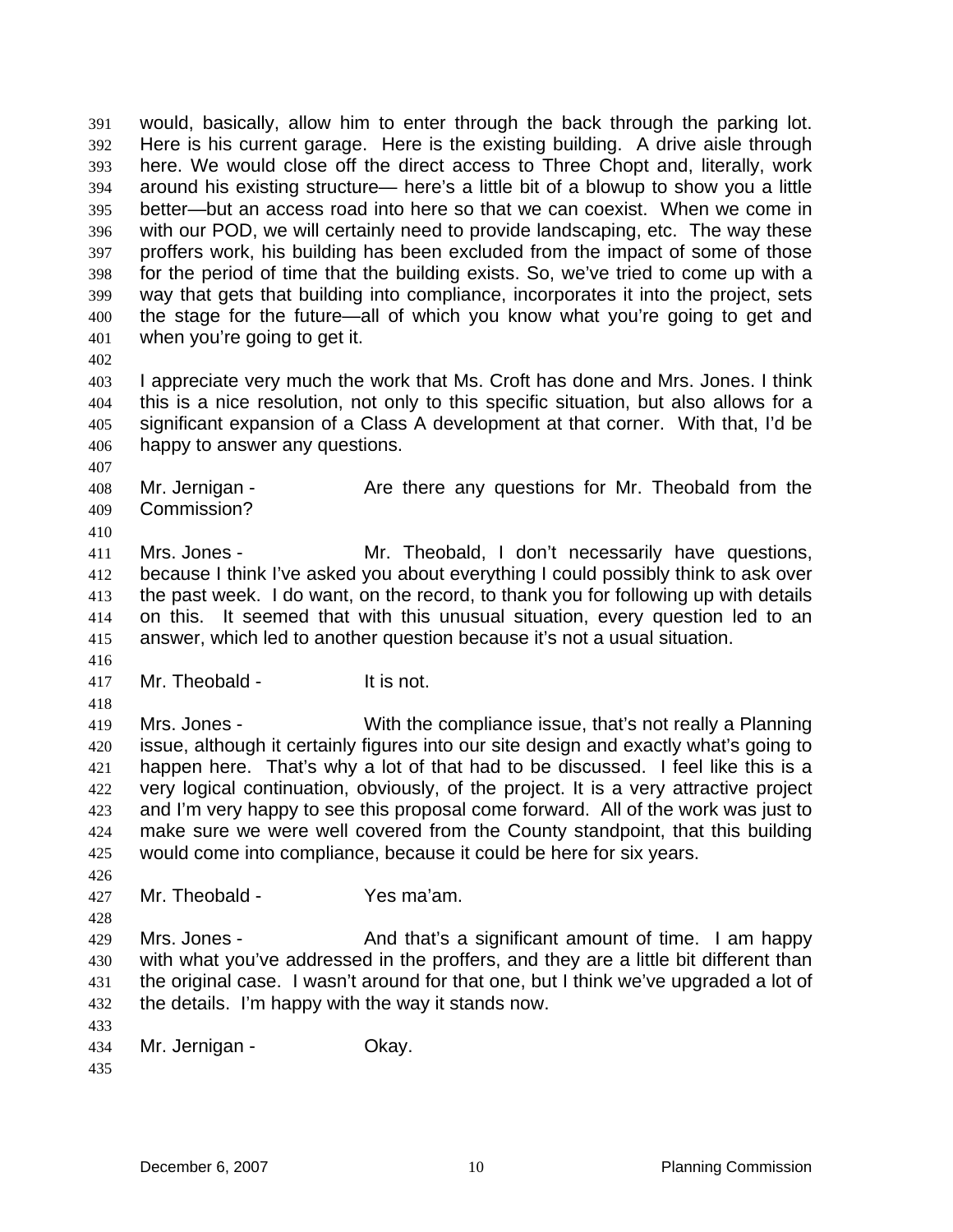would, basically, allow him to enter through the back through the parking lot. Here is his current garage. Here is the existing building. A drive aisle through here. We would close off the direct access to Three Chopt and, literally, work around his existing structure— here's a little bit of a blowup to show you a little better—but an access road into here so that we can coexist. When we come in with our POD, we will certainly need to provide landscaping, etc. The way these proffers work, his building has been excluded from the impact of some of those for the period of time that the building exists. So, we've tried to come up with a way that gets that building into compliance, incorporates it into the project, sets the stage for the future—all of which you know what you're going to get and when you're going to get it.

I appreciate very much the work that Ms. Croft has done and Mrs. Jones. I think this is a nice resolution, not only to this specific situation, but also allows for a significant expansion of a Class A development at that corner. With that, I'd be happy to answer any questions.

Mr. Jernigan - Are there any questions for Mr. Theobald from the Commission?

Mrs. Jones - Mr. Theobald, I don't necessarily have questions, because I think I've asked you about everything I could possibly think to ask over the past week. I do want, on the record, to thank you for following up with details on this. It seemed that with this unusual situation, every question led to an answer, which led to another question because it's not a usual situation.

Mr. Theobald - It is not.

Mrs. Jones - With the compliance issue, that's not really a Planning issue, although it certainly figures into our site design and exactly what's going to happen here. That's why a lot of that had to be discussed. I feel like this is a very logical continuation, obviously, of the project. It is a very attractive project and I'm very happy to see this proposal come forward. All of the work was just to make sure we were well covered from the County standpoint, that this building would come into compliance, because it could be here for six years.

Mr. Theobald - Yes ma'am.

Mrs. Jones - And that's a significant amount of time. I am happy with what you've addressed in the proffers, and they are a little bit different than the original case. I wasn't around for that one, but I think we've upgraded a lot of the details. I'm happy with the way it stands now.

Mr. Jernigan - Okay.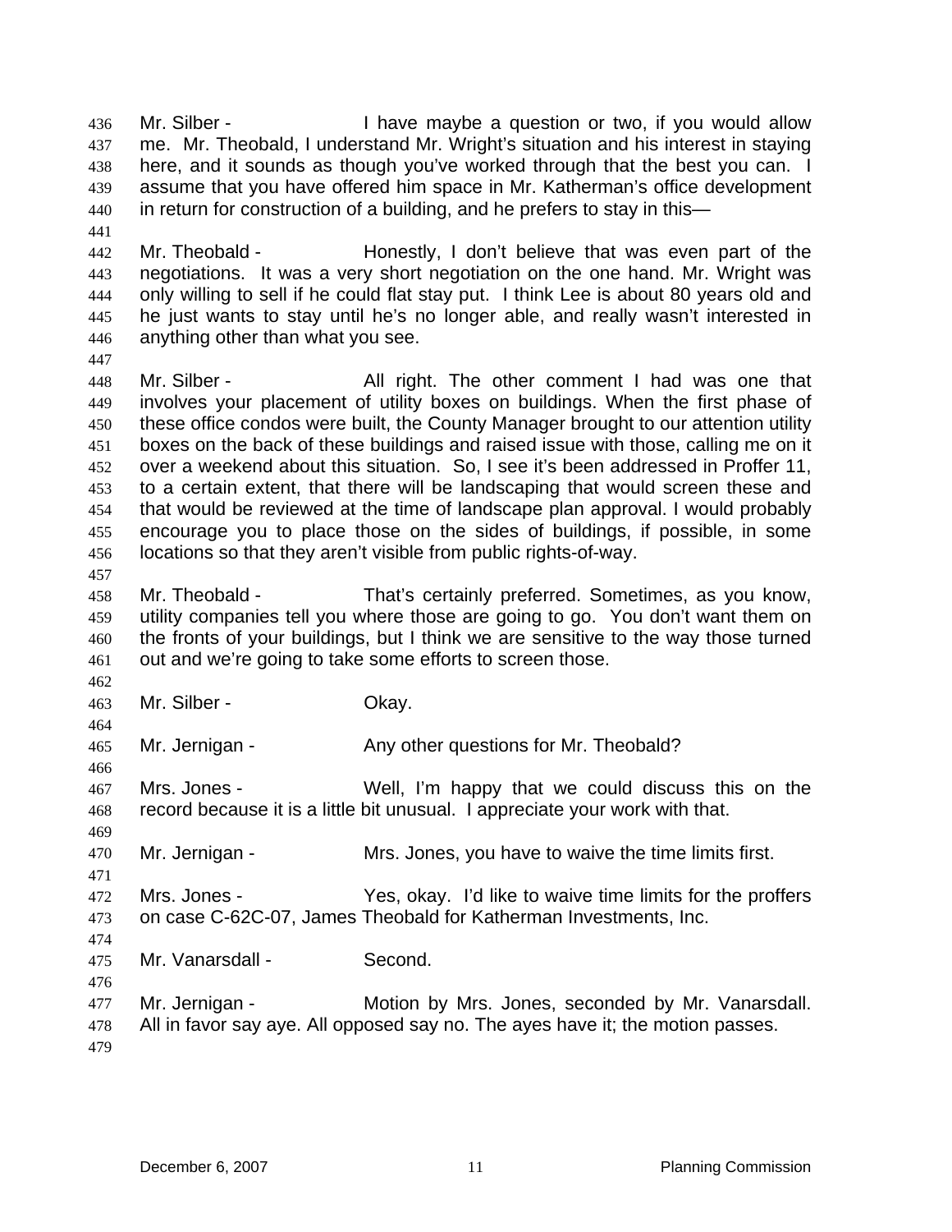Mr. Silber - I have maybe a question or two, if you would allow me. Mr. Theobald, I understand Mr. Wright's situation and his interest in staying here, and it sounds as though you've worked through that the best you can. I assume that you have offered him space in Mr. Katherman's office development in return for construction of a building, and he prefers to stay in this—

Mr. Theobald - Honestly, I don't believe that was even part of the negotiations. It was a very short negotiation on the one hand. Mr. Wright was only willing to sell if he could flat stay put. I think Lee is about 80 years old and he just wants to stay until he's no longer able, and really wasn't interested in anything other than what you see.

Mr. Silber - All right. The other comment I had was one that involves your placement of utility boxes on buildings. When the first phase of these office condos were built, the County Manager brought to our attention utility boxes on the back of these buildings and raised issue with those, calling me on it over a weekend about this situation. So, I see it's been addressed in Proffer 11, to a certain extent, that there will be landscaping that would screen these and that would be reviewed at the time of landscape plan approval. I would probably encourage you to place those on the sides of buildings, if possible, in some locations so that they aren't visible from public rights-of-way.

Mr. Theobald - That's certainly preferred. Sometimes, as you know, utility companies tell you where those are going to go. You don't want them on the fronts of your buildings, but I think we are sensitive to the way those turned out and we're going to take some efforts to screen those.

Mr. Silber - Okay.

Mr. Jernigan - Any other questions for Mr. Theobald?

Mrs. Jones - Well, I'm happy that we could discuss this on the record because it is a little bit unusual. I appreciate your work with that.

Mr. Jernigan - Mrs. Jones, you have to waive the time limits first.

Mrs. Jones - Yes, okay. I'd like to waive time limits for the proffers on case C-62C-07, James Theobald for Katherman Investments, Inc.

Mr. Vanarsdall - Second.

Mr. Jernigan - Motion by Mrs. Jones, seconded by Mr. Vanarsdall. All in favor say aye. All opposed say no. The ayes have it; the motion passes.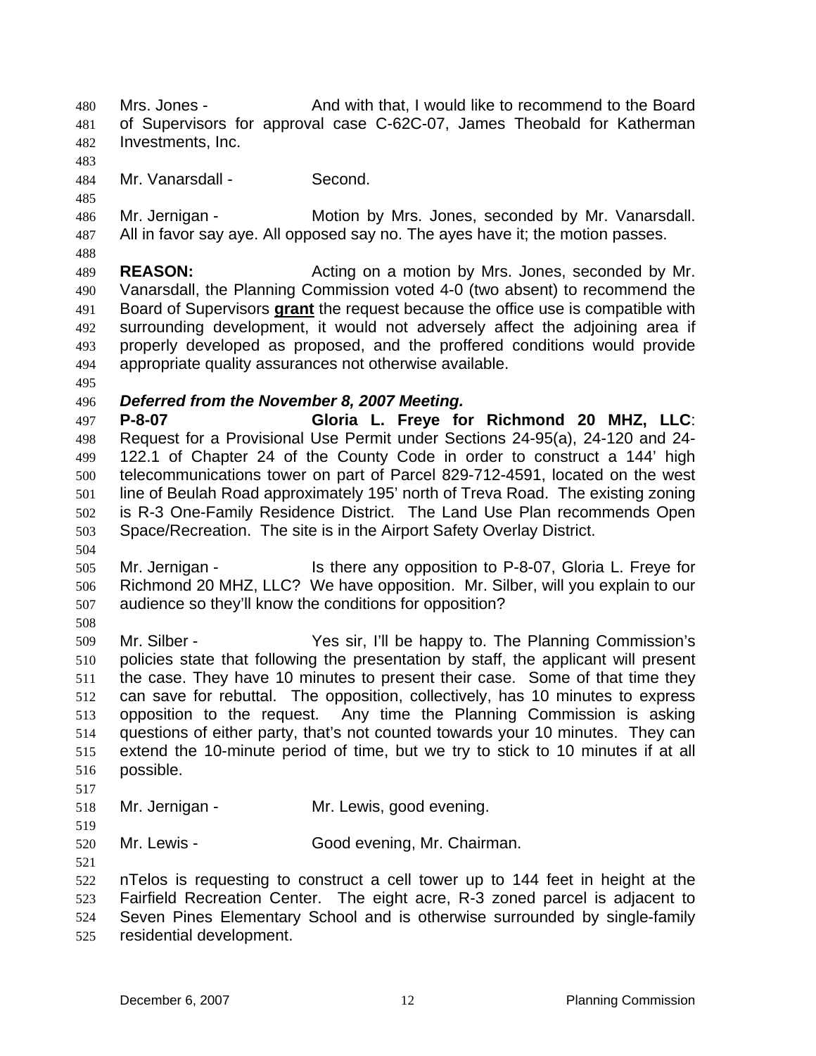Mrs. Jones - And with that, I would like to recommend to the Board of Supervisors for approval case C-62C-07, James Theobald for Katherman Investments, Inc.

Mr. Vanarsdall - Second.

Mr. Jernigan - Motion by Mrs. Jones, seconded by Mr. Vanarsdall. All in favor say aye. All opposed say no. The ayes have it; the motion passes.

**REASON:** Acting on a motion by Mrs. Jones, seconded by Mr. Vanarsdall, the Planning Commission voted 4-0 (two absent) to recommend the Board of Supervisors **grant** the request because the office use is compatible with surrounding development, it would not adversely affect the adjoining area if properly developed as proposed, and the proffered conditions would provide appropriate quality assurances not otherwise available.

***Deferred from the November 8, 2007 Meeting.***

**P-8-07 Gloria L. Freye for Richmond 20 MHZ, LLC**: Request for a Provisional Use Permit under Sections 24-95(a), 24-120 and 24-122.1 of Chapter 24 of the County Code in order to construct a 144' high telecommunications tower on part of Parcel 829-712-4591, located on the west line of Beulah Road approximately 195' north of Treva Road. The existing zoning is R-3 One-Family Residence District. The Land Use Plan recommends Open Space/Recreation. The site is in the Airport Safety Overlay District.

Mr. Jernigan - Is there any opposition to P-8-07, Gloria L. Freye for Richmond 20 MHZ, LLC? We have opposition. Mr. Silber, will you explain to our audience so they'll know the conditions for opposition?

Mr. Silber - Yes sir, I'll be happy to. The Planning Commission's policies state that following the presentation by staff, the applicant will present the case. They have 10 minutes to present their case. Some of that time they can save for rebuttal. The opposition, collectively, has 10 minutes to express opposition to the request. Any time the Planning Commission is asking questions of either party, that's not counted towards your 10 minutes. They can extend the 10-minute period of time, but we try to stick to 10 minutes if at all possible.

Mr. Jernigan - Mr. Lewis, good evening.

Mr. Lewis - Good evening, Mr. Chairman.

nTelos is requesting to construct a cell tower up to 144 feet in height at the Fairfield Recreation Center. The eight acre, R-3 zoned parcel is adjacent to Seven Pines Elementary School and is otherwise surrounded by single-family residential development.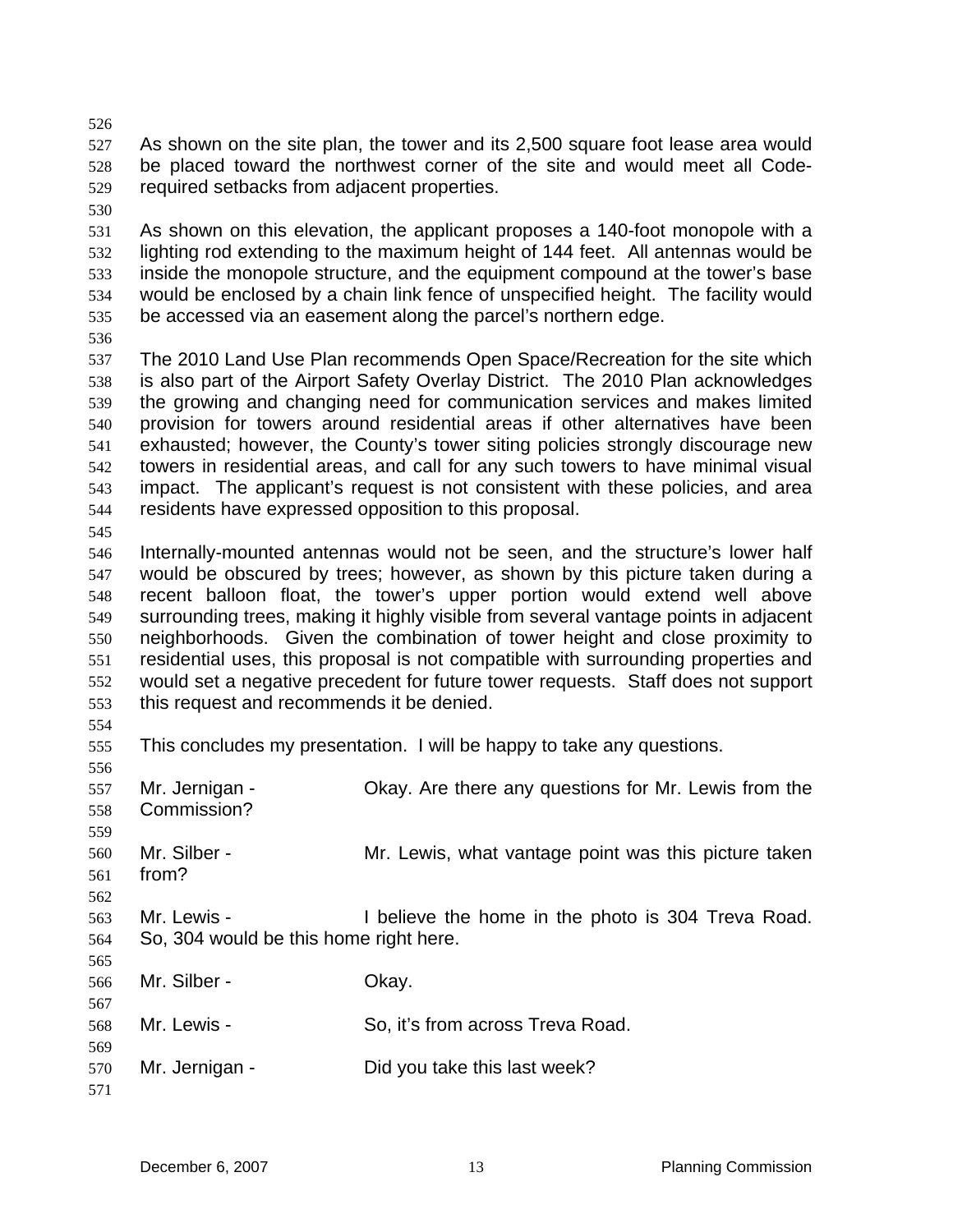As shown on the site plan, the tower and its 2,500 square foot lease area would be placed toward the northwest corner of the site and would meet all Code-required setbacks from adjacent properties.

As shown on this elevation, the applicant proposes a 140-foot monopole with a lighting rod extending to the maximum height of 144 feet. All antennas would be inside the monopole structure, and the equipment compound at the tower's base would be enclosed by a chain link fence of unspecified height. The facility would be accessed via an easement along the parcel's northern edge.

The 2010 Land Use Plan recommends Open Space/Recreation for the site which is also part of the Airport Safety Overlay District. The 2010 Plan acknowledges the growing and changing need for communication services and makes limited provision for towers around residential areas if other alternatives have been exhausted; however, the County's tower siting policies strongly discourage new towers in residential areas, and call for any such towers to have minimal visual impact. The applicant's request is not consistent with these policies, and area residents have expressed opposition to this proposal.

Internally-mounted antennas would not be seen, and the structure's lower half would be obscured by trees; however, as shown by this picture taken during a recent balloon float, the tower's upper portion would extend well above surrounding trees, making it highly visible from several vantage points in adjacent neighborhoods. Given the combination of tower height and close proximity to residential uses, this proposal is not compatible with surrounding properties and would set a negative precedent for future tower requests. Staff does not support this request and recommends it be denied.

This concludes my presentation. I will be happy to take any questions.

Mr. Jernigan - Okay. Are there any questions for Mr. Lewis from the Commission?

Mr. Silber - Mr. Lewis, what vantage point was this picture taken from?

Mr. Lewis - I believe the home in the photo is 304 Treva Road. So, 304 would be this home right here.

Mr. Silber - Okay.

Mr. Lewis - So, it's from across Treva Road.

Mr. Jernigan - Did you take this last week?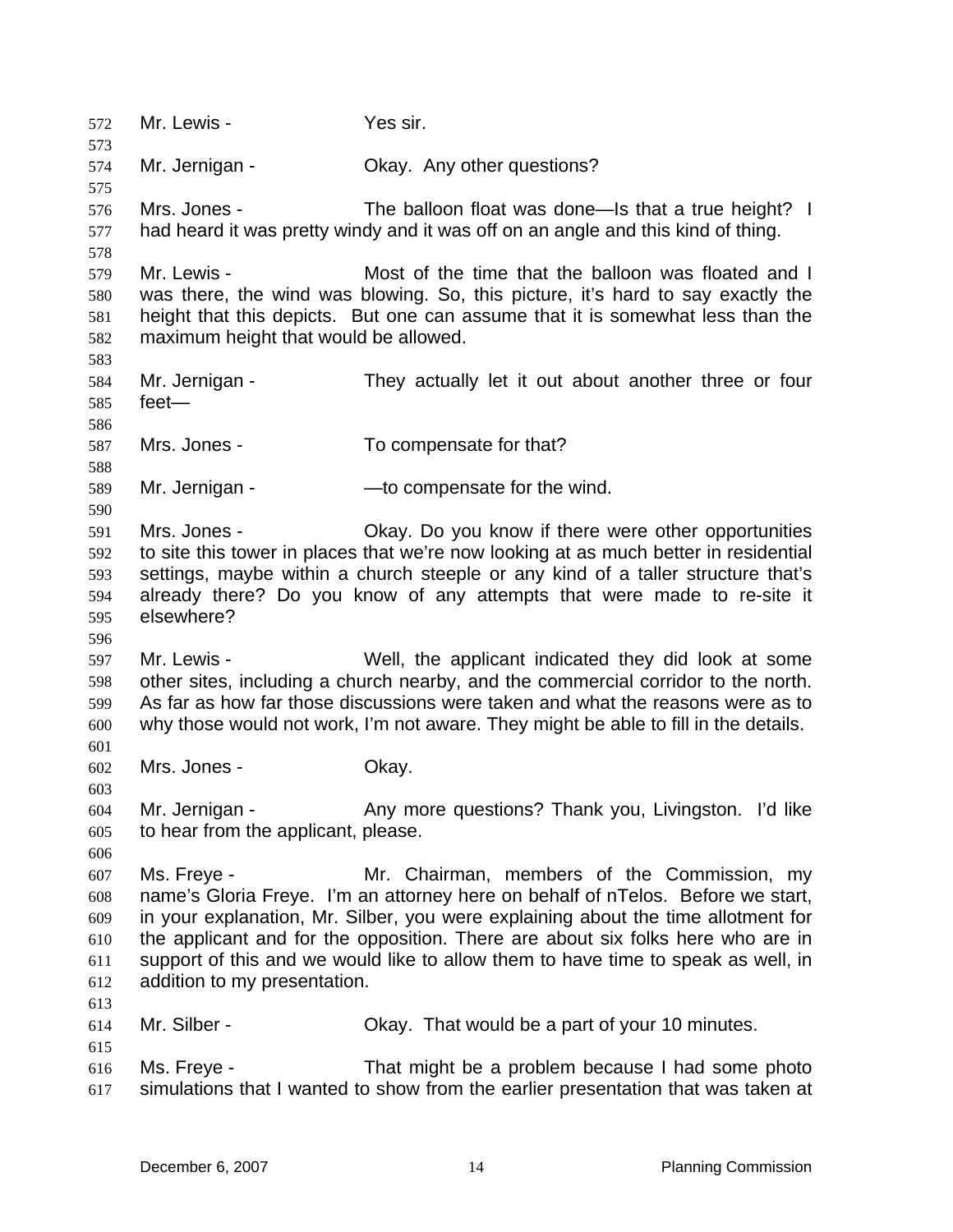Mr. Lewis - Yes sir.

Mr. Jernigan - Okay. Any other questions?

Mrs. Jones - The balloon float was done—Is that a true height? I had heard it was pretty windy and it was off on an angle and this kind of thing.

Mr. Lewis - Most of the time that the balloon was floated and I was there, the wind was blowing. So, this picture, it's hard to say exactly the height that this depicts. But one can assume that it is somewhat less than the maximum height that would be allowed.

Mr. Jernigan - They actually let it out about another three or four feet—

Mrs. Jones - To compensate for that?

Mr. Jernigan - —to compensate for the wind.

Mrs. Jones - Okay. Do you know if there were other opportunities to site this tower in places that we're now looking at as much better in residential settings, maybe within a church steeple or any kind of a taller structure that's already there? Do you know of any attempts that were made to re-site it elsewhere?

Mr. Lewis - Well, the applicant indicated they did look at some other sites, including a church nearby, and the commercial corridor to the north. As far as how far those discussions were taken and what the reasons were as to why those would not work, I'm not aware. They might be able to fill in the details.

Mrs. Jones - Okay.

Mr. Jernigan - Any more questions? Thank you, Livingston. I'd like to hear from the applicant, please.

Ms. Freye - Mr. Chairman, members of the Commission, my name's Gloria Freye. I'm an attorney here on behalf of nTelos. Before we start, in your explanation, Mr. Silber, you were explaining about the time allotment for the applicant and for the opposition. There are about six folks here who are in support of this and we would like to allow them to have time to speak as well, in addition to my presentation.

Mr. Silber - Okay. That would be a part of your 10 minutes.

Ms. Freye - That might be a problem because I had some photo simulations that I wanted to show from the earlier presentation that was taken at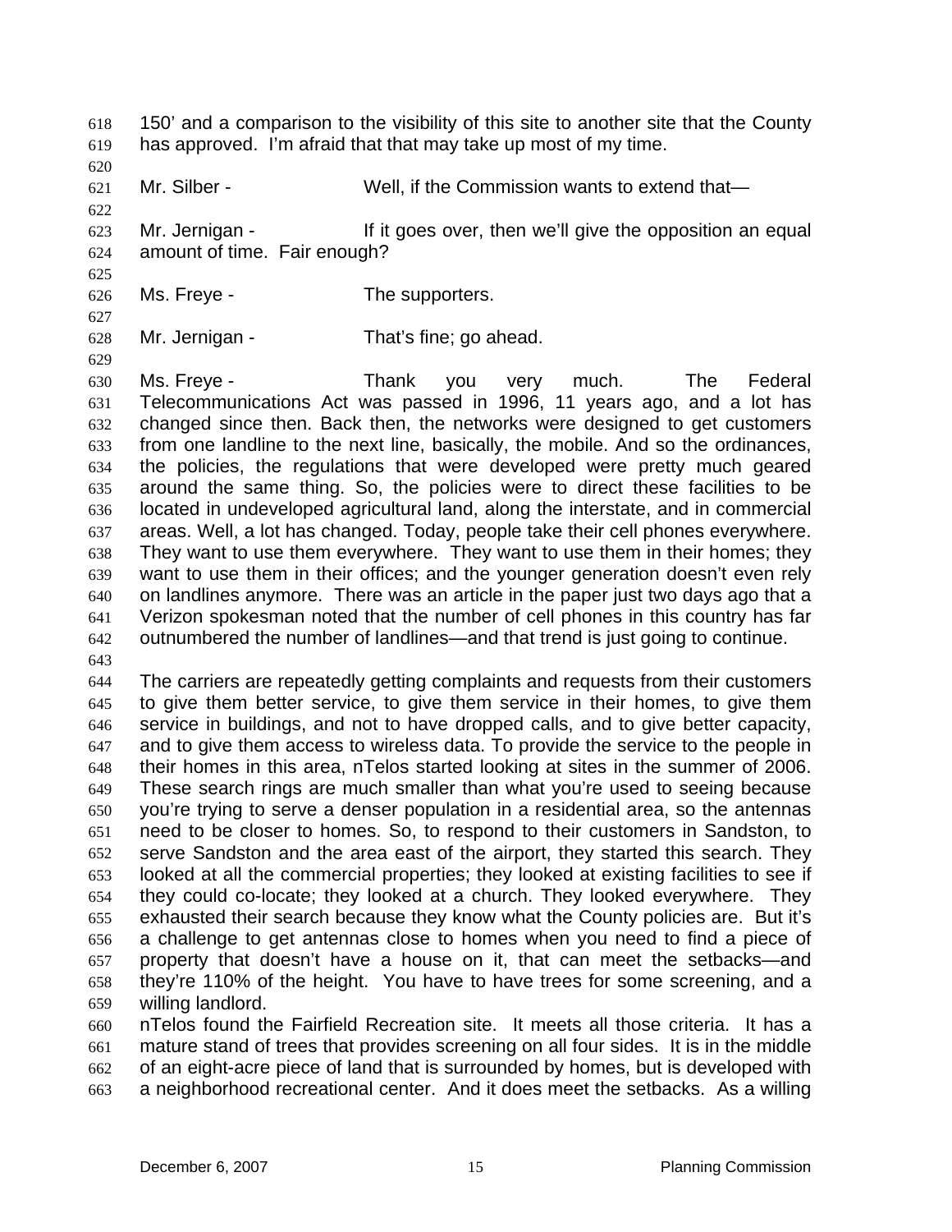150' and a comparison to the visibility of this site to another site that the County has approved. I'm afraid that that may take up most of my time.

Mr. Silber - Well, if the Commission wants to extend that—

Mr. Jernigan - If it goes over, then we'll give the opposition an equal amount of time. Fair enough?

Ms. Freye - The supporters.

Mr. Jernigan - That's fine; go ahead.

Ms. Freye - Thank you very much. The Federal Telecommunications Act was passed in 1996, 11 years ago, and a lot has changed since then. Back then, the networks were designed to get customers from one landline to the next line, basically, the mobile. And so the ordinances, the policies, the regulations that were developed were pretty much geared around the same thing. So, the policies were to direct these facilities to be located in undeveloped agricultural land, along the interstate, and in commercial areas. Well, a lot has changed. Today, people take their cell phones everywhere. They want to use them everywhere. They want to use them in their homes; they want to use them in their offices; and the younger generation doesn't even rely on landlines anymore. There was an article in the paper just two days ago that a Verizon spokesman noted that the number of cell phones in this country has far outnumbered the number of landlines—and that trend is just going to continue.

The carriers are repeatedly getting complaints and requests from their customers to give them better service, to give them service in their homes, to give them service in buildings, and not to have dropped calls, and to give better capacity, and to give them access to wireless data. To provide the service to the people in their homes in this area, nTelos started looking at sites in the summer of 2006. These search rings are much smaller than what you're used to seeing because you're trying to serve a denser population in a residential area, so the antennas need to be closer to homes. So, to respond to their customers in Sandston, to serve Sandston and the area east of the airport, they started this search. They looked at all the commercial properties; they looked at existing facilities to see if they could co-locate; they looked at a church. They looked everywhere. They exhausted their search because they know what the County policies are. But it's a challenge to get antennas close to homes when you need to find a piece of property that doesn't have a house on it, that can meet the setbacks—and they're 110% of the height. You have to have trees for some screening, and a willing landlord.
nTelos found the Fairfield Recreation site. It meets all those criteria. It has a mature stand of trees that provides screening on all four sides. It is in the middle of an eight-acre piece of land that is surrounded by homes, but is developed with a neighborhood recreational center. And it does meet the setbacks. As a willing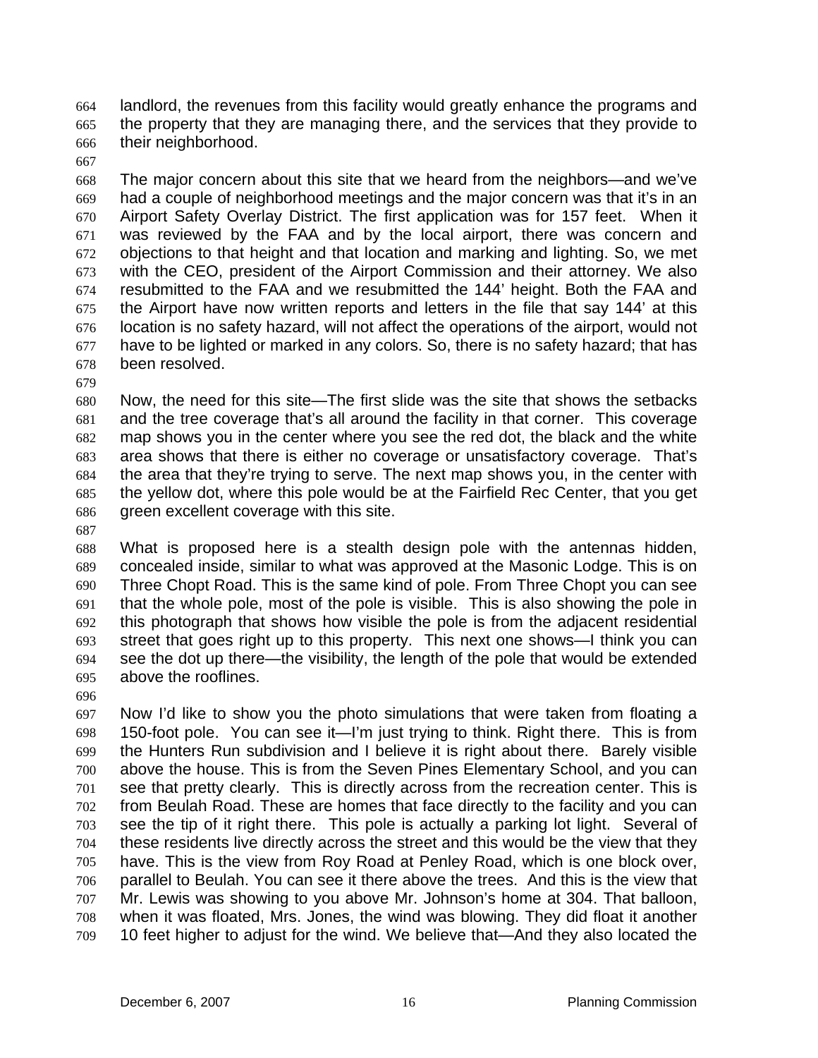landlord, the revenues from this facility would greatly enhance the programs and the property that they are managing there, and the services that they provide to their neighborhood.

The major concern about this site that we heard from the neighbors—and we've had a couple of neighborhood meetings and the major concern was that it's in an Airport Safety Overlay District. The first application was for 157 feet. When it was reviewed by the FAA and by the local airport, there was concern and objections to that height and that location and marking and lighting. So, we met with the CEO, president of the Airport Commission and their attorney. We also resubmitted to the FAA and we resubmitted the 144' height. Both the FAA and the Airport have now written reports and letters in the file that say 144' at this location is no safety hazard, will not affect the operations of the airport, would not have to be lighted or marked in any colors. So, there is no safety hazard; that has been resolved.

Now, the need for this site—The first slide was the site that shows the setbacks and the tree coverage that's all around the facility in that corner. This coverage map shows you in the center where you see the red dot, the black and the white area shows that there is either no coverage or unsatisfactory coverage. That's the area that they're trying to serve. The next map shows you, in the center with the yellow dot, where this pole would be at the Fairfield Rec Center, that you get green excellent coverage with this site.

What is proposed here is a stealth design pole with the antennas hidden, concealed inside, similar to what was approved at the Masonic Lodge. This is on Three Chopt Road. This is the same kind of pole. From Three Chopt you can see that the whole pole, most of the pole is visible. This is also showing the pole in this photograph that shows how visible the pole is from the adjacent residential street that goes right up to this property. This next one shows—I think you can see the dot up there—the visibility, the length of the pole that would be extended above the rooflines.

Now I'd like to show you the photo simulations that were taken from floating a 150-foot pole. You can see it—I'm just trying to think. Right there. This is from the Hunters Run subdivision and I believe it is right about there. Barely visible above the house. This is from the Seven Pines Elementary School, and you can see that pretty clearly. This is directly across from the recreation center. This is from Beulah Road. These are homes that face directly to the facility and you can see the tip of it right there. This pole is actually a parking lot light. Several of these residents live directly across the street and this would be the view that they have. This is the view from Roy Road at Penley Road, which is one block over, parallel to Beulah. You can see it there above the trees. And this is the view that Mr. Lewis was showing to you above Mr. Johnson's home at 304. That balloon, when it was floated, Mrs. Jones, the wind was blowing. They did float it another 10 feet higher to adjust for the wind. We believe that—And they also located the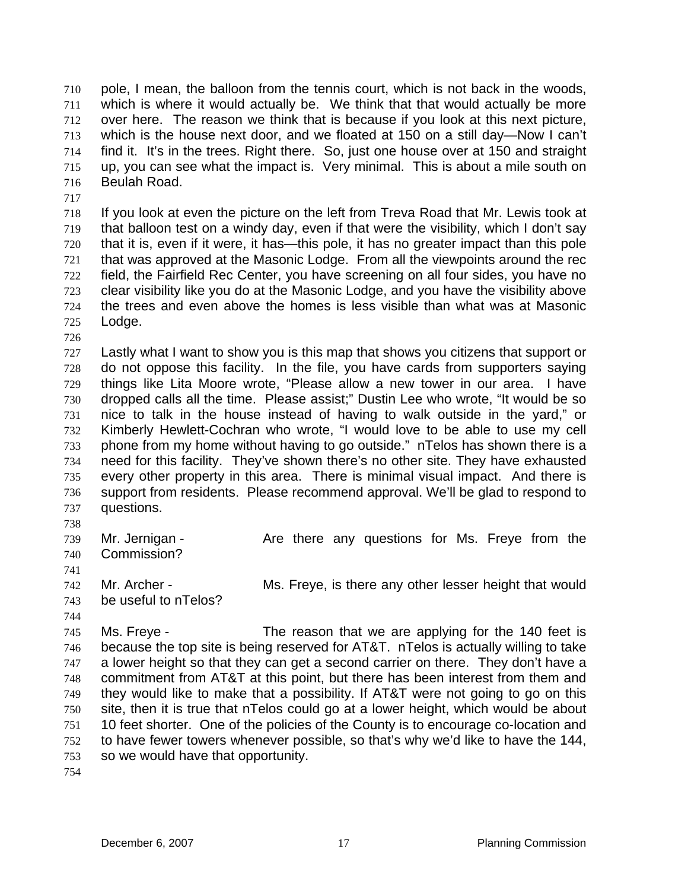pole, I mean, the balloon from the tennis court, which is not back in the woods, which is where it would actually be. We think that that would actually be more over here. The reason we think that is because if you look at this next picture, which is the house next door, and we floated at 150 on a still day—Now I can't find it. It's in the trees. Right there. So, just one house over at 150 and straight up, you can see what the impact is. Very minimal. This is about a mile south on Beulah Road.

If you look at even the picture on the left from Treva Road that Mr. Lewis took at that balloon test on a windy day, even if that were the visibility, which I don't say that it is, even if it were, it has—this pole, it has no greater impact than this pole that was approved at the Masonic Lodge. From all the viewpoints around the rec field, the Fairfield Rec Center, you have screening on all four sides, you have no clear visibility like you do at the Masonic Lodge, and you have the visibility above the trees and even above the homes is less visible than what was at Masonic Lodge.

Lastly what I want to show you is this map that shows you citizens that support or do not oppose this facility. In the file, you have cards from supporters saying things like Lita Moore wrote, "Please allow a new tower in our area. I have dropped calls all the time. Please assist;" Dustin Lee who wrote, "It would be so nice to talk in the house instead of having to walk outside in the yard," or Kimberly Hewlett-Cochran who wrote, "I would love to be able to use my cell phone from my home without having to go outside." nTelos has shown there is a need for this facility. They've shown there's no other site. They have exhausted every other property in this area. There is minimal visual impact. And there is support from residents. Please recommend approval. We'll be glad to respond to questions.

Mr. Jernigan - Are there any questions for Ms. Freye from the Commission?

Mr. Archer - Ms. Freye, is there any other lesser height that would be useful to nTelos?

Ms. Freye - The reason that we are applying for the 140 feet is because the top site is being reserved for AT&T. nTelos is actually willing to take a lower height so that they can get a second carrier on there. They don't have a commitment from AT&T at this point, but there has been interest from them and they would like to make that a possibility. If AT&T were not going to go on this site, then it is true that nTelos could go at a lower height, which would be about 10 feet shorter. One of the policies of the County is to encourage co-location and to have fewer towers whenever possible, so that's why we'd like to have the 144, so we would have that opportunity.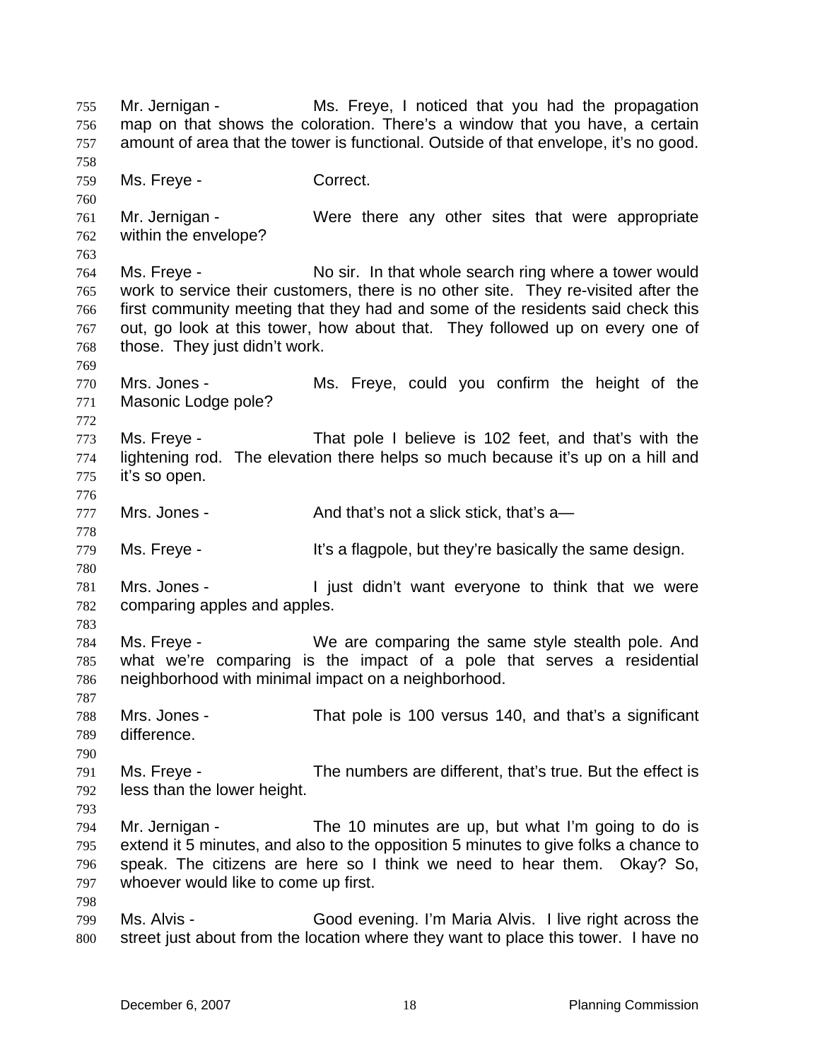755 Mr. Jernigan - Ms. Freye, I noticed that you had the propagation
756 map on that shows the coloration. There's a window that you have, a certain
757 amount of area that the tower is functional. Outside of that envelope, it's no good.
758
759 Ms. Freye - Correct.
760
761 Mr. Jernigan - Were there any other sites that were appropriate
762 within the envelope?
763
764 Ms. Freye - No sir. In that whole search ring where a tower would
765 work to service their customers, there is no other site. They re-visited after the
766 first community meeting that they had and some of the residents said check this
767 out, go look at this tower, how about that. They followed up on every one of
768 those. They just didn't work.
769
770 Mrs. Jones - Ms. Freye, could you confirm the height of the
771 Masonic Lodge pole?
772
773 Ms. Freye - That pole I believe is 102 feet, and that's with the
774 lightening rod. The elevation there helps so much because it's up on a hill and
775 it's so open.
776
777 Mrs. Jones - And that's not a slick stick, that's a—
778
779 Ms. Freye - It's a flagpole, but they're basically the same design.
780
781 Mrs. Jones - I just didn't want everyone to think that we were
782 comparing apples and apples.
783
784 Ms. Freye - We are comparing the same style stealth pole. And
785 what we're comparing is the impact of a pole that serves a residential
786 neighborhood with minimal impact on a neighborhood.
787
788 Mrs. Jones - That pole is 100 versus 140, and that's a significant
789 difference.
790
791 Ms. Freye - The numbers are different, that's true. But the effect is
792 less than the lower height.
793
794 Mr. Jernigan - The 10 minutes are up, but what I'm going to do is
795 extend it 5 minutes, and also to the opposition 5 minutes to give folks a chance to
796 speak. The citizens are here so I think we need to hear them. Okay? So,
797 whoever would like to come up first.
798
799 Ms. Alvis - Good evening. I'm Maria Alvis. I live right across the
800 street just about from the location where they want to place this tower. I have no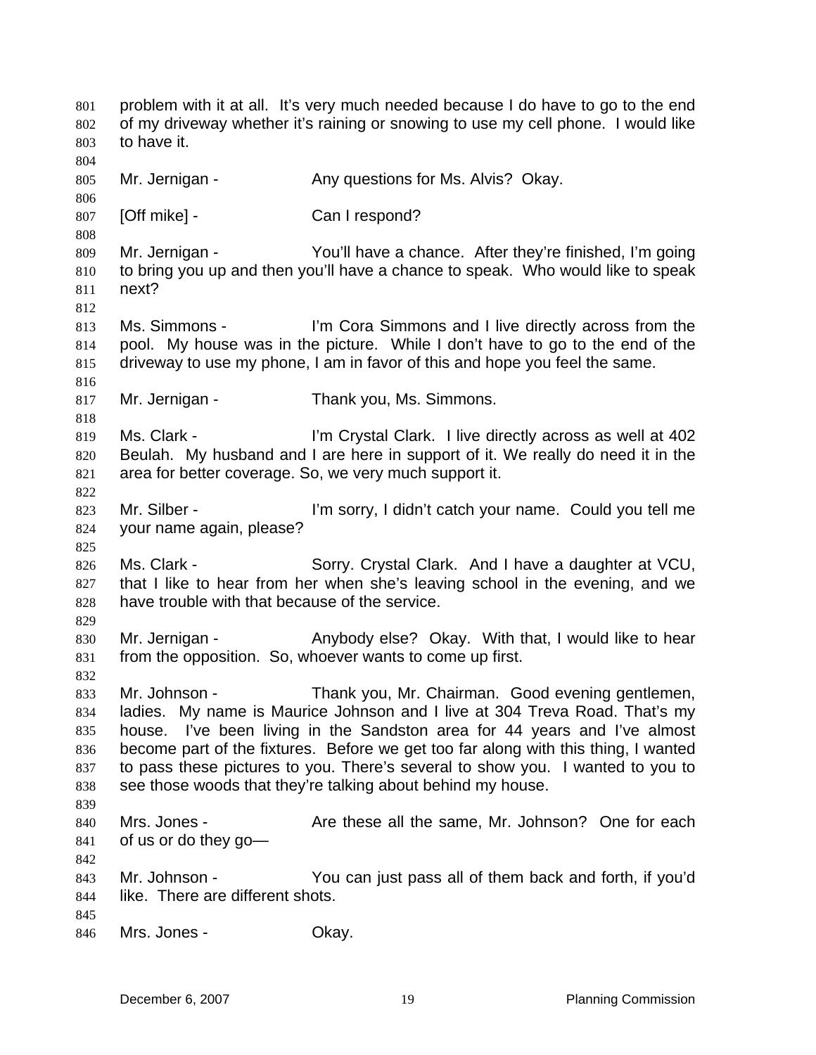problem with it at all. It's very much needed because I do have to go to the end of my driveway whether it's raining or snowing to use my cell phone. I would like to have it.

Mr. Jernigan - Any questions for Ms. Alvis? Okay.

[Off mike] - Can I respond?

Mr. Jernigan - You'll have a chance. After they're finished, I'm going to bring you up and then you'll have a chance to speak. Who would like to speak next?

Ms. Simmons - I'm Cora Simmons and I live directly across from the pool. My house was in the picture. While I don't have to go to the end of the driveway to use my phone, I am in favor of this and hope you feel the same.

Mr. Jernigan - Thank you, Ms. Simmons.

Ms. Clark - I'm Crystal Clark. I live directly across as well at 402 Beulah. My husband and I are here in support of it. We really do need it in the area for better coverage. So, we very much support it.

Mr. Silber - I'm sorry, I didn't catch your name. Could you tell me your name again, please?

Ms. Clark - Sorry. Crystal Clark. And I have a daughter at VCU, that I like to hear from her when she's leaving school in the evening, and we have trouble with that because of the service.

Mr. Jernigan - Anybody else? Okay. With that, I would like to hear from the opposition. So, whoever wants to come up first.

Mr. Johnson - Thank you, Mr. Chairman. Good evening gentlemen, ladies. My name is Maurice Johnson and I live at 304 Treva Road. That's my house. I've been living in the Sandston area for 44 years and I've almost become part of the fixtures. Before we get too far along with this thing, I wanted to pass these pictures to you. There's several to show you. I wanted to you to see those woods that they're talking about behind my house.

Mrs. Jones - Are these all the same, Mr. Johnson? One for each of us or do they go—

Mr. Johnson - You can just pass all of them back and forth, if you'd like. There are different shots.

Mrs. Jones - Okay.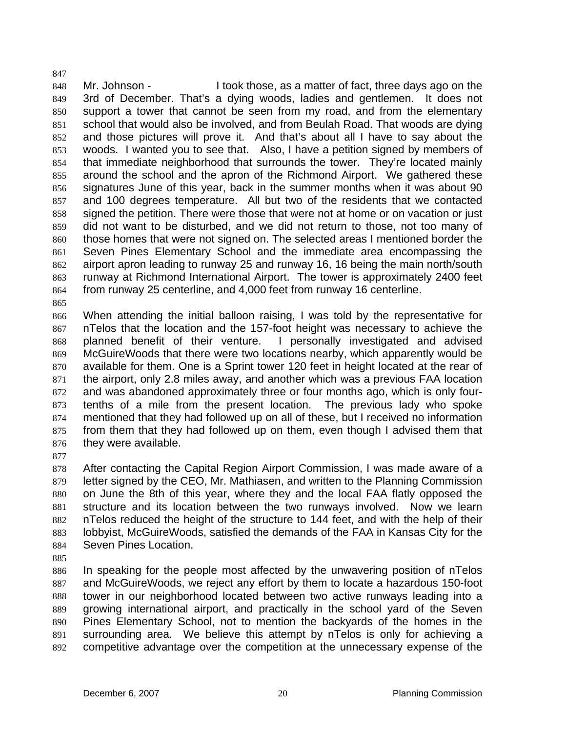Mr. Johnson - I took those, as a matter of fact, three days ago on the 3rd of December. That's a dying woods, ladies and gentlemen. It does not support a tower that cannot be seen from my road, and from the elementary school that would also be involved, and from Beulah Road. That woods are dying and those pictures will prove it. And that's about all I have to say about the woods. I wanted you to see that. Also, I have a petition signed by members of that immediate neighborhood that surrounds the tower. They're located mainly around the school and the apron of the Richmond Airport. We gathered these signatures June of this year, back in the summer months when it was about 90 and 100 degrees temperature. All but two of the residents that we contacted signed the petition. There were those that were not at home or on vacation or just did not want to be disturbed, and we did not return to those, not too many of those homes that were not signed on. The selected areas I mentioned border the Seven Pines Elementary School and the immediate area encompassing the airport apron leading to runway 25 and runway 16, 16 being the main north/south runway at Richmond International Airport. The tower is approximately 2400 feet from runway 25 centerline, and 4,000 feet from runway 16 centerline.

When attending the initial balloon raising, I was told by the representative for nTelos that the location and the 157-foot height was necessary to achieve the planned benefit of their venture. I personally investigated and advised McGuireWoods that there were two locations nearby, which apparently would be available for them. One is a Sprint tower 120 feet in height located at the rear of the airport, only 2.8 miles away, and another which was a previous FAA location and was abandoned approximately three or four months ago, which is only four-tenths of a mile from the present location. The previous lady who spoke mentioned that they had followed up on all of these, but I received no information from them that they had followed up on them, even though I advised them that they were available.

After contacting the Capital Region Airport Commission, I was made aware of a letter signed by the CEO, Mr. Mathiasen, and written to the Planning Commission on June the 8th of this year, where they and the local FAA flatly opposed the structure and its location between the two runways involved. Now we learn nTelos reduced the height of the structure to 144 feet, and with the help of their lobbyist, McGuireWoods, satisfied the demands of the FAA in Kansas City for the Seven Pines Location.

In speaking for the people most affected by the unwavering position of nTelos and McGuireWoods, we reject any effort by them to locate a hazardous 150-foot tower in our neighborhood located between two active runways leading into a growing international airport, and practically in the school yard of the Seven Pines Elementary School, not to mention the backyards of the homes in the surrounding area. We believe this attempt by nTelos is only for achieving a competitive advantage over the competition at the unnecessary expense of the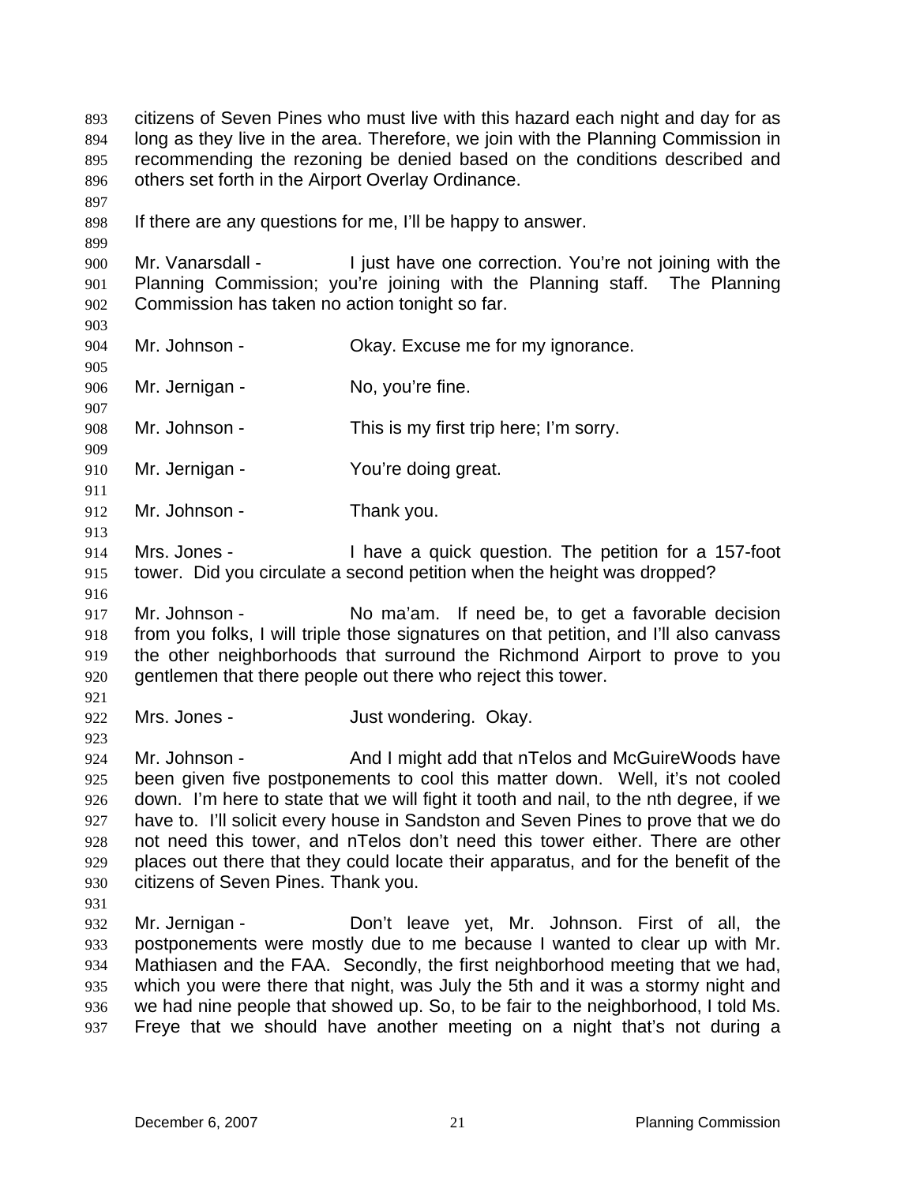citizens of Seven Pines who must live with this hazard each night and day for as long as they live in the area. Therefore, we join with the Planning Commission in recommending the rezoning be denied based on the conditions described and others set forth in the Airport Overlay Ordinance.

If there are any questions for me, I'll be happy to answer.

Mr. Vanarsdall - I just have one correction. You're not joining with the Planning Commission; you're joining with the Planning staff. The Planning Commission has taken no action tonight so far.

Mr. Johnson - Okay. Excuse me for my ignorance.

Mr. Jernigan - No, you're fine.

Mr. Johnson - This is my first trip here; I'm sorry.

Mr. Jernigan - You're doing great.

Mr. Johnson - Thank you.

Mrs. Jones - I have a quick question. The petition for a 157-foot tower. Did you circulate a second petition when the height was dropped?

Mr. Johnson - No ma'am. If need be, to get a favorable decision from you folks, I will triple those signatures on that petition, and I'll also canvass the other neighborhoods that surround the Richmond Airport to prove to you gentlemen that there people out there who reject this tower.

Mrs. Jones - Just wondering. Okay.

Mr. Johnson - And I might add that nTelos and McGuireWoods have been given five postponements to cool this matter down. Well, it's not cooled down. I'm here to state that we will fight it tooth and nail, to the nth degree, if we have to. I'll solicit every house in Sandston and Seven Pines to prove that we do not need this tower, and nTelos don't need this tower either. There are other places out there that they could locate their apparatus, and for the benefit of the citizens of Seven Pines. Thank you.

Mr. Jernigan - Don't leave yet, Mr. Johnson. First of all, the postponements were mostly due to me because I wanted to clear up with Mr. Mathiasen and the FAA. Secondly, the first neighborhood meeting that we had, which you were there that night, was July the 5th and it was a stormy night and we had nine people that showed up. So, to be fair to the neighborhood, I told Ms. Freye that we should have another meeting on a night that's not during a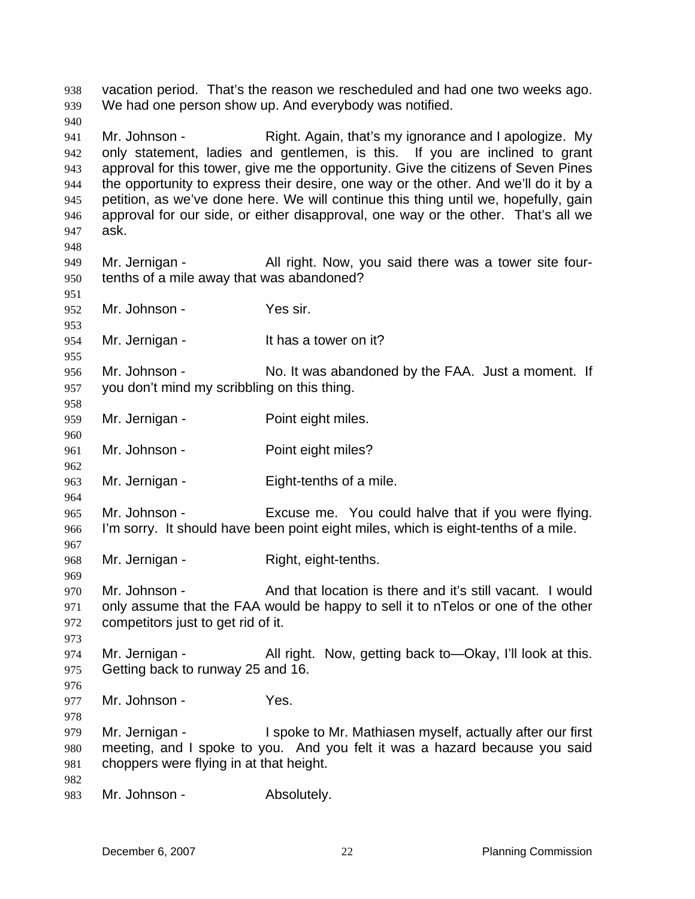vacation period. That's the reason we rescheduled and had one two weeks ago. We had one person show up. And everybody was notified.

Mr. Johnson - Right. Again, that's my ignorance and I apologize. My only statement, ladies and gentlemen, is this. If you are inclined to grant approval for this tower, give me the opportunity. Give the citizens of Seven Pines the opportunity to express their desire, one way or the other. And we'll do it by a petition, as we've done here. We will continue this thing until we, hopefully, gain approval for our side, or either disapproval, one way or the other. That's all we ask.

Mr. Jernigan - All right. Now, you said there was a tower site four-tenths of a mile away that was abandoned?

Mr. Johnson - Yes sir.

Mr. Jernigan - It has a tower on it?

Mr. Johnson - No. It was abandoned by the FAA. Just a moment. If you don't mind my scribbling on this thing.

Mr. Jernigan - Point eight miles.

Mr. Johnson - Point eight miles?

Mr. Jernigan - Eight-tenths of a mile.

Mr. Johnson - Excuse me. You could halve that if you were flying. I'm sorry. It should have been point eight miles, which is eight-tenths of a mile.

Mr. Jernigan - Right, eight-tenths.

Mr. Johnson - And that location is there and it's still vacant. I would only assume that the FAA would be happy to sell it to nTelos or one of the other competitors just to get rid of it.

Mr. Jernigan - All right. Now, getting back to—Okay, I'll look at this. Getting back to runway 25 and 16.

Mr. Johnson - Yes.

Mr. Jernigan - I spoke to Mr. Mathiasen myself, actually after our first meeting, and I spoke to you. And you felt it was a hazard because you said choppers were flying in at that height.

Mr. Johnson - Absolutely.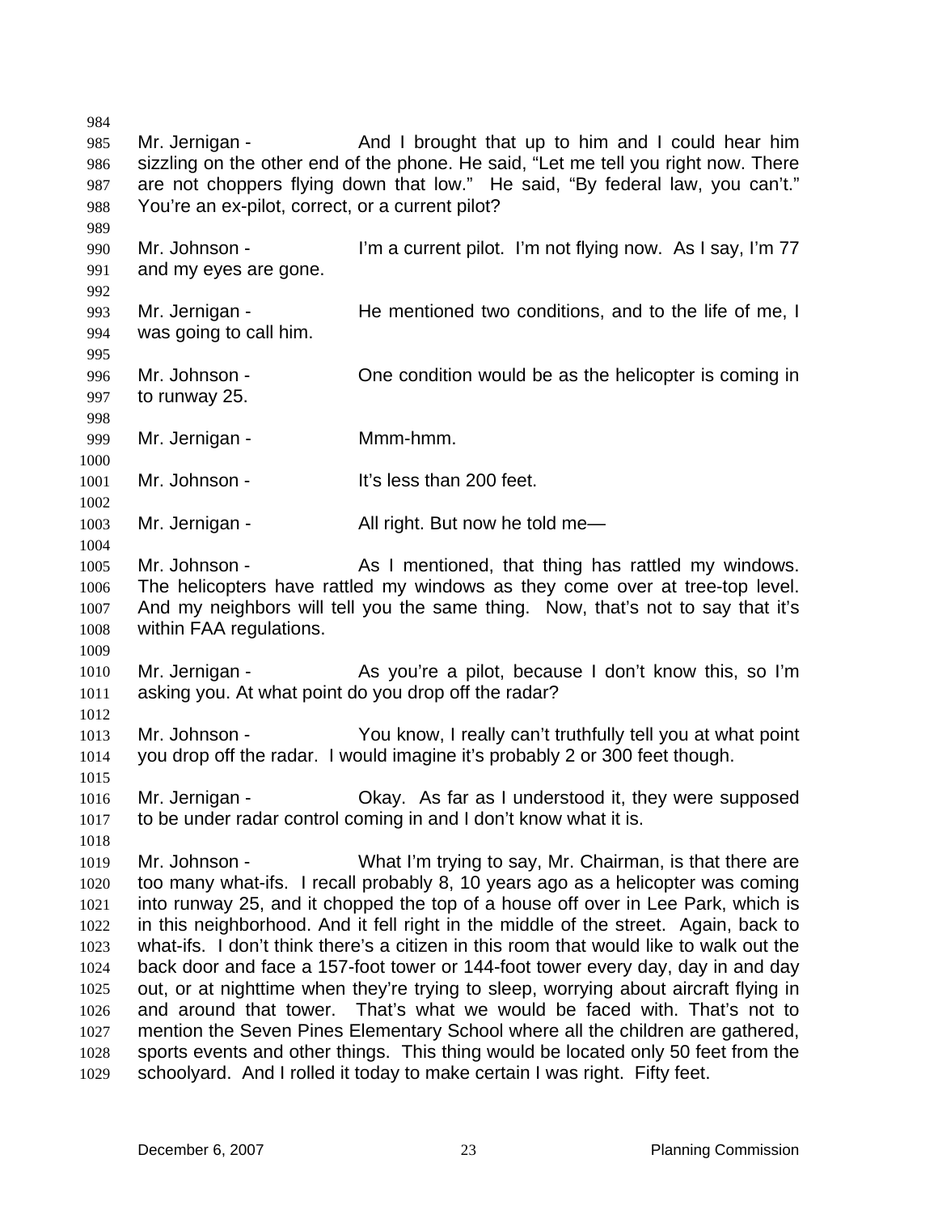Mr. Jernigan - And I brought that up to him and I could hear him sizzling on the other end of the phone. He said, "Let me tell you right now. There are not choppers flying down that low." He said, "By federal law, you can't." You're an ex-pilot, correct, or a current pilot?

Mr. Johnson - I'm a current pilot. I'm not flying now. As I say, I'm 77 and my eyes are gone.

Mr. Jernigan - He mentioned two conditions, and to the life of me, I was going to call him.

Mr. Johnson - One condition would be as the helicopter is coming in to runway 25.

Mr. Jernigan - Mmm-hmm.

Mr. Johnson - It's less than 200 feet.

Mr. Jernigan - All right. But now he told me—

Mr. Johnson - As I mentioned, that thing has rattled my windows. The helicopters have rattled my windows as they come over at tree-top level. And my neighbors will tell you the same thing. Now, that's not to say that it's within FAA regulations.

Mr. Jernigan - As you're a pilot, because I don't know this, so I'm asking you. At what point do you drop off the radar?

Mr. Johnson - You know, I really can't truthfully tell you at what point you drop off the radar. I would imagine it's probably 2 or 300 feet though.

Mr. Jernigan - Okay. As far as I understood it, they were supposed to be under radar control coming in and I don't know what it is.

Mr. Johnson - What I'm trying to say, Mr. Chairman, is that there are too many what-ifs. I recall probably 8, 10 years ago as a helicopter was coming into runway 25, and it chopped the top of a house off over in Lee Park, which is in this neighborhood. And it fell right in the middle of the street. Again, back to what-ifs. I don't think there's a citizen in this room that would like to walk out the back door and face a 157-foot tower or 144-foot tower every day, day in and day out, or at nighttime when they're trying to sleep, worrying about aircraft flying in and around that tower. That's what we would be faced with. That's not to mention the Seven Pines Elementary School where all the children are gathered, sports events and other things. This thing would be located only 50 feet from the schoolyard. And I rolled it today to make certain I was right. Fifty feet.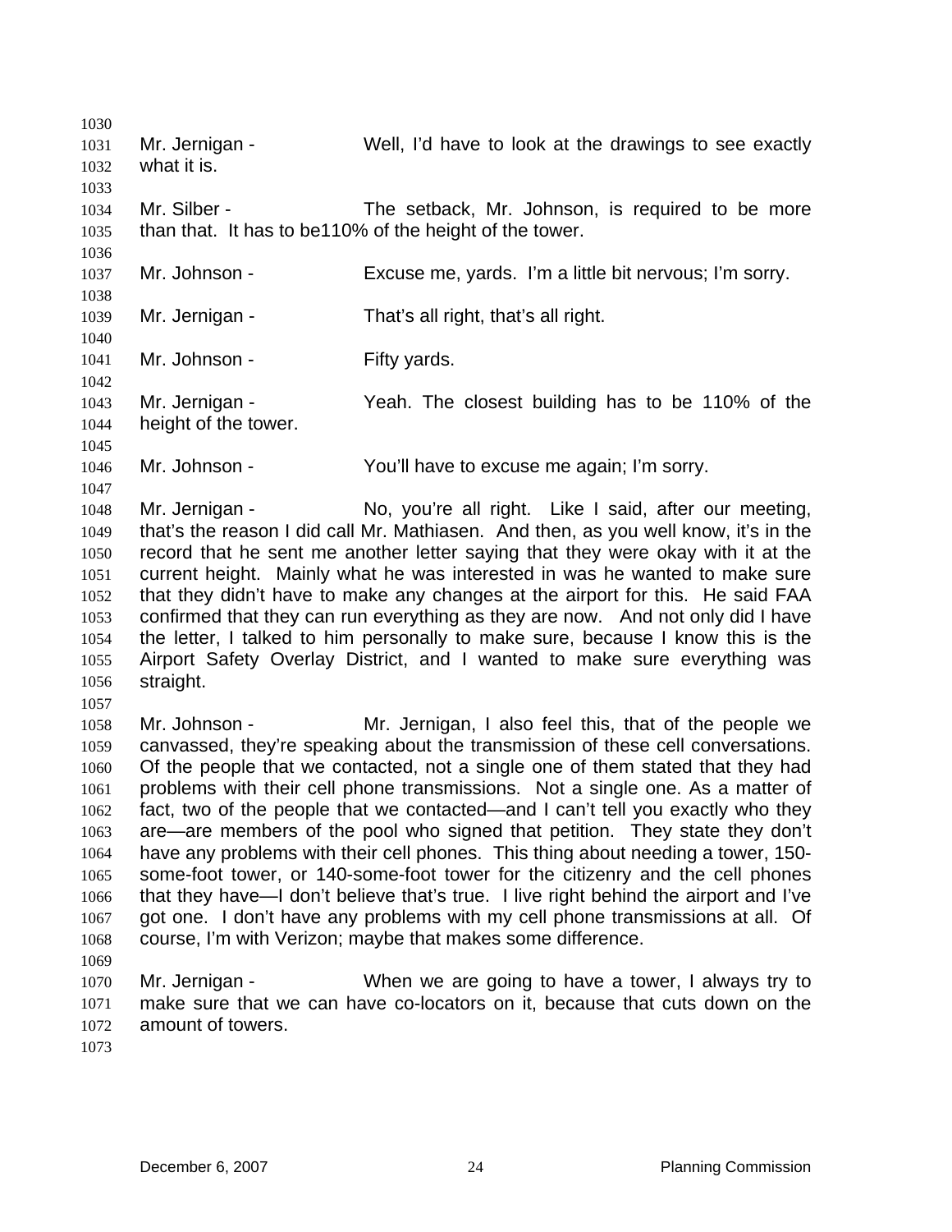Mr. Jernigan - Well, I'd have to look at the drawings to see exactly what it is.

Mr. Silber - The setback, Mr. Johnson, is required to be more than that. It has to be110% of the height of the tower.

Mr. Johnson - Excuse me, yards. I'm a little bit nervous; I'm sorry.

Mr. Jernigan - That's all right, that's all right.

Mr. Johnson - Fifty yards.

Mr. Jernigan - Yeah. The closest building has to be 110% of the height of the tower.

Mr. Johnson - You'll have to excuse me again; I'm sorry.

Mr. Jernigan - No, you're all right. Like I said, after our meeting, that's the reason I did call Mr. Mathiasen. And then, as you well know, it's in the record that he sent me another letter saying that they were okay with it at the current height. Mainly what he was interested in was he wanted to make sure that they didn't have to make any changes at the airport for this. He said FAA confirmed that they can run everything as they are now. And not only did I have the letter, I talked to him personally to make sure, because I know this is the Airport Safety Overlay District, and I wanted to make sure everything was straight.

Mr. Johnson - Mr. Jernigan, I also feel this, that of the people we canvassed, they're speaking about the transmission of these cell conversations. Of the people that we contacted, not a single one of them stated that they had problems with their cell phone transmissions. Not a single one. As a matter of fact, two of the people that we contacted—and I can't tell you exactly who they are—are members of the pool who signed that petition. They state they don't have any problems with their cell phones. This thing about needing a tower, 150-some-foot tower, or 140-some-foot tower for the citizenry and the cell phones that they have—I don't believe that's true. I live right behind the airport and I've got one. I don't have any problems with my cell phone transmissions at all. Of course, I'm with Verizon; maybe that makes some difference.

Mr. Jernigan - When we are going to have a tower, I always try to make sure that we can have co-locators on it, because that cuts down on the amount of towers.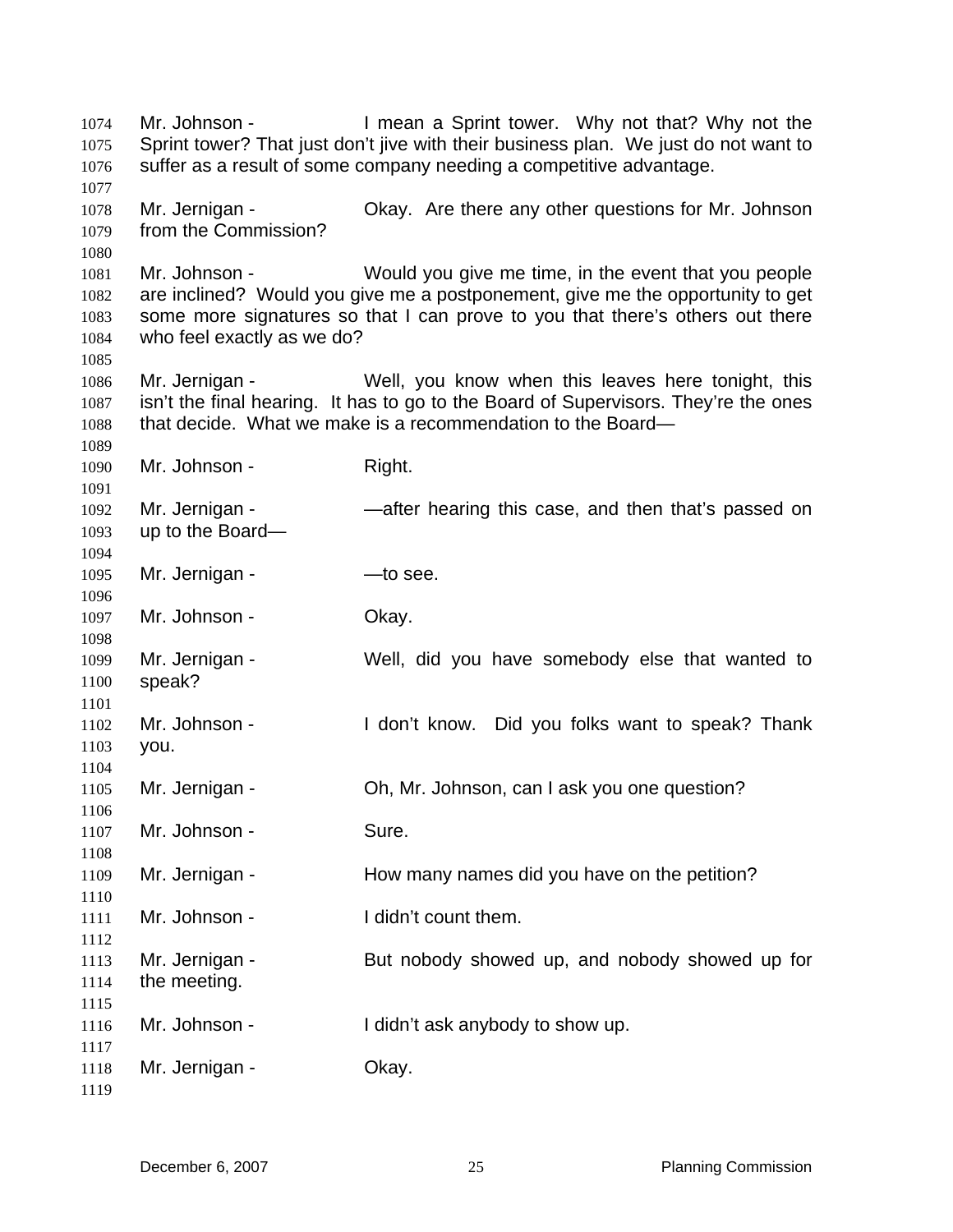Mr. Johnson - I mean a Sprint tower. Why not that? Why not the Sprint tower? That just don't jive with their business plan. We just do not want to suffer as a result of some company needing a competitive advantage.

Mr. Jernigan - Okay. Are there any other questions for Mr. Johnson from the Commission?

Mr. Johnson - Would you give me time, in the event that you people are inclined? Would you give me a postponement, give me the opportunity to get some more signatures so that I can prove to you that there's others out there who feel exactly as we do?

Mr. Jernigan - Well, you know when this leaves here tonight, this isn't the final hearing. It has to go to the Board of Supervisors. They're the ones that decide. What we make is a recommendation to the Board—

Mr. Johnson - Right.

Mr. Jernigan - —after hearing this case, and then that's passed on up to the Board—

Mr. Jernigan - —to see.

Mr. Johnson - Okay.

Mr. Jernigan - Well, did you have somebody else that wanted to speak?

Mr. Johnson - I don't know. Did you folks want to speak? Thank you.

Mr. Jernigan - Oh, Mr. Johnson, can I ask you one question?

Mr. Johnson - Sure.

Mr. Jernigan - How many names did you have on the petition?

Mr. Johnson - I didn't count them.

Mr. Jernigan - But nobody showed up, and nobody showed up for the meeting.

Mr. Johnson - I didn't ask anybody to show up.

Mr. Jernigan - Okay.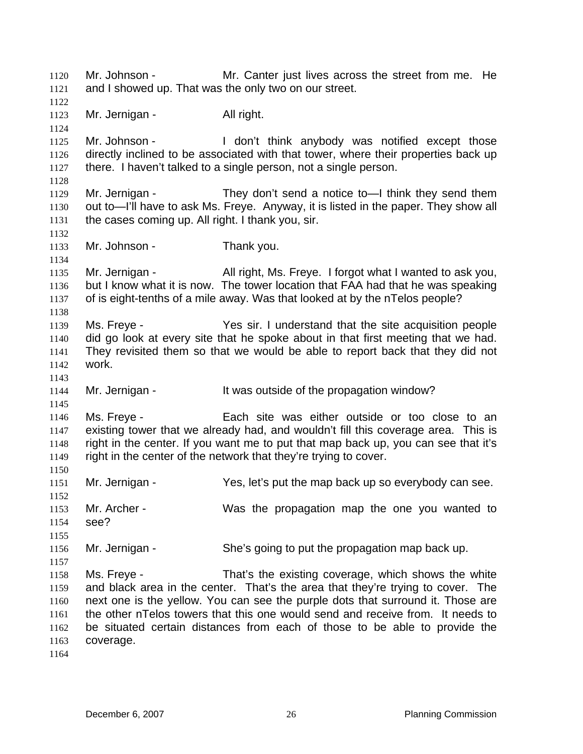Mr. Johnson - Mr. Canter just lives across the street from me. He and I showed up. That was the only two on our street.

Mr. Jernigan - All right.

Mr. Johnson - I don't think anybody was notified except those directly inclined to be associated with that tower, where their properties back up there. I haven't talked to a single person, not a single person.

Mr. Jernigan - They don't send a notice to—I think they send them out to—I'll have to ask Ms. Freye. Anyway, it is listed in the paper. They show all the cases coming up. All right. I thank you, sir.

Mr. Johnson - Thank you.

Mr. Jernigan - All right, Ms. Freye. I forgot what I wanted to ask you, but I know what it is now. The tower location that FAA had that he was speaking of is eight-tenths of a mile away. Was that looked at by the nTelos people?

Ms. Freye - Yes sir. I understand that the site acquisition people did go look at every site that he spoke about in that first meeting that we had. They revisited them so that we would be able to report back that they did not work.

Mr. Jernigan - It was outside of the propagation window?

Ms. Freye - Each site was either outside or too close to an existing tower that we already had, and wouldn't fill this coverage area. This is right in the center. If you want me to put that map back up, you can see that it's right in the center of the network that they're trying to cover.

Mr. Jernigan - Yes, let's put the map back up so everybody can see.

Mr. Archer - Was the propagation map the one you wanted to see?

Mr. Jernigan - She's going to put the propagation map back up.

Ms. Freye - That's the existing coverage, which shows the white and black area in the center. That's the area that they're trying to cover. The next one is the yellow. You can see the purple dots that surround it. Those are the other nTelos towers that this one would send and receive from. It needs to be situated certain distances from each of those to be able to provide the coverage.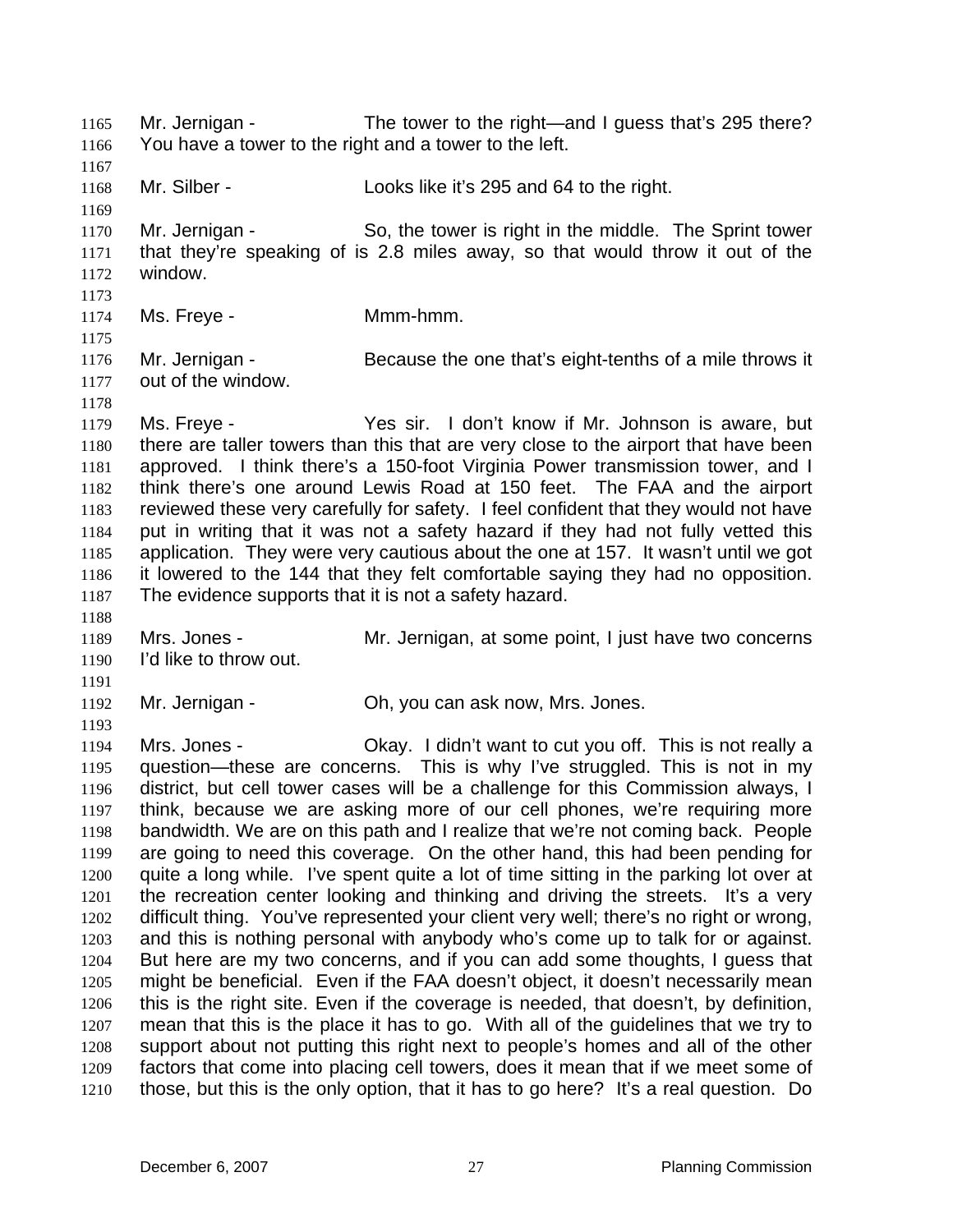Mr. Jernigan - The tower to the right—and I guess that's 295 there? You have a tower to the right and a tower to the left.

Mr. Silber - Looks like it's 295 and 64 to the right.

Mr. Jernigan - So, the tower is right in the middle. The Sprint tower that they're speaking of is 2.8 miles away, so that would throw it out of the window.

Ms. Freye - Mmm-hmm.

Mr. Jernigan - Because the one that's eight-tenths of a mile throws it out of the window.

Ms. Freye - Yes sir. I don't know if Mr. Johnson is aware, but there are taller towers than this that are very close to the airport that have been approved. I think there's a 150-foot Virginia Power transmission tower, and I think there's one around Lewis Road at 150 feet. The FAA and the airport reviewed these very carefully for safety. I feel confident that they would not have put in writing that it was not a safety hazard if they had not fully vetted this application. They were very cautious about the one at 157. It wasn't until we got it lowered to the 144 that they felt comfortable saying they had no opposition. The evidence supports that it is not a safety hazard.

Mrs. Jones - Mr. Jernigan, at some point, I just have two concerns I'd like to throw out.

Mr. Jernigan - Oh, you can ask now, Mrs. Jones.

Mrs. Jones - Okay. I didn't want to cut you off. This is not really a question—these are concerns. This is why I've struggled. This is not in my district, but cell tower cases will be a challenge for this Commission always, I think, because we are asking more of our cell phones, we're requiring more bandwidth. We are on this path and I realize that we're not coming back. People are going to need this coverage. On the other hand, this had been pending for quite a long while. I've spent quite a lot of time sitting in the parking lot over at the recreation center looking and thinking and driving the streets. It's a very difficult thing. You've represented your client very well; there's no right or wrong, and this is nothing personal with anybody who's come up to talk for or against. But here are my two concerns, and if you can add some thoughts, I guess that might be beneficial. Even if the FAA doesn't object, it doesn't necessarily mean this is the right site. Even if the coverage is needed, that doesn't, by definition, mean that this is the place it has to go. With all of the guidelines that we try to support about not putting this right next to people's homes and all of the other factors that come into placing cell towers, does it mean that if we meet some of those, but this is the only option, that it has to go here? It's a real question. Do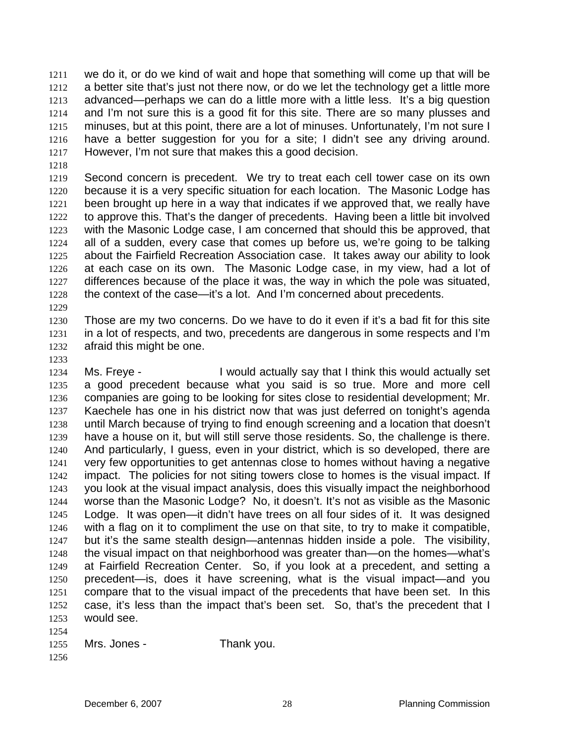we do it, or do we kind of wait and hope that something will come up that will be a better site that's just not there now, or do we let the technology get a little more advanced—perhaps we can do a little more with a little less. It's a big question and I'm not sure this is a good fit for this site. There are so many plusses and minuses, but at this point, there are a lot of minuses. Unfortunately, I'm not sure I have a better suggestion for you for a site; I didn't see any driving around. However, I'm not sure that makes this a good decision.

Second concern is precedent. We try to treat each cell tower case on its own because it is a very specific situation for each location. The Masonic Lodge has been brought up here in a way that indicates if we approved that, we really have to approve this. That's the danger of precedents. Having been a little bit involved with the Masonic Lodge case, I am concerned that should this be approved, that all of a sudden, every case that comes up before us, we're going to be talking about the Fairfield Recreation Association case. It takes away our ability to look at each case on its own. The Masonic Lodge case, in my view, had a lot of differences because of the place it was, the way in which the pole was situated, the context of the case—it's a lot. And I'm concerned about precedents.

Those are my two concerns. Do we have to do it even if it's a bad fit for this site in a lot of respects, and two, precedents are dangerous in some respects and I'm afraid this might be one.

Ms. Freye - I would actually say that I think this would actually set a good precedent because what you said is so true. More and more cell companies are going to be looking for sites close to residential development; Mr. Kaechele has one in his district now that was just deferred on tonight's agenda until March because of trying to find enough screening and a location that doesn't have a house on it, but will still serve those residents. So, the challenge is there. And particularly, I guess, even in your district, which is so developed, there are very few opportunities to get antennas close to homes without having a negative impact. The policies for not siting towers close to homes is the visual impact. If you look at the visual impact analysis, does this visually impact the neighborhood worse than the Masonic Lodge? No, it doesn't. It's not as visible as the Masonic Lodge. It was open—it didn't have trees on all four sides of it. It was designed with a flag on it to compliment the use on that site, to try to make it compatible, but it's the same stealth design—antennas hidden inside a pole. The visibility, the visual impact on that neighborhood was greater than—on the homes—what's at Fairfield Recreation Center. So, if you look at a precedent, and setting a precedent—is, does it have screening, what is the visual impact—and you compare that to the visual impact of the precedents that have been set. In this case, it's less than the impact that's been set. So, that's the precedent that I would see.

Mrs. Jones - Thank you.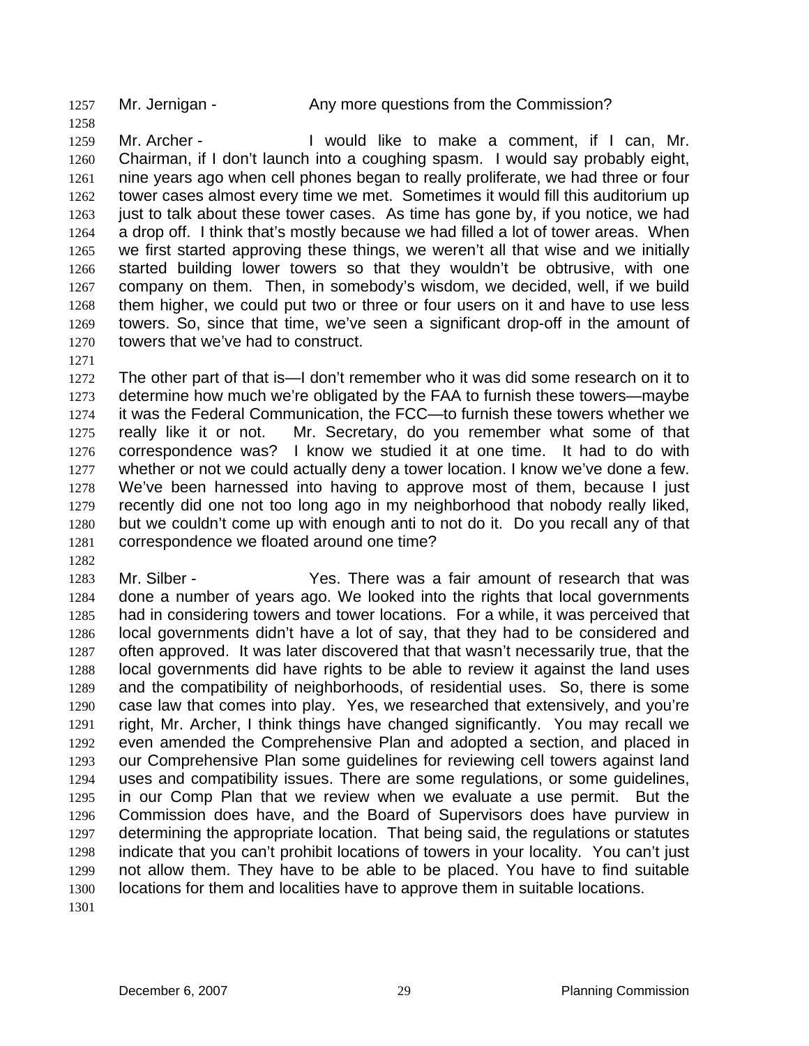Mr. Jernigan - Any more questions from the Commission?

Mr. Archer - I would like to make a comment, if I can, Mr. Chairman, if I don't launch into a coughing spasm. I would say probably eight, nine years ago when cell phones began to really proliferate, we had three or four tower cases almost every time we met. Sometimes it would fill this auditorium up just to talk about these tower cases. As time has gone by, if you notice, we had a drop off. I think that's mostly because we had filled a lot of tower areas. When we first started approving these things, we weren't all that wise and we initially started building lower towers so that they wouldn't be obtrusive, with one company on them. Then, in somebody's wisdom, we decided, well, if we build them higher, we could put two or three or four users on it and have to use less towers. So, since that time, we've seen a significant drop-off in the amount of towers that we've had to construct.

The other part of that is—I don't remember who it was did some research on it to determine how much we're obligated by the FAA to furnish these towers—maybe it was the Federal Communication, the FCC—to furnish these towers whether we really like it or not. Mr. Secretary, do you remember what some of that correspondence was? I know we studied it at one time. It had to do with whether or not we could actually deny a tower location. I know we've done a few. We've been harnessed into having to approve most of them, because I just recently did one not too long ago in my neighborhood that nobody really liked, but we couldn't come up with enough anti to not do it. Do you recall any of that correspondence we floated around one time?

Mr. Silber - Yes. There was a fair amount of research that was done a number of years ago. We looked into the rights that local governments had in considering towers and tower locations. For a while, it was perceived that local governments didn't have a lot of say, that they had to be considered and often approved. It was later discovered that that wasn't necessarily true, that the local governments did have rights to be able to review it against the land uses and the compatibility of neighborhoods, of residential uses. So, there is some case law that comes into play. Yes, we researched that extensively, and you're right, Mr. Archer, I think things have changed significantly. You may recall we even amended the Comprehensive Plan and adopted a section, and placed in our Comprehensive Plan some guidelines for reviewing cell towers against land uses and compatibility issues. There are some regulations, or some guidelines, in our Comp Plan that we review when we evaluate a use permit. But the Commission does have, and the Board of Supervisors does have purview in determining the appropriate location. That being said, the regulations or statutes indicate that you can't prohibit locations of towers in your locality. You can't just not allow them. They have to be able to be placed. You have to find suitable locations for them and localities have to approve them in suitable locations.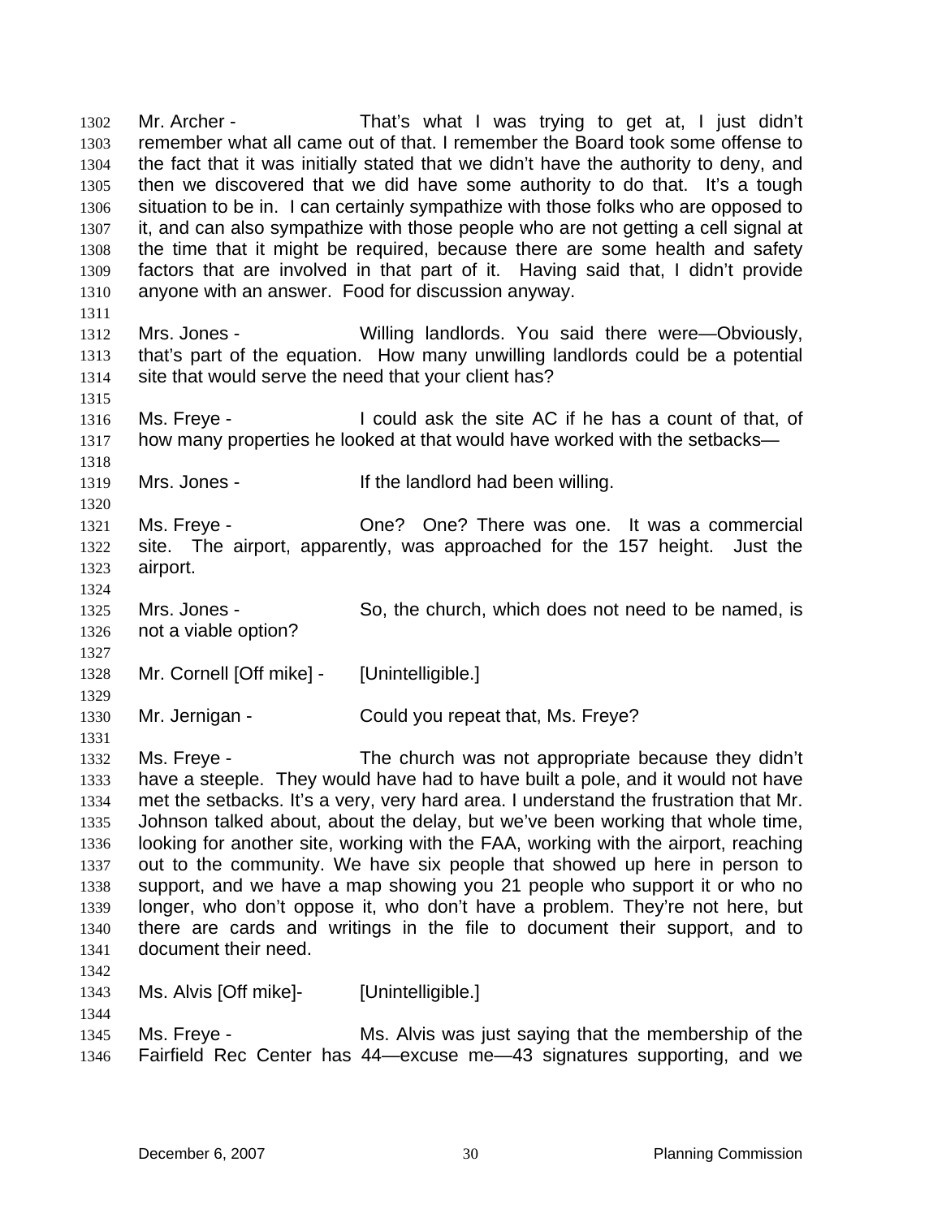Mr. Archer - That's what I was trying to get at, I just didn't remember what all came out of that. I remember the Board took some offense to the fact that it was initially stated that we didn't have the authority to deny, and then we discovered that we did have some authority to do that. It's a tough situation to be in. I can certainly sympathize with those folks who are opposed to it, and can also sympathize with those people who are not getting a cell signal at the time that it might be required, because there are some health and safety factors that are involved in that part of it. Having said that, I didn't provide anyone with an answer. Food for discussion anyway.

Mrs. Jones - Willing landlords. You said there were—Obviously, that's part of the equation. How many unwilling landlords could be a potential site that would serve the need that your client has?

Ms. Freye - I could ask the site AC if he has a count of that, of how many properties he looked at that would have worked with the setbacks—

Mrs. Jones - If the landlord had been willing.

Ms. Freye - One? One? There was one. It was a commercial site. The airport, apparently, was approached for the 157 height. Just the airport.

Mrs. Jones - So, the church, which does not need to be named, is not a viable option?

Mr. Cornell [Off mike] - [Unintelligible.]

Mr. Jernigan - Could you repeat that, Ms. Freye?

Ms. Freye - The church was not appropriate because they didn't have a steeple. They would have had to have built a pole, and it would not have met the setbacks. It's a very, very hard area. I understand the frustration that Mr. Johnson talked about, about the delay, but we've been working that whole time, looking for another site, working with the FAA, working with the airport, reaching out to the community. We have six people that showed up here in person to support, and we have a map showing you 21 people who support it or who no longer, who don't oppose it, who don't have a problem. They're not here, but there are cards and writings in the file to document their support, and to document their need.

Ms. Alvis [Off mike]- [Unintelligible.]

Ms. Freye - Ms. Alvis was just saying that the membership of the Fairfield Rec Center has 44—excuse me—43 signatures supporting, and we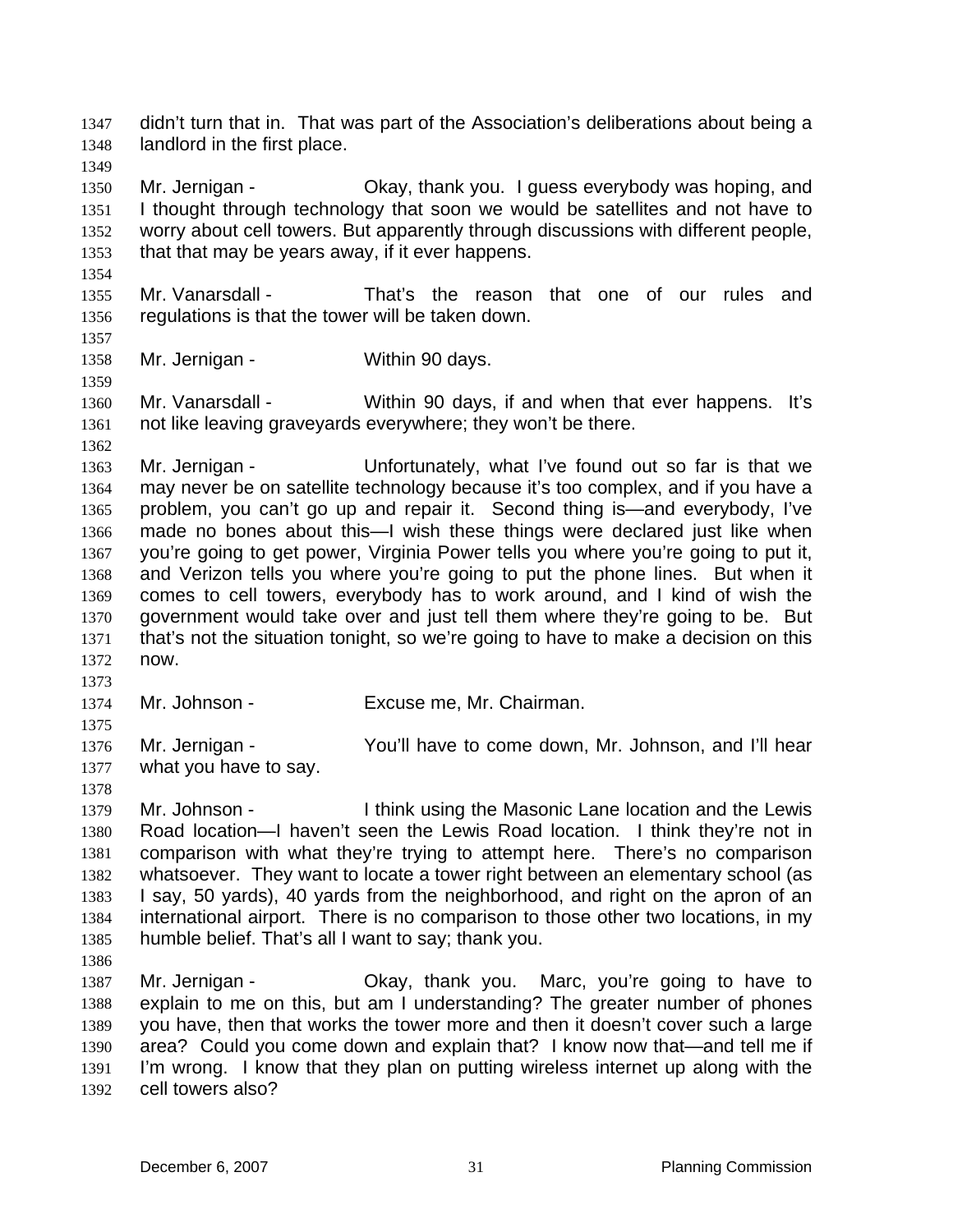didn't turn that in. That was part of the Association's deliberations about being a landlord in the first place.

Mr. Jernigan - Okay, thank you. I guess everybody was hoping, and I thought through technology that soon we would be satellites and not have to worry about cell towers. But apparently through discussions with different people, that that may be years away, if it ever happens.

Mr. Vanarsdall - That's the reason that one of our rules and regulations is that the tower will be taken down.

Mr. Jernigan - Within 90 days.

Mr. Vanarsdall - Within 90 days, if and when that ever happens. It's not like leaving graveyards everywhere; they won't be there.

Mr. Jernigan - Unfortunately, what I've found out so far is that we may never be on satellite technology because it's too complex, and if you have a problem, you can't go up and repair it. Second thing is—and everybody, I've made no bones about this—I wish these things were declared just like when you're going to get power, Virginia Power tells you where you're going to put it, and Verizon tells you where you're going to put the phone lines. But when it comes to cell towers, everybody has to work around, and I kind of wish the government would take over and just tell them where they're going to be. But that's not the situation tonight, so we're going to have to make a decision on this now.

Mr. Johnson - Excuse me, Mr. Chairman.

Mr. Jernigan - You'll have to come down, Mr. Johnson, and I'll hear what you have to say.

Mr. Johnson - I think using the Masonic Lane location and the Lewis Road location—I haven't seen the Lewis Road location. I think they're not in comparison with what they're trying to attempt here. There's no comparison whatsoever. They want to locate a tower right between an elementary school (as I say, 50 yards), 40 yards from the neighborhood, and right on the apron of an international airport. There is no comparison to those other two locations, in my humble belief. That's all I want to say; thank you.

Mr. Jernigan - Okay, thank you. Marc, you're going to have to explain to me on this, but am I understanding? The greater number of phones you have, then that works the tower more and then it doesn't cover such a large area? Could you come down and explain that? I know now that—and tell me if I'm wrong. I know that they plan on putting wireless internet up along with the cell towers also?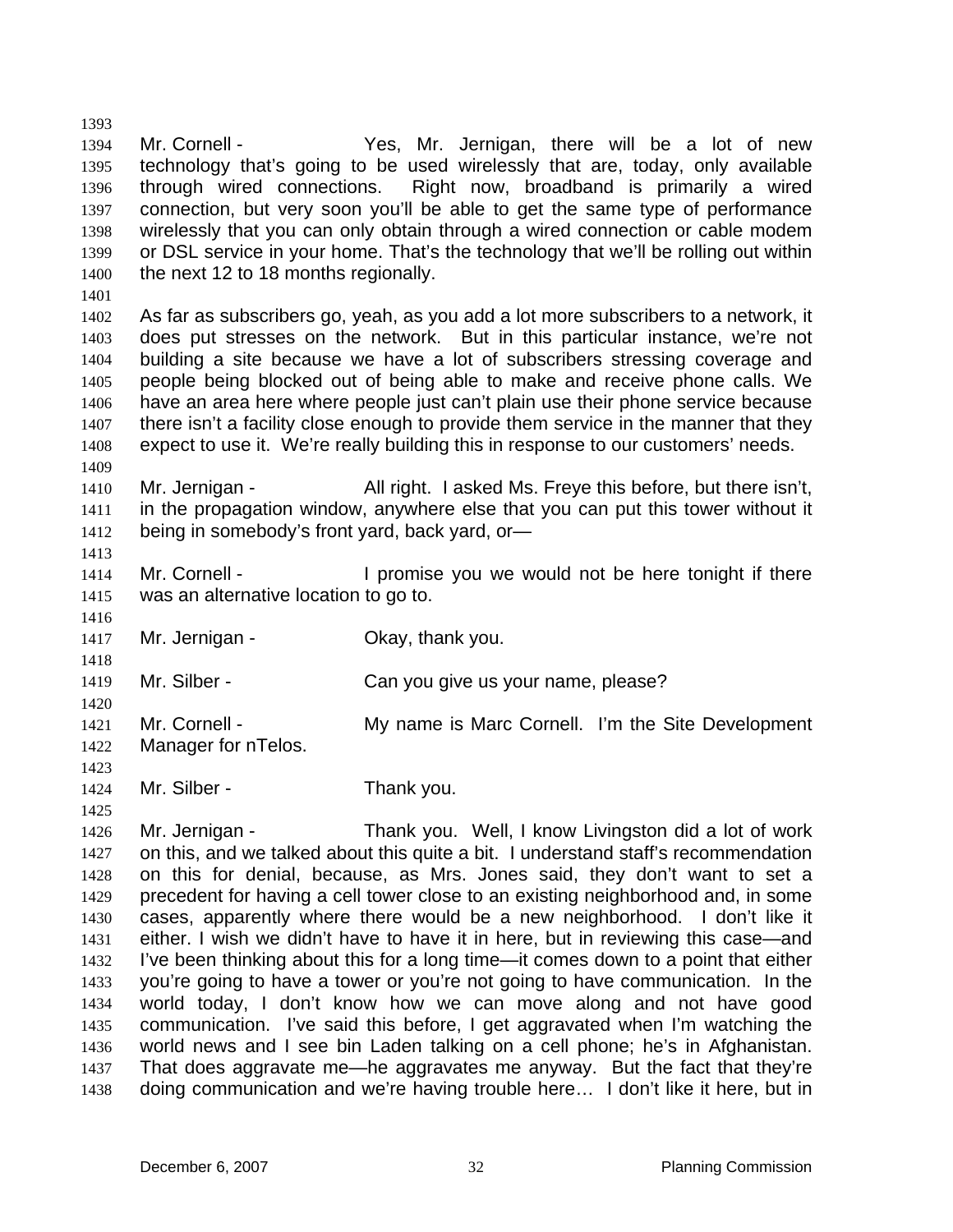Mr. Cornell - Yes, Mr. Jernigan, there will be a lot of new technology that's going to be used wirelessly that are, today, only available through wired connections. Right now, broadband is primarily a wired connection, but very soon you'll be able to get the same type of performance wirelessly that you can only obtain through a wired connection or cable modem or DSL service in your home. That's the technology that we'll be rolling out within the next 12 to 18 months regionally.

As far as subscribers go, yeah, as you add a lot more subscribers to a network, it does put stresses on the network. But in this particular instance, we're not building a site because we have a lot of subscribers stressing coverage and people being blocked out of being able to make and receive phone calls. We have an area here where people just can't plain use their phone service because there isn't a facility close enough to provide them service in the manner that they expect to use it. We're really building this in response to our customers' needs.

Mr. Jernigan - All right. I asked Ms. Freye this before, but there isn't, in the propagation window, anywhere else that you can put this tower without it being in somebody's front yard, back yard, or—

Mr. Cornell - I promise you we would not be here tonight if there was an alternative location to go to.

Mr. Jernigan - Okay, thank you.

Mr. Silber - Can you give us your name, please?

Mr. Cornell - My name is Marc Cornell. I'm the Site Development Manager for nTelos.

Mr. Silber - Thank you.

Mr. Jernigan - Thank you. Well, I know Livingston did a lot of work on this, and we talked about this quite a bit. I understand staff's recommendation on this for denial, because, as Mrs. Jones said, they don't want to set a precedent for having a cell tower close to an existing neighborhood and, in some cases, apparently where there would be a new neighborhood. I don't like it either. I wish we didn't have to have it in here, but in reviewing this case—and I've been thinking about this for a long time—it comes down to a point that either you're going to have a tower or you're not going to have communication. In the world today, I don't know how we can move along and not have good communication. I've said this before, I get aggravated when I'm watching the world news and I see bin Laden talking on a cell phone; he's in Afghanistan. That does aggravate me—he aggravates me anyway. But the fact that they're doing communication and we're having trouble here… I don't like it here, but in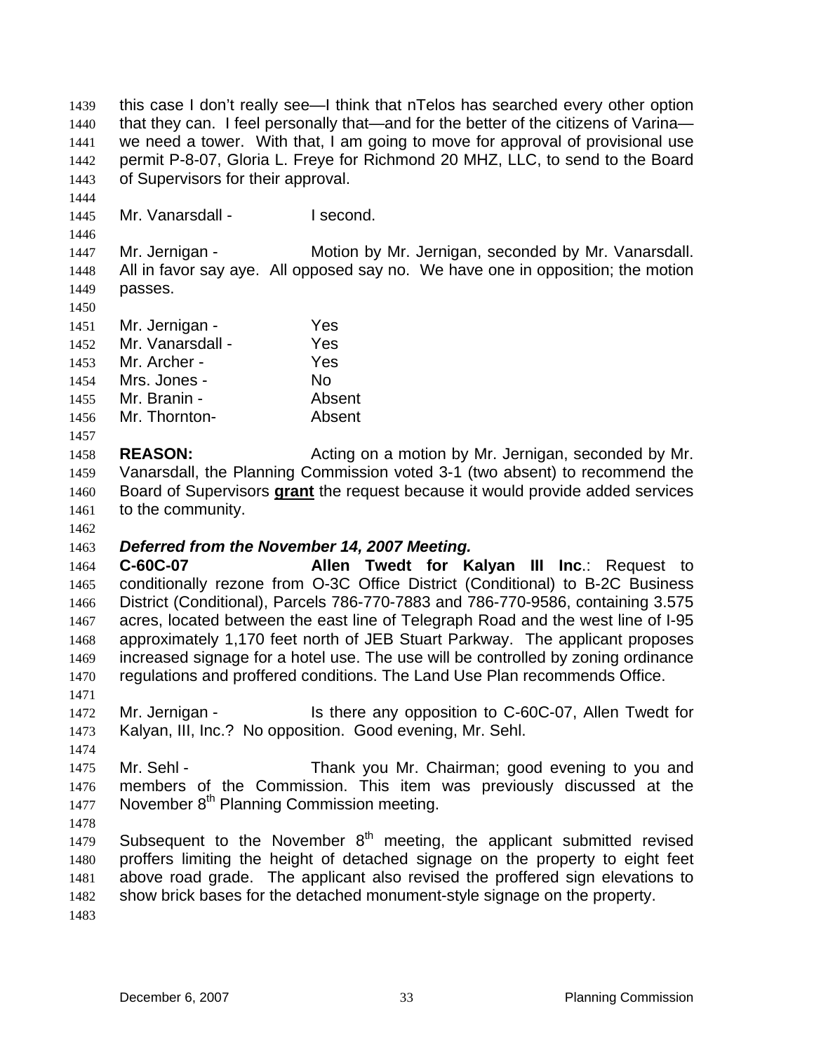this case I don't really see—I think that nTelos has searched every other option that they can. I feel personally that—and for the better of the citizens of Varina—we need a tower. With that, I am going to move for approval of provisional use permit P-8-07, Gloria L. Freye for Richmond 20 MHZ, LLC, to send to the Board of Supervisors for their approval.

Mr. Vanarsdall - I second.

Mr. Jernigan - Motion by Mr. Jernigan, seconded by Mr. Vanarsdall. All in favor say aye. All opposed say no. We have one in opposition; the motion passes.

Mr. Jernigan - Yes
Mr. Vanarsdall - Yes
Mr. Archer - Yes
Mrs. Jones - No
Mr. Branin - Absent
Mr. Thornton- Absent

**REASON:** Acting on a motion by Mr. Jernigan, seconded by Mr. Vanarsdall, the Planning Commission voted 3-1 (two absent) to recommend the Board of Supervisors **grant** the request because it would provide added services to the community.

***Deferred from the November 14, 2007 Meeting.***

**C-60C-07** **Allen Twedt for Kalyan III Inc**.: Request to conditionally rezone from O-3C Office District (Conditional) to B-2C Business District (Conditional), Parcels 786-770-7883 and 786-770-9586, containing 3.575 acres, located between the east line of Telegraph Road and the west line of I-95 approximately 1,170 feet north of JEB Stuart Parkway. The applicant proposes increased signage for a hotel use. The use will be controlled by zoning ordinance regulations and proffered conditions. The Land Use Plan recommends Office.

Mr. Jernigan - Is there any opposition to C-60C-07, Allen Twedt for Kalyan, III, Inc.? No opposition. Good evening, Mr. Sehl.

Mr. Sehl - Thank you Mr. Chairman; good evening to you and members of the Commission. This item was previously discussed at the November 8th Planning Commission meeting.

Subsequent to the November 8th meeting, the applicant submitted revised proffers limiting the height of detached signage on the property to eight feet above road grade. The applicant also revised the proffered sign elevations to show brick bases for the detached monument-style signage on the property.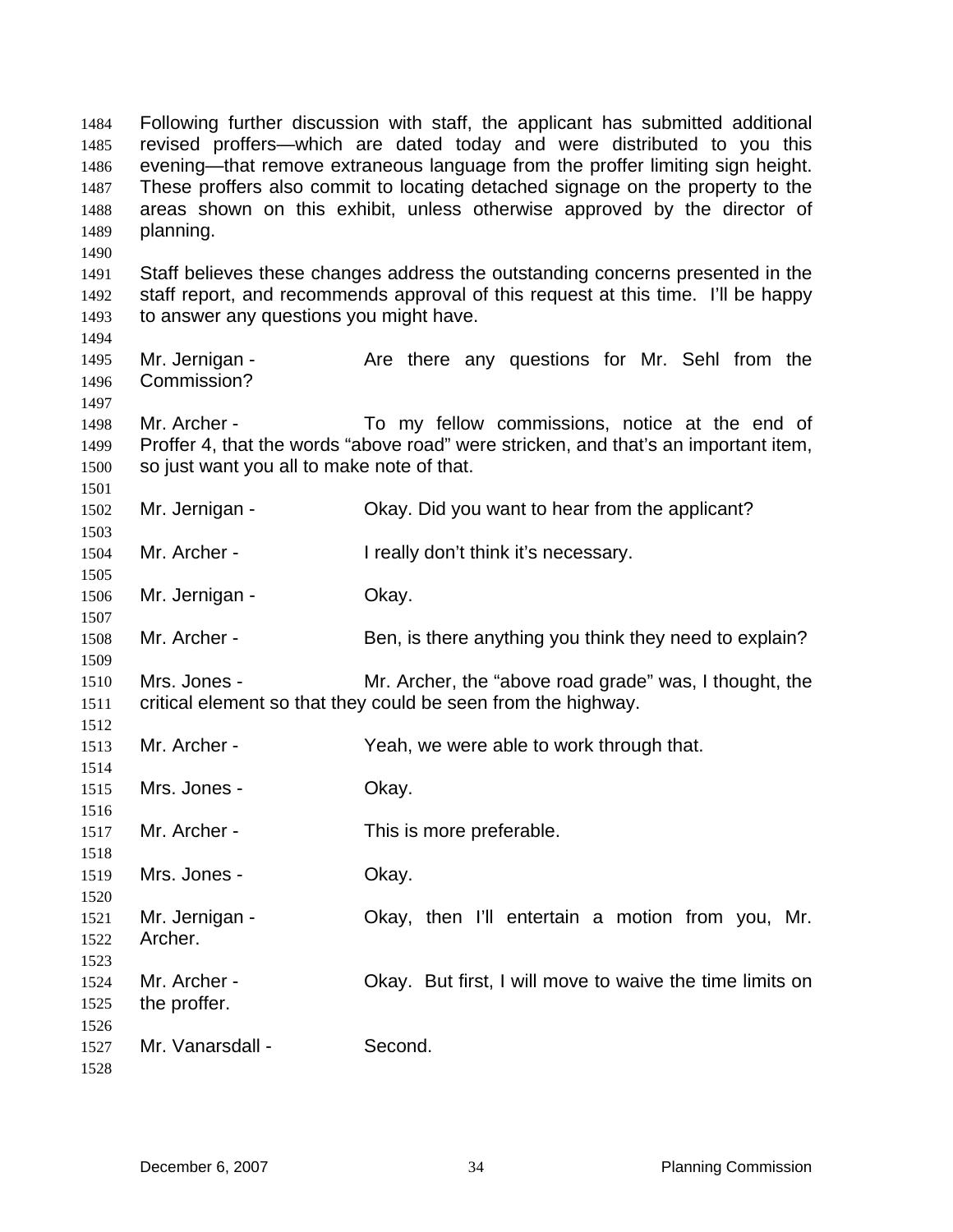Following further discussion with staff, the applicant has submitted additional revised proffers—which are dated today and were distributed to you this evening—that remove extraneous language from the proffer limiting sign height. These proffers also commit to locating detached signage on the property to the areas shown on this exhibit, unless otherwise approved by the director of planning.

Staff believes these changes address the outstanding concerns presented in the staff report, and recommends approval of this request at this time. I'll be happy to answer any questions you might have.

Mr. Jernigan - Are there any questions for Mr. Sehl from the Commission?

Mr. Archer - To my fellow commissions, notice at the end of Proffer 4, that the words "above road" were stricken, and that's an important item, so just want you all to make note of that.

Mr. Jernigan - Okay. Did you want to hear from the applicant?

Mr. Archer - I really don't think it's necessary.

Mr. Jernigan - Okay.

Mr. Archer - Ben, is there anything you think they need to explain?

Mrs. Jones - Mr. Archer, the "above road grade" was, I thought, the critical element so that they could be seen from the highway.

Mr. Archer - Yeah, we were able to work through that.

Mrs. Jones - Okay.

Mr. Archer - This is more preferable.

Mrs. Jones - Okay.

Mr. Jernigan - Okay, then I'll entertain a motion from you, Mr. Archer.

Mr. Archer - Okay. But first, I will move to waive the time limits on the proffer.

Mr. Vanarsdall - Second.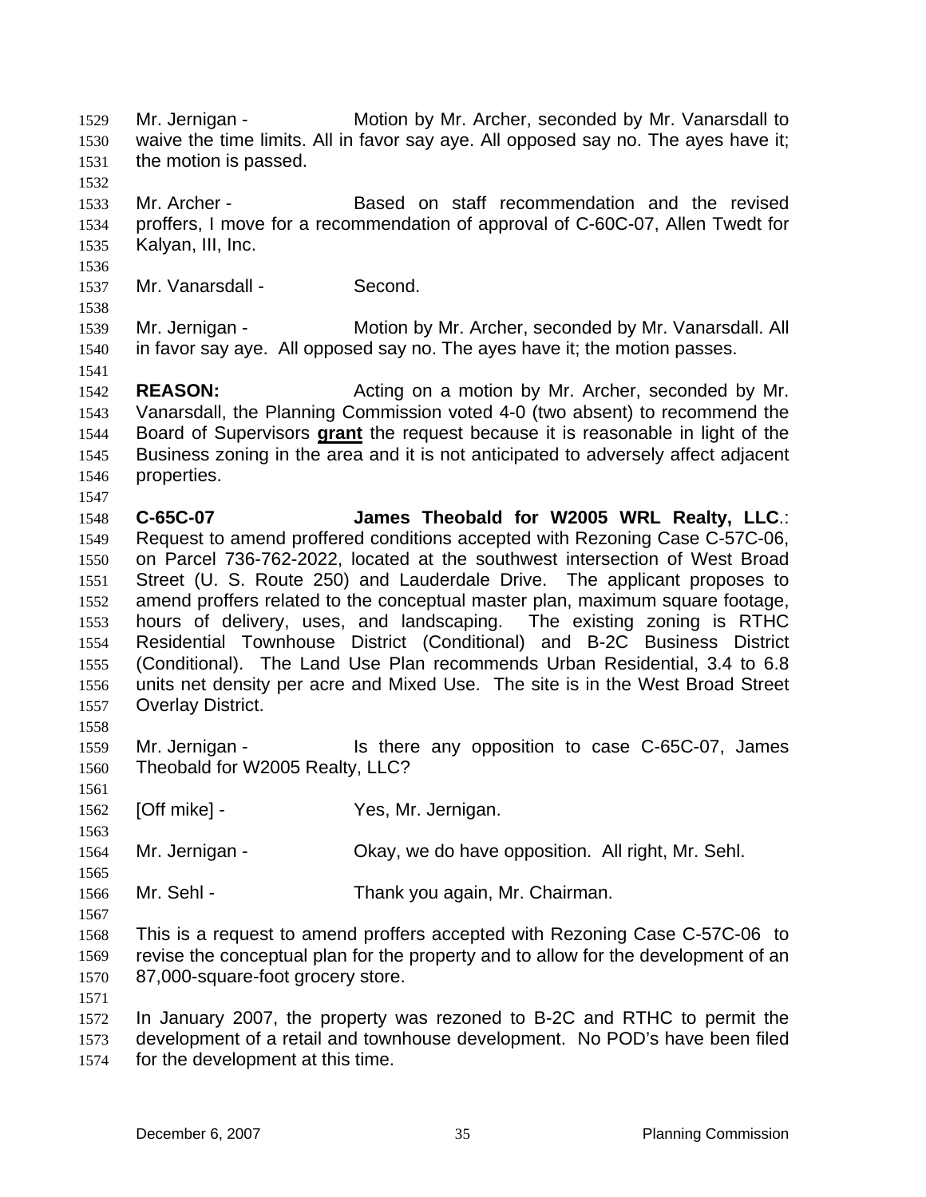Mr. Jernigan - Motion by Mr. Archer, seconded by Mr. Vanarsdall to waive the time limits. All in favor say aye. All opposed say no. The ayes have it; the motion is passed.

Mr. Archer - Based on staff recommendation and the revised proffers, I move for a recommendation of approval of C-60C-07, Allen Twedt for Kalyan, III, Inc.

Mr. Vanarsdall - Second.

Mr. Jernigan - Motion by Mr. Archer, seconded by Mr. Vanarsdall. All in favor say aye. All opposed say no. The ayes have it; the motion passes.

**REASON:** Acting on a motion by Mr. Archer, seconded by Mr. Vanarsdall, the Planning Commission voted 4-0 (two absent) to recommend the Board of Supervisors **grant** the request because it is reasonable in light of the Business zoning in the area and it is not anticipated to adversely affect adjacent properties.

**C-65C-07 James Theobald for W2005 WRL Realty, LLC**.: Request to amend proffered conditions accepted with Rezoning Case C-57C-06, on Parcel 736-762-2022, located at the southwest intersection of West Broad Street (U. S. Route 250) and Lauderdale Drive. The applicant proposes to amend proffers related to the conceptual master plan, maximum square footage, hours of delivery, uses, and landscaping. The existing zoning is RTHC Residential Townhouse District (Conditional) and B-2C Business District (Conditional). The Land Use Plan recommends Urban Residential, 3.4 to 6.8 units net density per acre and Mixed Use. The site is in the West Broad Street Overlay District.

Mr. Jernigan - Is there any opposition to case C-65C-07, James Theobald for W2005 Realty, LLC?

[Off mike] - Yes, Mr. Jernigan.

Mr. Jernigan - Okay, we do have opposition. All right, Mr. Sehl.

Mr. Sehl - Thank you again, Mr. Chairman.

This is a request to amend proffers accepted with Rezoning Case C-57C-06 to revise the conceptual plan for the property and to allow for the development of an 87,000-square-foot grocery store.

In January 2007, the property was rezoned to B-2C and RTHC to permit the development of a retail and townhouse development. No POD's have been filed for the development at this time.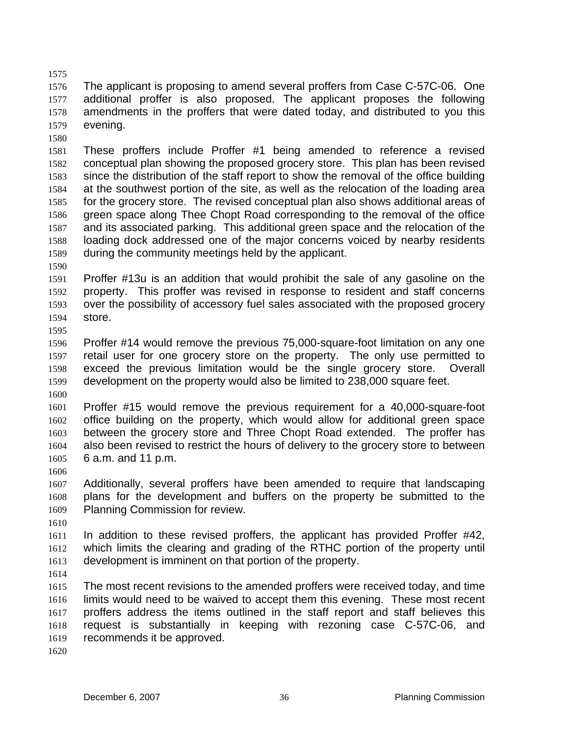The applicant is proposing to amend several proffers from Case C-57C-06. One additional proffer is also proposed. The applicant proposes the following amendments in the proffers that were dated today, and distributed to you this evening.

These proffers include Proffer #1 being amended to reference a revised conceptual plan showing the proposed grocery store. This plan has been revised since the distribution of the staff report to show the removal of the office building at the southwest portion of the site, as well as the relocation of the loading area for the grocery store. The revised conceptual plan also shows additional areas of green space along Thee Chopt Road corresponding to the removal of the office and its associated parking. This additional green space and the relocation of the loading dock addressed one of the major concerns voiced by nearby residents during the community meetings held by the applicant.

Proffer #13u is an addition that would prohibit the sale of any gasoline on the property. This proffer was revised in response to resident and staff concerns over the possibility of accessory fuel sales associated with the proposed grocery store.

Proffer #14 would remove the previous 75,000-square-foot limitation on any one retail user for one grocery store on the property. The only use permitted to exceed the previous limitation would be the single grocery store. Overall development on the property would also be limited to 238,000 square feet.

Proffer #15 would remove the previous requirement for a 40,000-square-foot office building on the property, which would allow for additional green space between the grocery store and Three Chopt Road extended. The proffer has also been revised to restrict the hours of delivery to the grocery store to between 6 a.m. and 11 p.m.

Additionally, several proffers have been amended to require that landscaping plans for the development and buffers on the property be submitted to the Planning Commission for review.

In addition to these revised proffers, the applicant has provided Proffer #42, which limits the clearing and grading of the RTHC portion of the property until development is imminent on that portion of the property.

The most recent revisions to the amended proffers were received today, and time limits would need to be waived to accept them this evening. These most recent proffers address the items outlined in the staff report and staff believes this request is substantially in keeping with rezoning case C-57C-06, and recommends it be approved.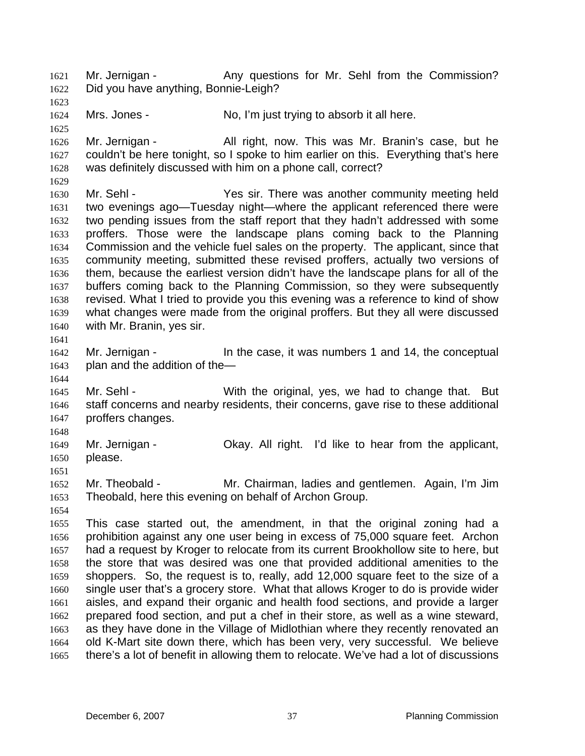Mr. Jernigan - Any questions for Mr. Sehl from the Commission? Did you have anything, Bonnie-Leigh?

Mrs. Jones - No, I'm just trying to absorb it all here.

Mr. Jernigan - All right, now. This was Mr. Branin's case, but he couldn't be here tonight, so I spoke to him earlier on this. Everything that's here was definitely discussed with him on a phone call, correct?

Mr. Sehl - Yes sir. There was another community meeting held two evenings ago—Tuesday night—where the applicant referenced there were two pending issues from the staff report that they hadn't addressed with some proffers. Those were the landscape plans coming back to the Planning Commission and the vehicle fuel sales on the property. The applicant, since that community meeting, submitted these revised proffers, actually two versions of them, because the earliest version didn't have the landscape plans for all of the buffers coming back to the Planning Commission, so they were subsequently revised. What I tried to provide you this evening was a reference to kind of show what changes were made from the original proffers. But they all were discussed with Mr. Branin, yes sir.

Mr. Jernigan - In the case, it was numbers 1 and 14, the conceptual plan and the addition of the—

Mr. Sehl - With the original, yes, we had to change that. But staff concerns and nearby residents, their concerns, gave rise to these additional proffers changes.

Mr. Jernigan - Okay. All right. I'd like to hear from the applicant, please.

Mr. Theobald - Mr. Chairman, ladies and gentlemen. Again, I'm Jim Theobald, here this evening on behalf of Archon Group.

This case started out, the amendment, in that the original zoning had a prohibition against any one user being in excess of 75,000 square feet. Archon had a request by Kroger to relocate from its current Brookhollow site to here, but the store that was desired was one that provided additional amenities to the shoppers. So, the request is to, really, add 12,000 square feet to the size of a single user that's a grocery store. What that allows Kroger to do is provide wider aisles, and expand their organic and health food sections, and provide a larger prepared food section, and put a chef in their store, as well as a wine steward, as they have done in the Village of Midlothian where they recently renovated an old K-Mart site down there, which has been very, very successful. We believe there's a lot of benefit in allowing them to relocate. We've had a lot of discussions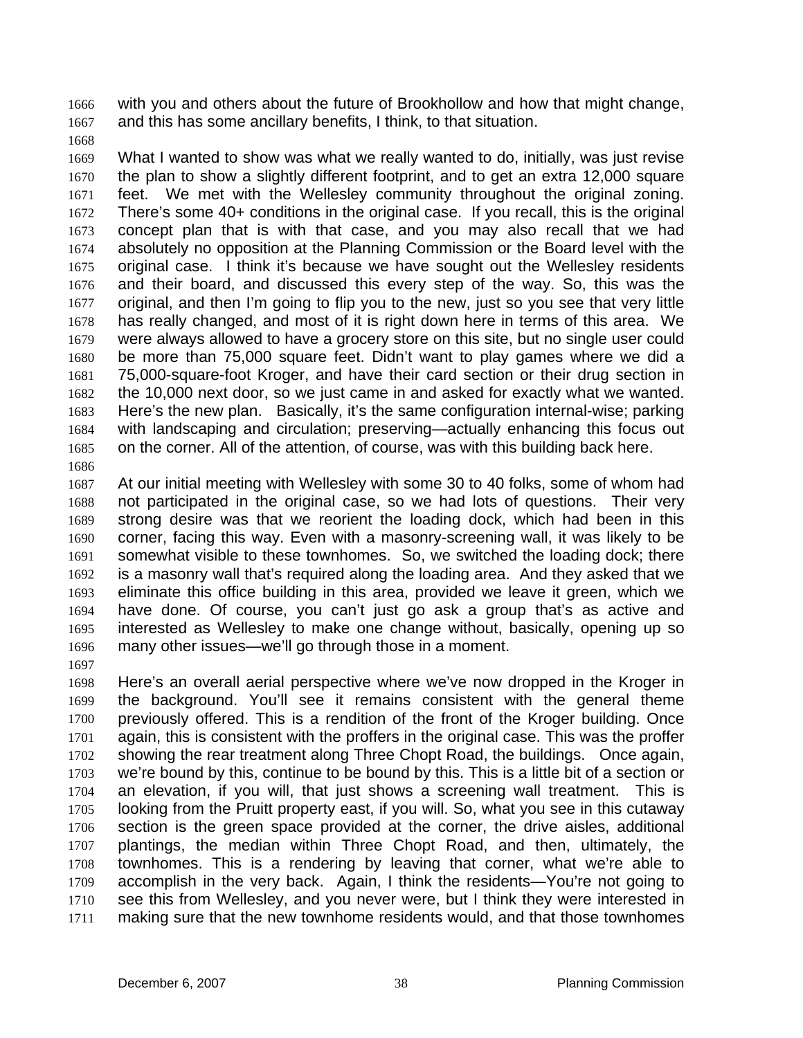with you and others about the future of Brookhollow and how that might change, and this has some ancillary benefits, I think, to that situation.

What I wanted to show was what we really wanted to do, initially, was just revise the plan to show a slightly different footprint, and to get an extra 12,000 square feet. We met with the Wellesley community throughout the original zoning. There's some 40+ conditions in the original case. If you recall, this is the original concept plan that is with that case, and you may also recall that we had absolutely no opposition at the Planning Commission or the Board level with the original case. I think it's because we have sought out the Wellesley residents and their board, and discussed this every step of the way. So, this was the original, and then I'm going to flip you to the new, just so you see that very little has really changed, and most of it is right down here in terms of this area. We were always allowed to have a grocery store on this site, but no single user could be more than 75,000 square feet. Didn't want to play games where we did a 75,000-square-foot Kroger, and have their card section or their drug section in the 10,000 next door, so we just came in and asked for exactly what we wanted. Here's the new plan. Basically, it's the same configuration internal-wise; parking with landscaping and circulation; preserving—actually enhancing this focus out on the corner. All of the attention, of course, was with this building back here.

At our initial meeting with Wellesley with some 30 to 40 folks, some of whom had not participated in the original case, so we had lots of questions. Their very strong desire was that we reorient the loading dock, which had been in this corner, facing this way. Even with a masonry-screening wall, it was likely to be somewhat visible to these townhomes. So, we switched the loading dock; there is a masonry wall that's required along the loading area. And they asked that we eliminate this office building in this area, provided we leave it green, which we have done. Of course, you can't just go ask a group that's as active and interested as Wellesley to make one change without, basically, opening up so many other issues—we'll go through those in a moment.

Here's an overall aerial perspective where we've now dropped in the Kroger in the background. You'll see it remains consistent with the general theme previously offered. This is a rendition of the front of the Kroger building. Once again, this is consistent with the proffers in the original case. This was the proffer showing the rear treatment along Three Chopt Road, the buildings. Once again, we're bound by this, continue to be bound by this. This is a little bit of a section or an elevation, if you will, that just shows a screening wall treatment. This is looking from the Pruitt property east, if you will. So, what you see in this cutaway section is the green space provided at the corner, the drive aisles, additional plantings, the median within Three Chopt Road, and then, ultimately, the townhomes. This is a rendering by leaving that corner, what we're able to accomplish in the very back. Again, I think the residents—You're not going to see this from Wellesley, and you never were, but I think they were interested in making sure that the new townhome residents would, and that those townhomes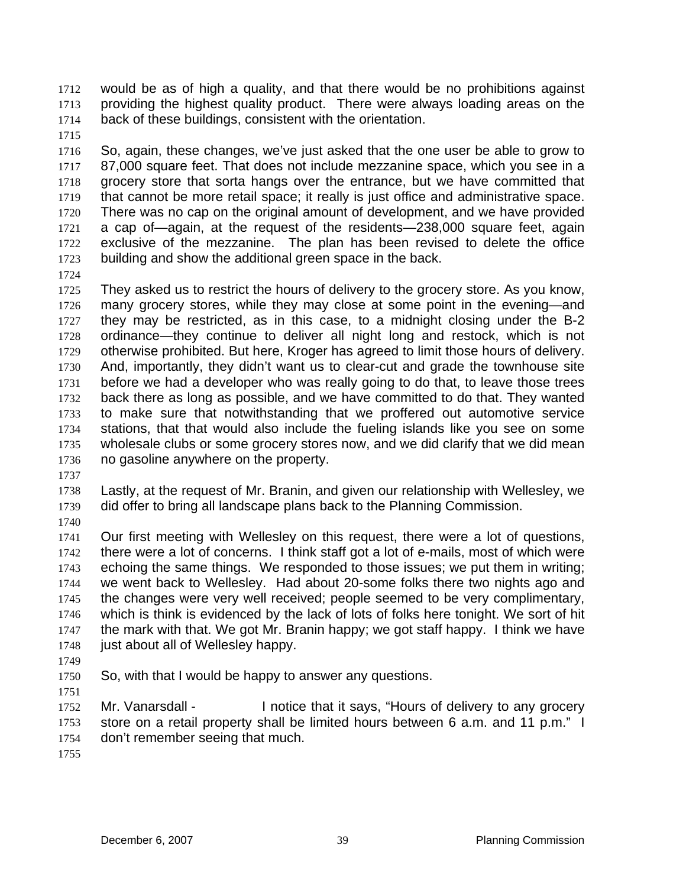would be as of high a quality, and that there would be no prohibitions against providing the highest quality product. There were always loading areas on the back of these buildings, consistent with the orientation.

So, again, these changes, we've just asked that the one user be able to grow to 87,000 square feet. That does not include mezzanine space, which you see in a grocery store that sorta hangs over the entrance, but we have committed that that cannot be more retail space; it really is just office and administrative space. There was no cap on the original amount of development, and we have provided a cap of—again, at the request of the residents—238,000 square feet, again exclusive of the mezzanine. The plan has been revised to delete the office building and show the additional green space in the back.

They asked us to restrict the hours of delivery to the grocery store. As you know, many grocery stores, while they may close at some point in the evening—and they may be restricted, as in this case, to a midnight closing under the B-2 ordinance—they continue to deliver all night long and restock, which is not otherwise prohibited. But here, Kroger has agreed to limit those hours of delivery. And, importantly, they didn't want us to clear-cut and grade the townhouse site before we had a developer who was really going to do that, to leave those trees back there as long as possible, and we have committed to do that. They wanted to make sure that notwithstanding that we proffered out automotive service stations, that that would also include the fueling islands like you see on some wholesale clubs or some grocery stores now, and we did clarify that we did mean no gasoline anywhere on the property.

Lastly, at the request of Mr. Branin, and given our relationship with Wellesley, we did offer to bring all landscape plans back to the Planning Commission.

Our first meeting with Wellesley on this request, there were a lot of questions, there were a lot of concerns. I think staff got a lot of e-mails, most of which were echoing the same things. We responded to those issues; we put them in writing; we went back to Wellesley. Had about 20-some folks there two nights ago and the changes were very well received; people seemed to be very complimentary, which is think is evidenced by the lack of lots of folks here tonight. We sort of hit the mark with that. We got Mr. Branin happy; we got staff happy. I think we have just about all of Wellesley happy.

So, with that I would be happy to answer any questions.

Mr. Vanarsdall - I notice that it says, "Hours of delivery to any grocery store on a retail property shall be limited hours between 6 a.m. and 11 p.m." I don't remember seeing that much.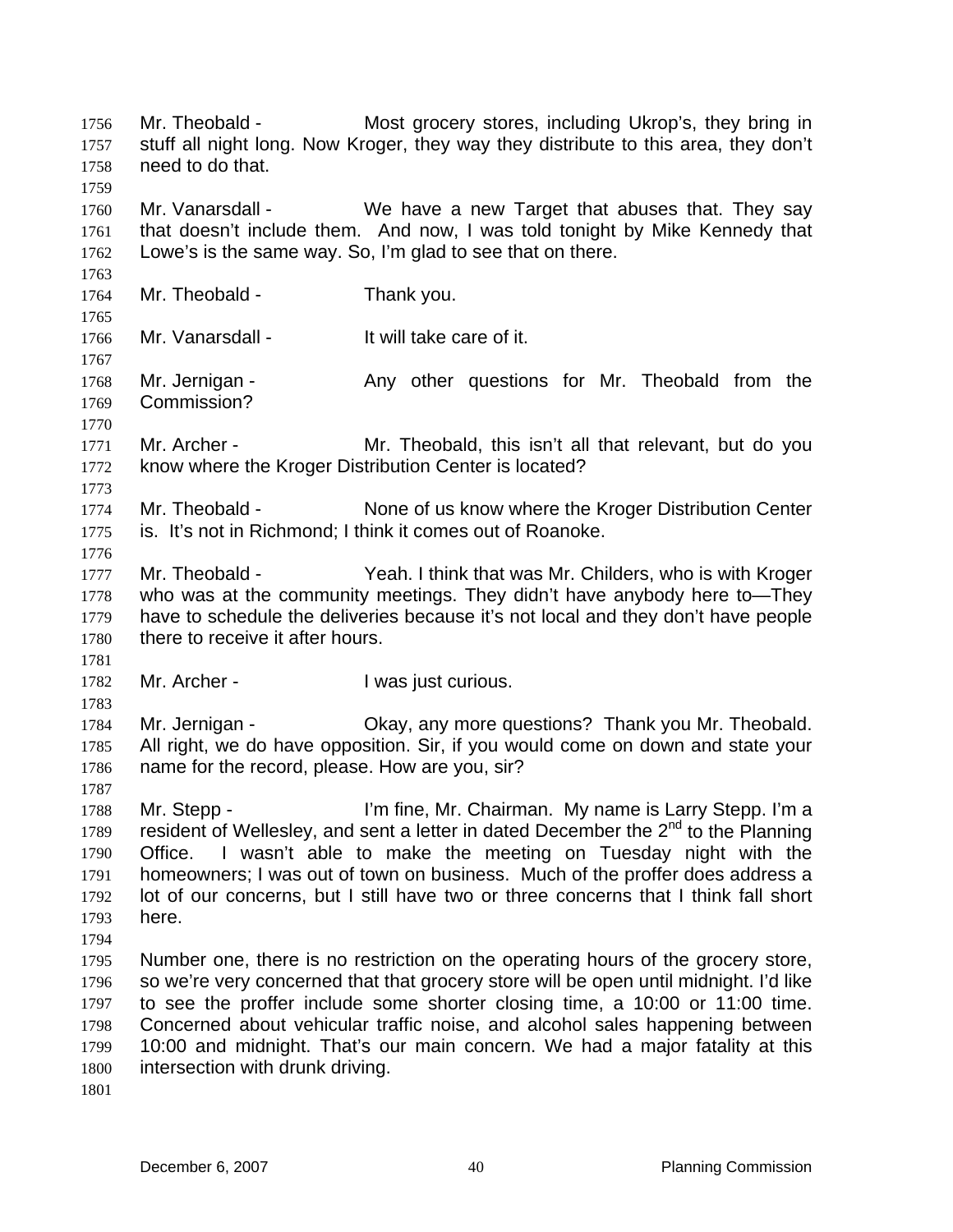Mr. Theobald - Most grocery stores, including Ukrop's, they bring in stuff all night long. Now Kroger, they way they distribute to this area, they don't need to do that.

Mr. Vanarsdall - We have a new Target that abuses that. They say that doesn't include them. And now, I was told tonight by Mike Kennedy that Lowe's is the same way. So, I'm glad to see that on there.

Mr. Theobald - Thank you.

Mr. Vanarsdall - It will take care of it.

Mr. Jernigan - Any other questions for Mr. Theobald from the Commission?

Mr. Archer - Mr. Theobald, this isn't all that relevant, but do you know where the Kroger Distribution Center is located?

Mr. Theobald - None of us know where the Kroger Distribution Center is. It's not in Richmond; I think it comes out of Roanoke.

Mr. Theobald - Yeah. I think that was Mr. Childers, who is with Kroger who was at the community meetings. They didn't have anybody here to—They have to schedule the deliveries because it's not local and they don't have people there to receive it after hours.

Mr. Archer - I was just curious.

Mr. Jernigan - Okay, any more questions? Thank you Mr. Theobald. All right, we do have opposition. Sir, if you would come on down and state your name for the record, please. How are you, sir?

Mr. Stepp - I'm fine, Mr. Chairman. My name is Larry Stepp. I'm a resident of Wellesley, and sent a letter in dated December the 2nd to the Planning Office. I wasn't able to make the meeting on Tuesday night with the homeowners; I was out of town on business. Much of the proffer does address a lot of our concerns, but I still have two or three concerns that I think fall short here.

Number one, there is no restriction on the operating hours of the grocery store, so we're very concerned that that grocery store will be open until midnight. I'd like to see the proffer include some shorter closing time, a 10:00 or 11:00 time. Concerned about vehicular traffic noise, and alcohol sales happening between 10:00 and midnight. That's our main concern. We had a major fatality at this intersection with drunk driving.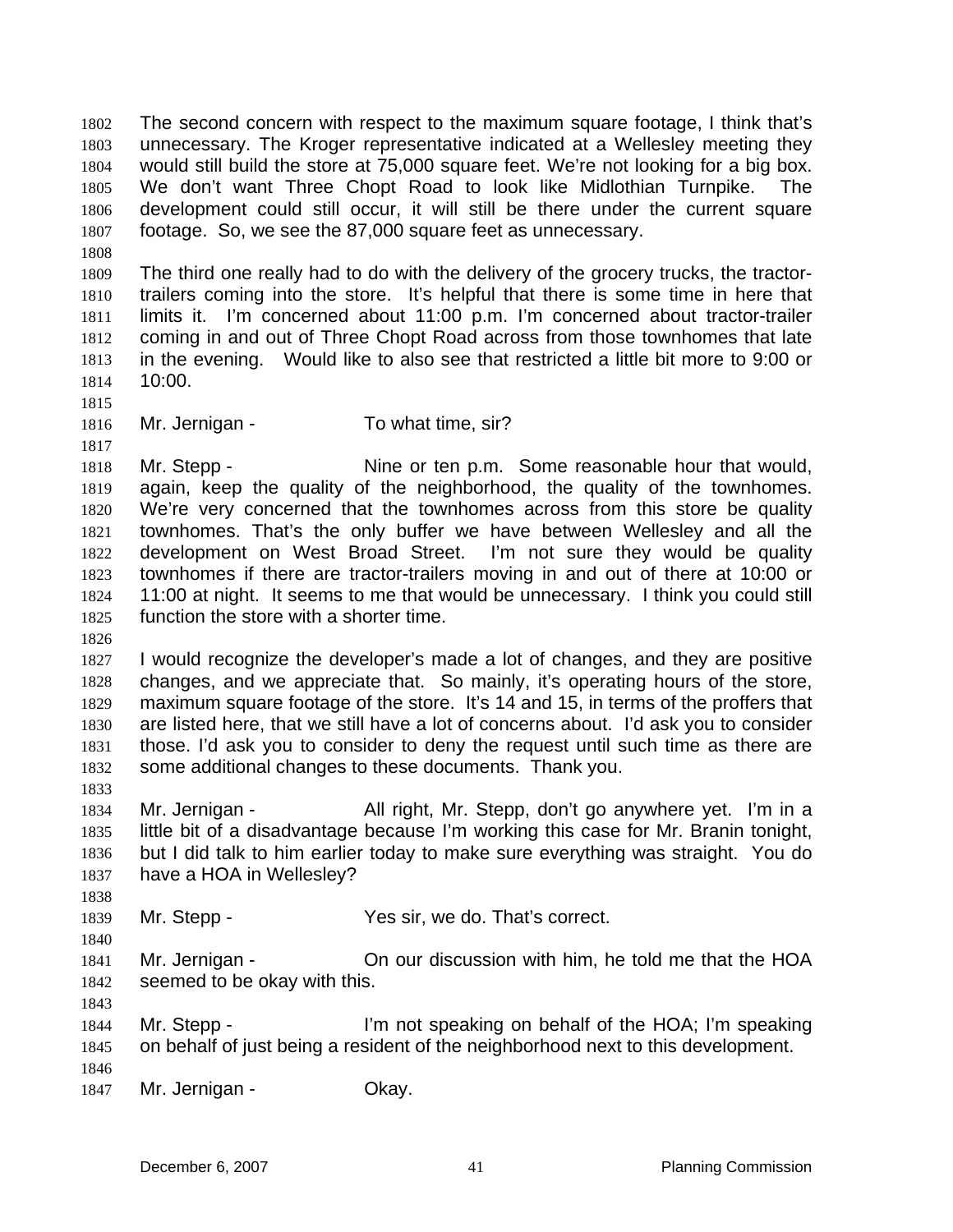The second concern with respect to the maximum square footage, I think that's unnecessary. The Kroger representative indicated at a Wellesley meeting they would still build the store at 75,000 square feet. We're not looking for a big box. We don't want Three Chopt Road to look like Midlothian Turnpike. The development could still occur, it will still be there under the current square footage. So, we see the 87,000 square feet as unnecessary.

The third one really had to do with the delivery of the grocery trucks, the tractor-trailers coming into the store. It's helpful that there is some time in here that limits it. I'm concerned about 11:00 p.m. I'm concerned about tractor-trailer coming in and out of Three Chopt Road across from those townhomes that late in the evening. Would like to also see that restricted a little bit more to 9:00 or 10:00.

Mr. Jernigan - To what time, sir?

Mr. Stepp - Nine or ten p.m. Some reasonable hour that would, again, keep the quality of the neighborhood, the quality of the townhomes. We're very concerned that the townhomes across from this store be quality townhomes. That's the only buffer we have between Wellesley and all the development on West Broad Street. I'm not sure they would be quality townhomes if there are tractor-trailers moving in and out of there at 10:00 or 11:00 at night. It seems to me that would be unnecessary. I think you could still function the store with a shorter time.

I would recognize the developer's made a lot of changes, and they are positive changes, and we appreciate that. So mainly, it's operating hours of the store, maximum square footage of the store. It's 14 and 15, in terms of the proffers that are listed here, that we still have a lot of concerns about. I'd ask you to consider those. I'd ask you to consider to deny the request until such time as there are some additional changes to these documents. Thank you.

Mr. Jernigan - All right, Mr. Stepp, don't go anywhere yet. I'm in a little bit of a disadvantage because I'm working this case for Mr. Branin tonight, but I did talk to him earlier today to make sure everything was straight. You do have a HOA in Wellesley?

Mr. Stepp - Yes sir, we do. That's correct.

Mr. Jernigan - On our discussion with him, he told me that the HOA seemed to be okay with this.

Mr. Stepp - I'm not speaking on behalf of the HOA; I'm speaking on behalf of just being a resident of the neighborhood next to this development.

Mr. Jernigan - Okay.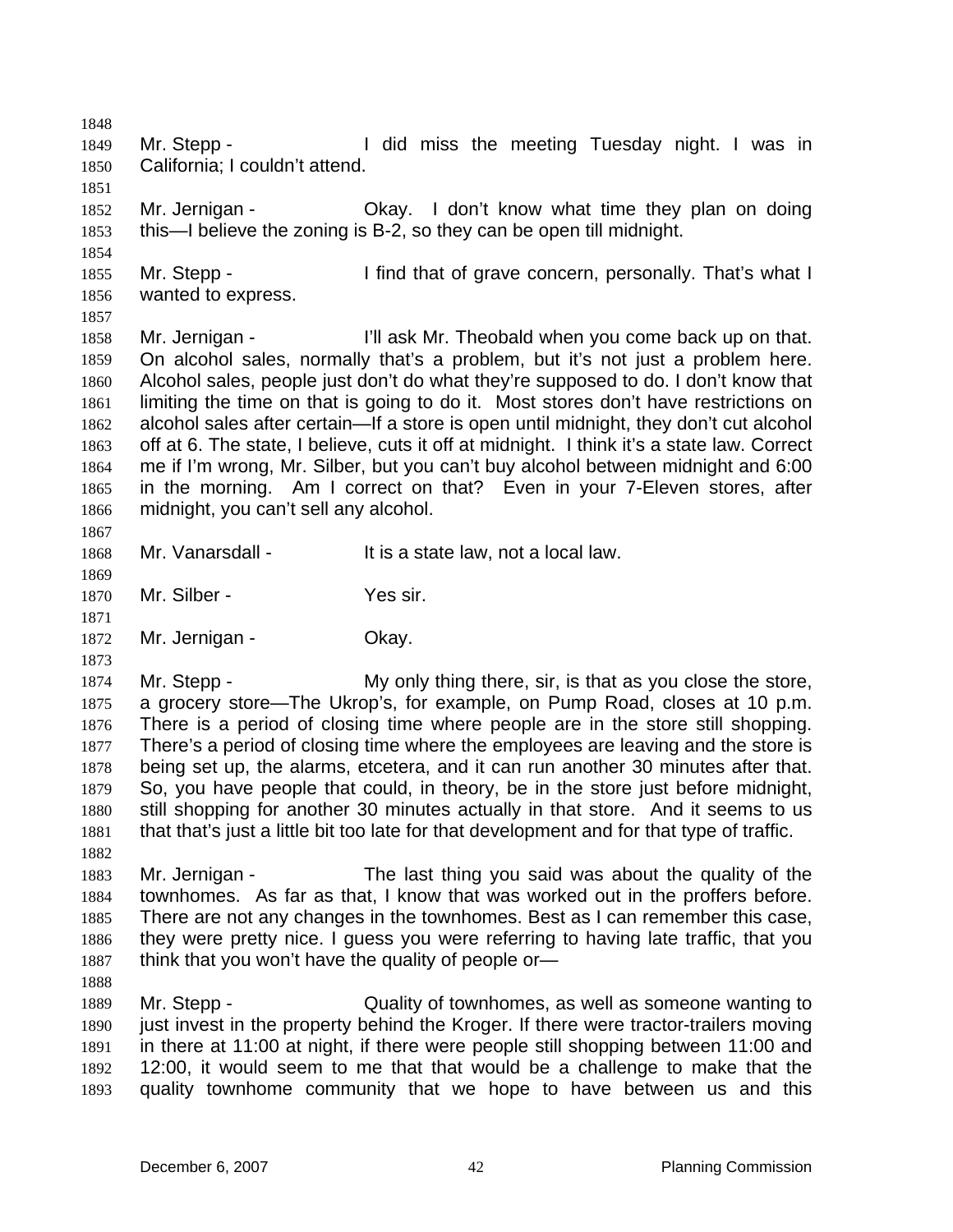Mr. Stepp - I did miss the meeting Tuesday night. I was in California; I couldn't attend.

Mr. Jernigan - Okay. I don't know what time they plan on doing this—I believe the zoning is B-2, so they can be open till midnight.

Mr. Stepp - I find that of grave concern, personally. That's what I wanted to express.

Mr. Jernigan - I'll ask Mr. Theobald when you come back up on that. On alcohol sales, normally that's a problem, but it's not just a problem here. Alcohol sales, people just don't do what they're supposed to do. I don't know that limiting the time on that is going to do it. Most stores don't have restrictions on alcohol sales after certain—If a store is open until midnight, they don't cut alcohol off at 6. The state, I believe, cuts it off at midnight. I think it's a state law. Correct me if I'm wrong, Mr. Silber, but you can't buy alcohol between midnight and 6:00 in the morning. Am I correct on that? Even in your 7-Eleven stores, after midnight, you can't sell any alcohol.

Mr. Vanarsdall - It is a state law, not a local law.

Mr. Silber - Yes sir.

Mr. Jernigan - Okay.

Mr. Stepp - My only thing there, sir, is that as you close the store, a grocery store—The Ukrop's, for example, on Pump Road, closes at 10 p.m. There is a period of closing time where people are in the store still shopping. There's a period of closing time where the employees are leaving and the store is being set up, the alarms, etcetera, and it can run another 30 minutes after that. So, you have people that could, in theory, be in the store just before midnight, still shopping for another 30 minutes actually in that store. And it seems to us that that's just a little bit too late for that development and for that type of traffic.

Mr. Jernigan - The last thing you said was about the quality of the townhomes. As far as that, I know that was worked out in the proffers before. There are not any changes in the townhomes. Best as I can remember this case, they were pretty nice. I guess you were referring to having late traffic, that you think that you won't have the quality of people or—

Mr. Stepp - Quality of townhomes, as well as someone wanting to just invest in the property behind the Kroger. If there were tractor-trailers moving in there at 11:00 at night, if there were people still shopping between 11:00 and 12:00, it would seem to me that that would be a challenge to make that the quality townhome community that we hope to have between us and this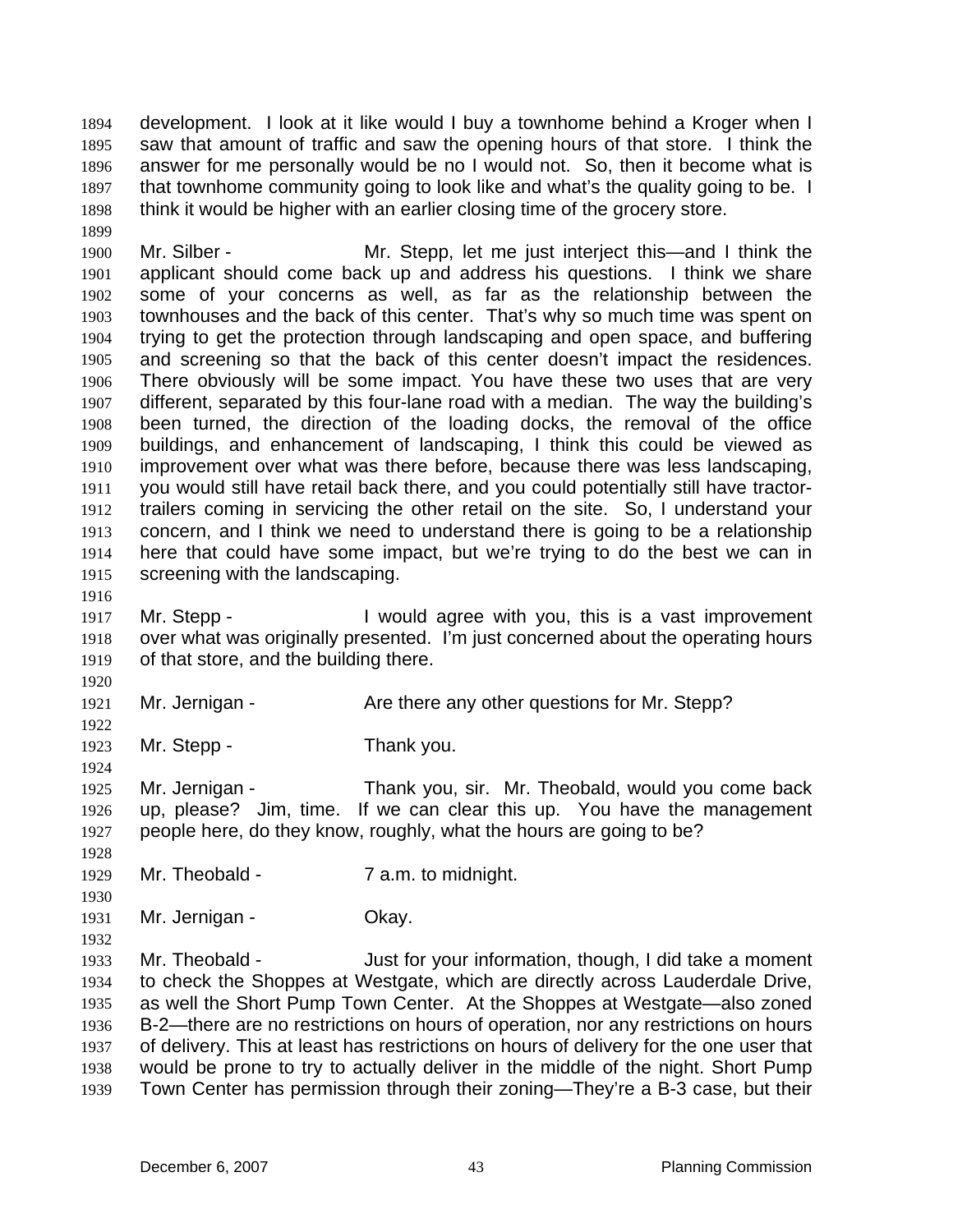development. I look at it like would I buy a townhome behind a Kroger when I saw that amount of traffic and saw the opening hours of that store. I think the answer for me personally would be no I would not. So, then it become what is that townhome community going to look like and what's the quality going to be. I think it would be higher with an earlier closing time of the grocery store.

Mr. Silber - Mr. Stepp, let me just interject this—and I think the applicant should come back up and address his questions. I think we share some of your concerns as well, as far as the relationship between the townhouses and the back of this center. That's why so much time was spent on trying to get the protection through landscaping and open space, and buffering and screening so that the back of this center doesn't impact the residences. There obviously will be some impact. You have these two uses that are very different, separated by this four-lane road with a median. The way the building's been turned, the direction of the loading docks, the removal of the office buildings, and enhancement of landscaping, I think this could be viewed as improvement over what was there before, because there was less landscaping, you would still have retail back there, and you could potentially still have tractor-trailers coming in servicing the other retail on the site. So, I understand your concern, and I think we need to understand there is going to be a relationship here that could have some impact, but we're trying to do the best we can in screening with the landscaping.

Mr. Stepp - I would agree with you, this is a vast improvement over what was originally presented. I'm just concerned about the operating hours of that store, and the building there.

Mr. Jernigan - Are there any other questions for Mr. Stepp?

Mr. Stepp - Thank you.

Mr. Jernigan - Thank you, sir. Mr. Theobald, would you come back up, please? Jim, time. If we can clear this up. You have the management people here, do they know, roughly, what the hours are going to be?

Mr. Theobald - 7 a.m. to midnight.

Mr. Jernigan - Okay.

Mr. Theobald - Just for your information, though, I did take a moment to check the Shoppes at Westgate, which are directly across Lauderdale Drive, as well the Short Pump Town Center. At the Shoppes at Westgate—also zoned B-2—there are no restrictions on hours of operation, nor any restrictions on hours of delivery. This at least has restrictions on hours of delivery for the one user that would be prone to try to actually deliver in the middle of the night. Short Pump Town Center has permission through their zoning—They're a B-3 case, but their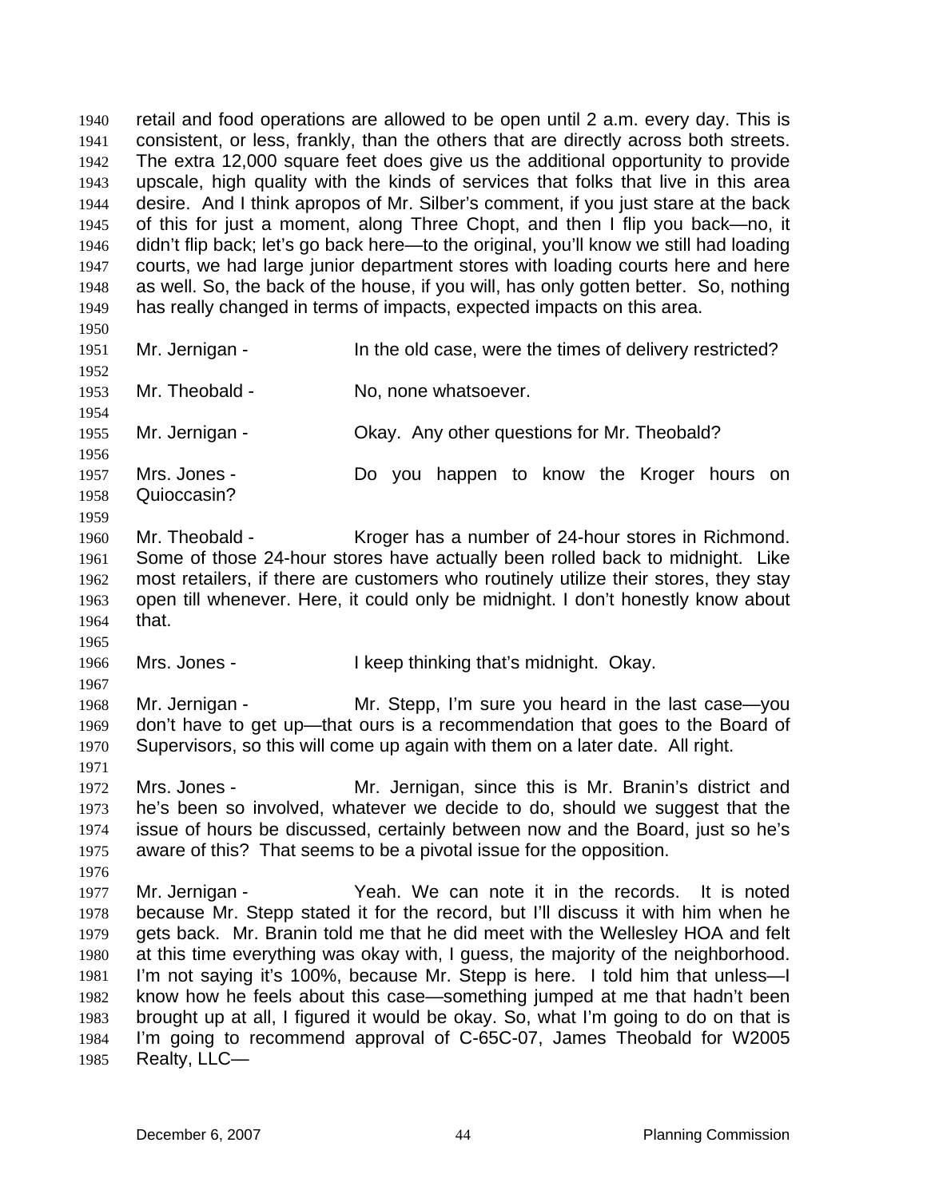retail and food operations are allowed to be open until 2 a.m. every day. This is consistent, or less, frankly, than the others that are directly across both streets. The extra 12,000 square feet does give us the additional opportunity to provide upscale, high quality with the kinds of services that folks that live in this area desire. And I think apropos of Mr. Silber's comment, if you just stare at the back of this for just a moment, along Three Chopt, and then I flip you back—no, it didn't flip back; let's go back here—to the original, you'll know we still had loading courts, we had large junior department stores with loading courts here and here as well. So, the back of the house, if you will, has only gotten better. So, nothing has really changed in terms of impacts, expected impacts on this area.

Mr. Jernigan - In the old case, were the times of delivery restricted?

Mr. Theobald - No, none whatsoever.

Mr. Jernigan - Okay. Any other questions for Mr. Theobald?

Mrs. Jones - Do you happen to know the Kroger hours on Quioccasin?

Mr. Theobald - Kroger has a number of 24-hour stores in Richmond. Some of those 24-hour stores have actually been rolled back to midnight. Like most retailers, if there are customers who routinely utilize their stores, they stay open till whenever. Here, it could only be midnight. I don't honestly know about that.

Mrs. Jones - I keep thinking that's midnight. Okay.

Mr. Jernigan - Mr. Stepp, I'm sure you heard in the last case—you don't have to get up—that ours is a recommendation that goes to the Board of Supervisors, so this will come up again with them on a later date. All right.

Mrs. Jones - Mr. Jernigan, since this is Mr. Branin's district and he's been so involved, whatever we decide to do, should we suggest that the issue of hours be discussed, certainly between now and the Board, just so he's aware of this? That seems to be a pivotal issue for the opposition.

Mr. Jernigan - Yeah. We can note it in the records. It is noted because Mr. Stepp stated it for the record, but I'll discuss it with him when he gets back. Mr. Branin told me that he did meet with the Wellesley HOA and felt at this time everything was okay with, I guess, the majority of the neighborhood. I'm not saying it's 100%, because Mr. Stepp is here. I told him that unless—I know how he feels about this case—something jumped at me that hadn't been brought up at all, I figured it would be okay. So, what I'm going to do on that is I'm going to recommend approval of C-65C-07, James Theobald for W2005 Realty, LLC—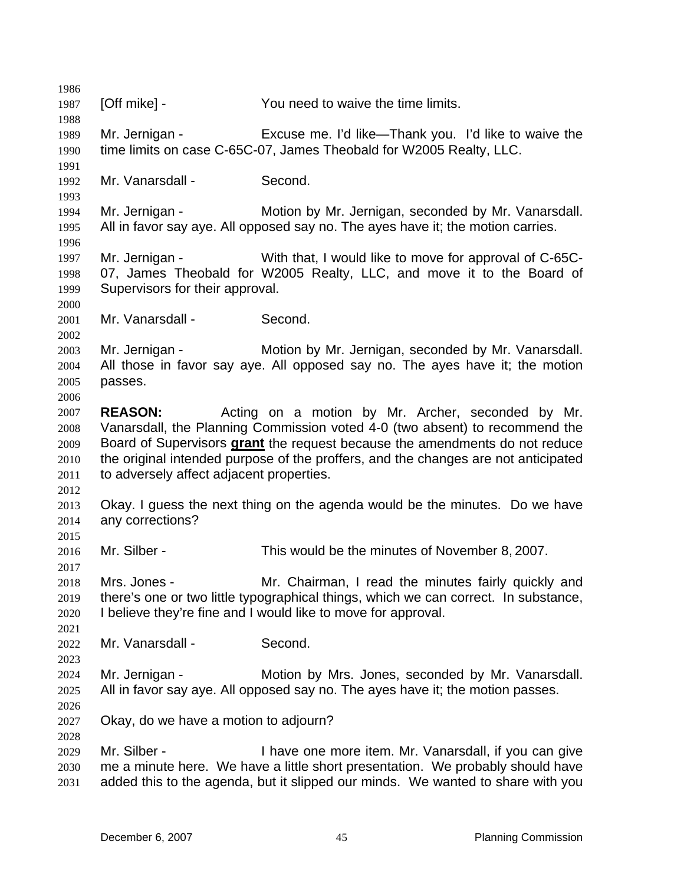[Off mike] - You need to waive the time limits.

Mr. Jernigan - Excuse me. I'd like—Thank you. I'd like to waive the time limits on case C-65C-07, James Theobald for W2005 Realty, LLC.

Mr. Vanarsdall - Second.

Mr. Jernigan - Motion by Mr. Jernigan, seconded by Mr. Vanarsdall. All in favor say aye. All opposed say no. The ayes have it; the motion carries.

Mr. Jernigan - With that, I would like to move for approval of C-65C-07, James Theobald for W2005 Realty, LLC, and move it to the Board of Supervisors for their approval.

Mr. Vanarsdall - Second.

Mr. Jernigan - Motion by Mr. Jernigan, seconded by Mr. Vanarsdall. All those in favor say aye. All opposed say no. The ayes have it; the motion passes.

**REASON:** Acting on a motion by Mr. Archer, seconded by Mr. Vanarsdall, the Planning Commission voted 4-0 (two absent) to recommend the Board of Supervisors **grant** the request because the amendments do not reduce the original intended purpose of the proffers, and the changes are not anticipated to adversely affect adjacent properties.

Okay. I guess the next thing on the agenda would be the minutes. Do we have any corrections?

Mr. Silber - This would be the minutes of November 8, 2007.

Mrs. Jones - Mr. Chairman, I read the minutes fairly quickly and there's one or two little typographical things, which we can correct. In substance, I believe they're fine and I would like to move for approval.

Mr. Vanarsdall - Second.

Mr. Jernigan - Motion by Mrs. Jones, seconded by Mr. Vanarsdall. All in favor say aye. All opposed say no. The ayes have it; the motion passes.

Okay, do we have a motion to adjourn?

Mr. Silber - I have one more item. Mr. Vanarsdall, if you can give me a minute here. We have a little short presentation. We probably should have added this to the agenda, but it slipped our minds. We wanted to share with you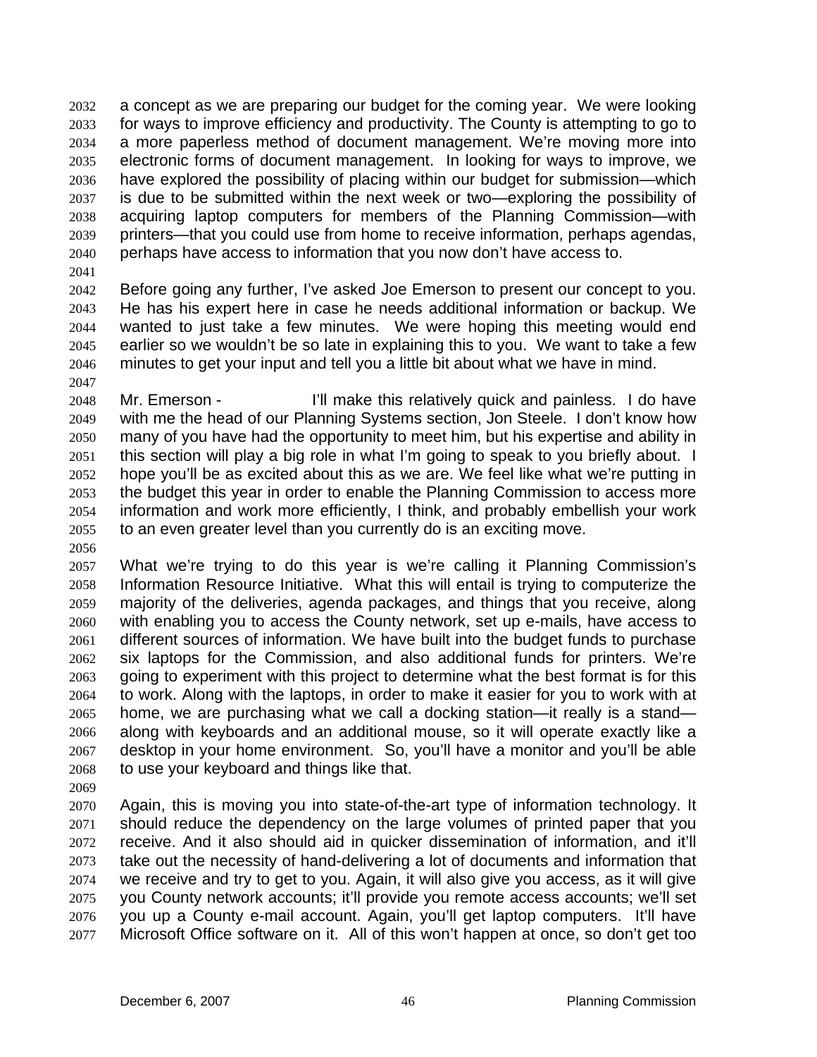a concept as we are preparing our budget for the coming year. We were looking for ways to improve efficiency and productivity. The County is attempting to go to a more paperless method of document management. We're moving more into electronic forms of document management. In looking for ways to improve, we have explored the possibility of placing within our budget for submission—which is due to be submitted within the next week or two—exploring the possibility of acquiring laptop computers for members of the Planning Commission—with printers—that you could use from home to receive information, perhaps agendas, perhaps have access to information that you now don't have access to.

Before going any further, I've asked Joe Emerson to present our concept to you. He has his expert here in case he needs additional information or backup. We wanted to just take a few minutes. We were hoping this meeting would end earlier so we wouldn't be so late in explaining this to you. We want to take a few minutes to get your input and tell you a little bit about what we have in mind.

Mr. Emerson - I'll make this relatively quick and painless. I do have with me the head of our Planning Systems section, Jon Steele. I don't know how many of you have had the opportunity to meet him, but his expertise and ability in this section will play a big role in what I'm going to speak to you briefly about. I hope you'll be as excited about this as we are. We feel like what we're putting in the budget this year in order to enable the Planning Commission to access more information and work more efficiently, I think, and probably embellish your work to an even greater level than you currently do is an exciting move.

What we're trying to do this year is we're calling it Planning Commission's Information Resource Initiative. What this will entail is trying to computerize the majority of the deliveries, agenda packages, and things that you receive, along with enabling you to access the County network, set up e-mails, have access to different sources of information. We have built into the budget funds to purchase six laptops for the Commission, and also additional funds for printers. We're going to experiment with this project to determine what the best format is for this to work. Along with the laptops, in order to make it easier for you to work with at home, we are purchasing what we call a docking station—it really is a stand—along with keyboards and an additional mouse, so it will operate exactly like a desktop in your home environment. So, you'll have a monitor and you'll be able to use your keyboard and things like that.

Again, this is moving you into state-of-the-art type of information technology. It should reduce the dependency on the large volumes of printed paper that you receive. And it also should aid in quicker dissemination of information, and it'll take out the necessity of hand-delivering a lot of documents and information that we receive and try to get to you. Again, it will also give you access, as it will give you County network accounts; it'll provide you remote access accounts; we'll set you up a County e-mail account. Again, you'll get laptop computers. It'll have Microsoft Office software on it. All of this won't happen at once, so don't get too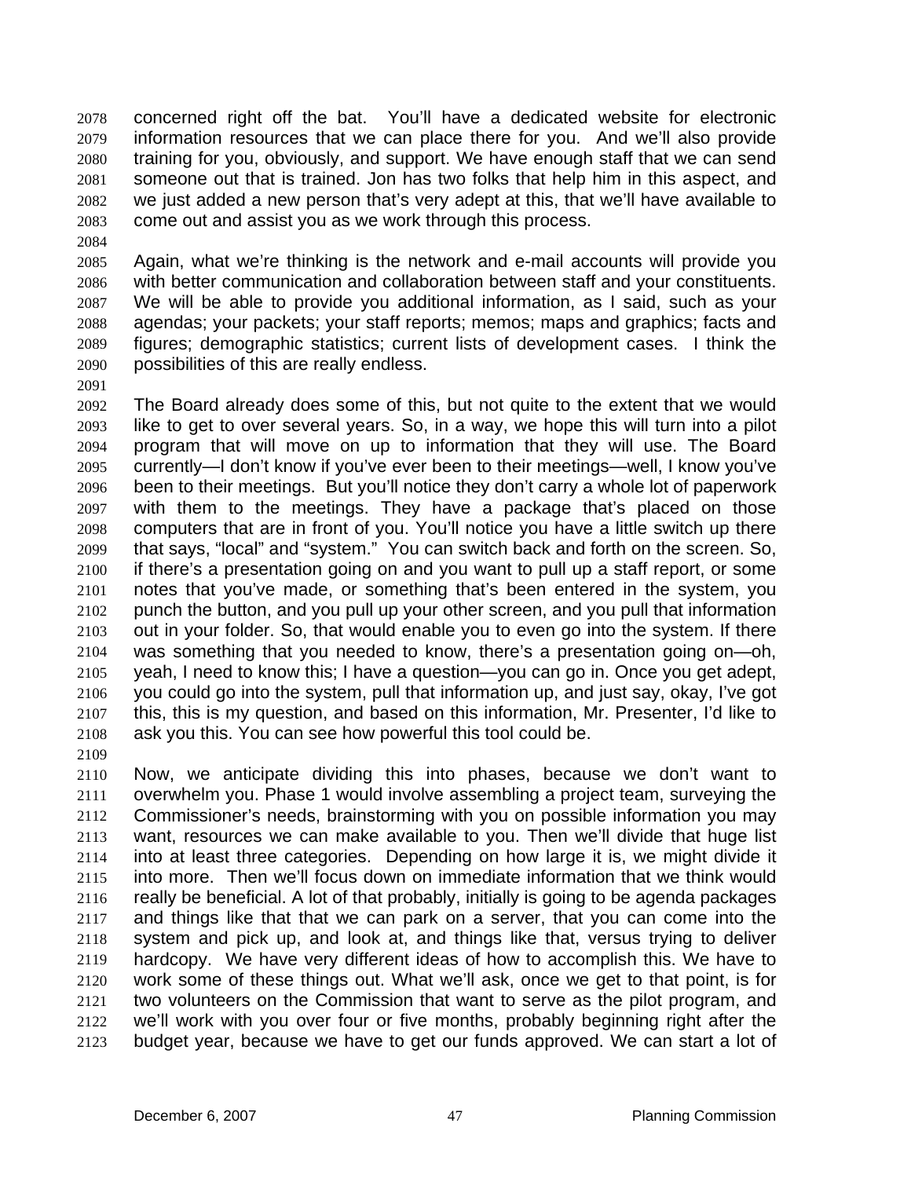concerned right off the bat. You'll have a dedicated website for electronic information resources that we can place there for you. And we'll also provide training for you, obviously, and support. We have enough staff that we can send someone out that is trained. Jon has two folks that help him in this aspect, and we just added a new person that's very adept at this, that we'll have available to come out and assist you as we work through this process.

Again, what we're thinking is the network and e-mail accounts will provide you with better communication and collaboration between staff and your constituents. We will be able to provide you additional information, as I said, such as your agendas; your packets; your staff reports; memos; maps and graphics; facts and figures; demographic statistics; current lists of development cases. I think the possibilities of this are really endless.

The Board already does some of this, but not quite to the extent that we would like to get to over several years. So, in a way, we hope this will turn into a pilot program that will move on up to information that they will use. The Board currently—I don't know if you've ever been to their meetings—well, I know you've been to their meetings. But you'll notice they don't carry a whole lot of paperwork with them to the meetings. They have a package that's placed on those computers that are in front of you. You'll notice you have a little switch up there that says, "local" and "system." You can switch back and forth on the screen. So, if there's a presentation going on and you want to pull up a staff report, or some notes that you've made, or something that's been entered in the system, you punch the button, and you pull up your other screen, and you pull that information out in your folder. So, that would enable you to even go into the system. If there was something that you needed to know, there's a presentation going on—oh, yeah, I need to know this; I have a question—you can go in. Once you get adept, you could go into the system, pull that information up, and just say, okay, I've got this, this is my question, and based on this information, Mr. Presenter, I'd like to ask you this. You can see how powerful this tool could be.

Now, we anticipate dividing this into phases, because we don't want to overwhelm you. Phase 1 would involve assembling a project team, surveying the Commissioner's needs, brainstorming with you on possible information you may want, resources we can make available to you. Then we'll divide that huge list into at least three categories. Depending on how large it is, we might divide it into more. Then we'll focus down on immediate information that we think would really be beneficial. A lot of that probably, initially is going to be agenda packages and things like that that we can park on a server, that you can come into the system and pick up, and look at, and things like that, versus trying to deliver hardcopy. We have very different ideas of how to accomplish this. We have to work some of these things out. What we'll ask, once we get to that point, is for two volunteers on the Commission that want to serve as the pilot program, and we'll work with you over four or five months, probably beginning right after the budget year, because we have to get our funds approved. We can start a lot of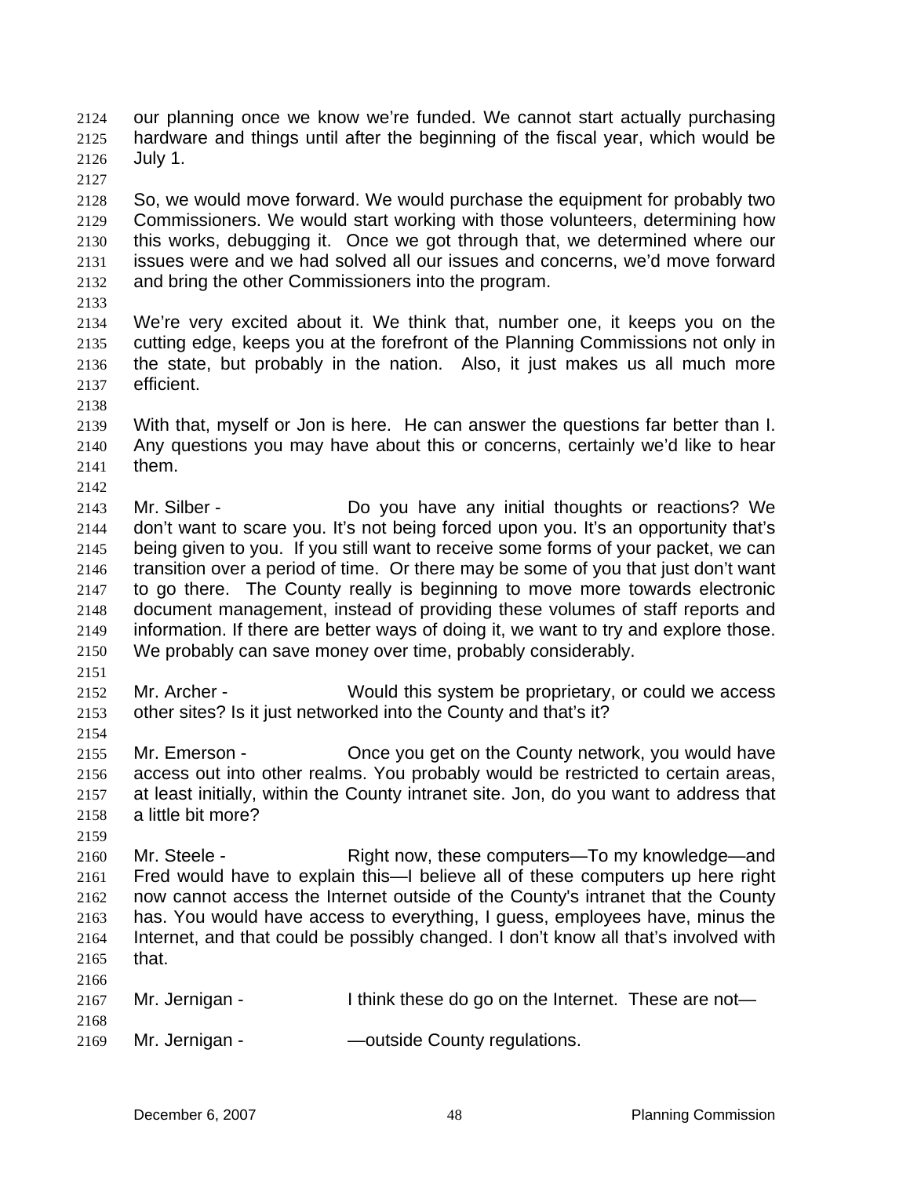our planning once we know we're funded. We cannot start actually purchasing hardware and things until after the beginning of the fiscal year, which would be July 1.

So, we would move forward. We would purchase the equipment for probably two Commissioners. We would start working with those volunteers, determining how this works, debugging it. Once we got through that, we determined where our issues were and we had solved all our issues and concerns, we'd move forward and bring the other Commissioners into the program.

We're very excited about it. We think that, number one, it keeps you on the cutting edge, keeps you at the forefront of the Planning Commissions not only in the state, but probably in the nation. Also, it just makes us all much more efficient.

With that, myself or Jon is here. He can answer the questions far better than I. Any questions you may have about this or concerns, certainly we'd like to hear them.

Mr. Silber - Do you have any initial thoughts or reactions? We don't want to scare you. It's not being forced upon you. It's an opportunity that's being given to you. If you still want to receive some forms of your packet, we can transition over a period of time. Or there may be some of you that just don't want to go there. The County really is beginning to move more towards electronic document management, instead of providing these volumes of staff reports and information. If there are better ways of doing it, we want to try and explore those. We probably can save money over time, probably considerably.

Mr. Archer - Would this system be proprietary, or could we access other sites? Is it just networked into the County and that's it?

Mr. Emerson - Once you get on the County network, you would have access out into other realms. You probably would be restricted to certain areas, at least initially, within the County intranet site. Jon, do you want to address that a little bit more?

Mr. Steele - Right now, these computers—To my knowledge—and Fred would have to explain this—I believe all of these computers up here right now cannot access the Internet outside of the County's intranet that the County has. You would have access to everything, I guess, employees have, minus the Internet, and that could be possibly changed. I don't know all that's involved with that.

Mr. Jernigan - I think these do go on the Internet. These are not—

Mr. Jernigan - —outside County regulations.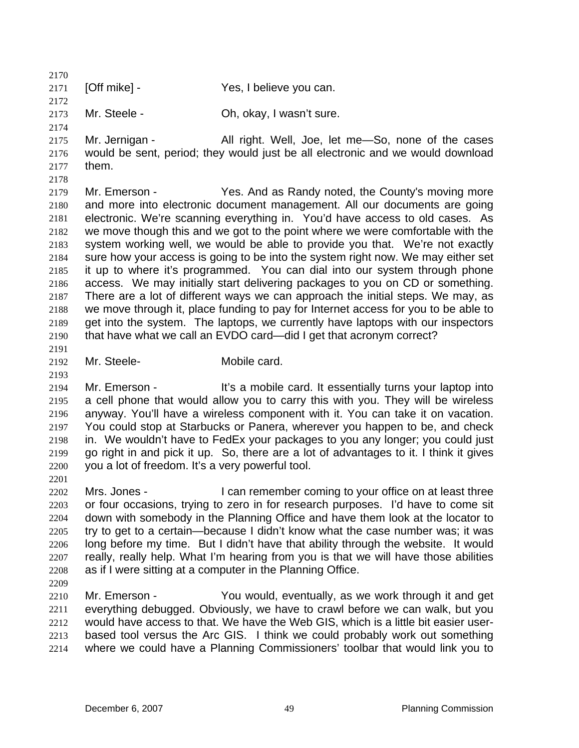[Off mike] - Yes, I believe you can.

Mr. Steele - Oh, okay, I wasn't sure.

Mr. Jernigan - All right. Well, Joe, let me—So, none of the cases would be sent, period; they would just be all electronic and we would download them.

Mr. Emerson - Yes. And as Randy noted, the County's moving more and more into electronic document management. All our documents are going electronic. We're scanning everything in. You'd have access to old cases. As we move though this and we got to the point where we were comfortable with the system working well, we would be able to provide you that. We're not exactly sure how your access is going to be into the system right now. We may either set it up to where it's programmed. You can dial into our system through phone access. We may initially start delivering packages to you on CD or something. There are a lot of different ways we can approach the initial steps. We may, as we move through it, place funding to pay for Internet access for you to be able to get into the system. The laptops, we currently have laptops with our inspectors that have what we call an EVDO card—did I get that acronym correct?

Mr. Steele- Mobile card.

Mr. Emerson - It's a mobile card. It essentially turns your laptop into a cell phone that would allow you to carry this with you. They will be wireless anyway. You'll have a wireless component with it. You can take it on vacation. You could stop at Starbucks or Panera, wherever you happen to be, and check in. We wouldn't have to FedEx your packages to you any longer; you could just go right in and pick it up. So, there are a lot of advantages to it. I think it gives you a lot of freedom. It's a very powerful tool.

Mrs. Jones - I can remember coming to your office on at least three or four occasions, trying to zero in for research purposes. I'd have to come sit down with somebody in the Planning Office and have them look at the locator to try to get to a certain—because I didn't know what the case number was; it was long before my time. But I didn't have that ability through the website. It would really, really help. What I'm hearing from you is that we will have those abilities as if I were sitting at a computer in the Planning Office.

Mr. Emerson - You would, eventually, as we work through it and get everything debugged. Obviously, we have to crawl before we can walk, but you would have access to that. We have the Web GIS, which is a little bit easier user-based tool versus the Arc GIS. I think we could probably work out something where we could have a Planning Commissioners' toolbar that would link you to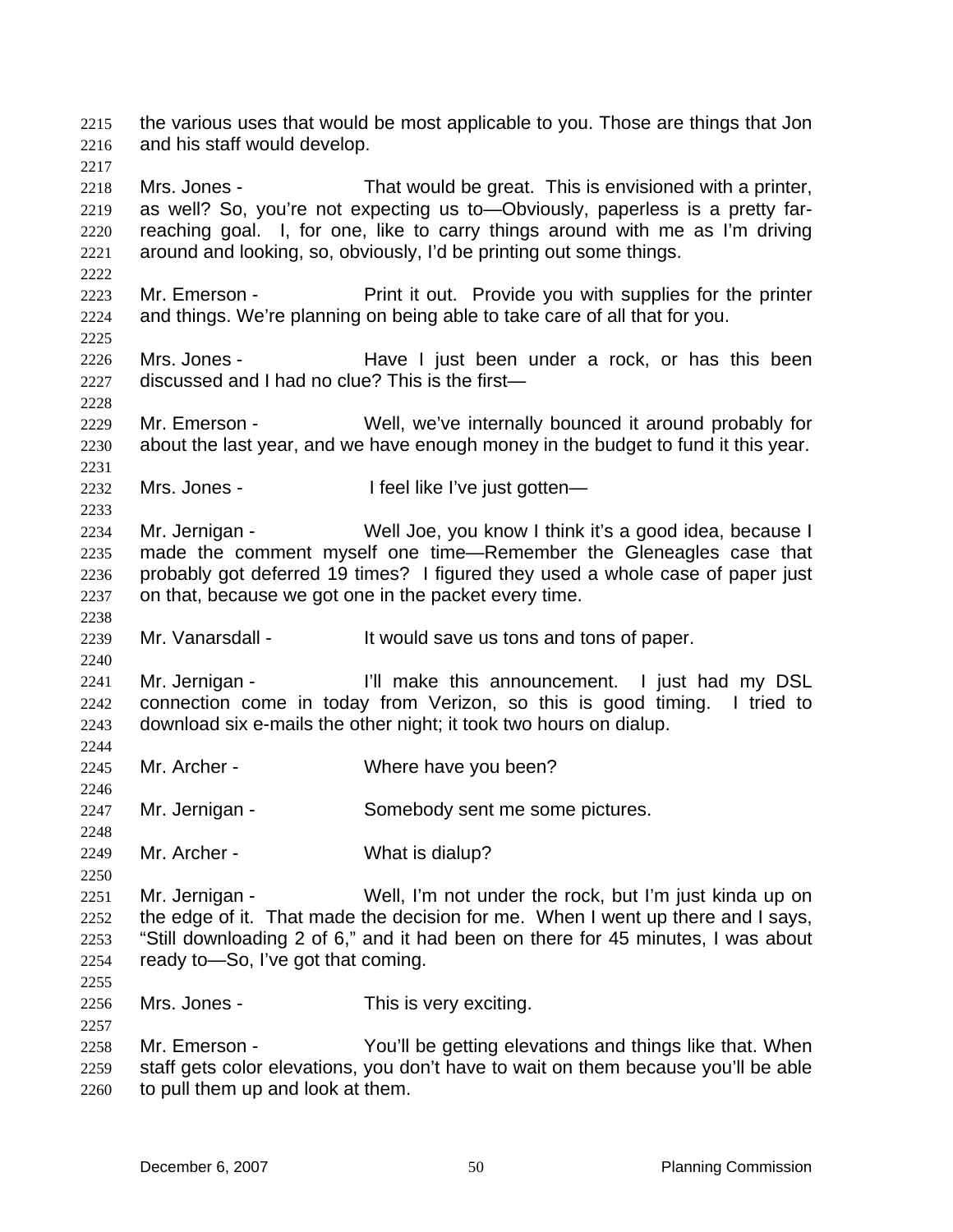the various uses that would be most applicable to you. Those are things that Jon and his staff would develop.

Mrs. Jones - That would be great. This is envisioned with a printer, as well? So, you're not expecting us to—Obviously, paperless is a pretty far-reaching goal. I, for one, like to carry things around with me as I'm driving around and looking, so, obviously, I'd be printing out some things.

Mr. Emerson - Print it out. Provide you with supplies for the printer and things. We're planning on being able to take care of all that for you.

Mrs. Jones - Have I just been under a rock, or has this been discussed and I had no clue? This is the first—

Mr. Emerson - Well, we've internally bounced it around probably for about the last year, and we have enough money in the budget to fund it this year.

Mrs. Jones - I feel like I've just gotten—

Mr. Jernigan - Well Joe, you know I think it's a good idea, because I made the comment myself one time—Remember the Gleneagles case that probably got deferred 19 times? I figured they used a whole case of paper just on that, because we got one in the packet every time.

Mr. Vanarsdall - It would save us tons and tons of paper.

Mr. Jernigan - I'll make this announcement. I just had my DSL connection come in today from Verizon, so this is good timing. I tried to download six e-mails the other night; it took two hours on dialup.

Mr. Archer - Where have you been?

Mr. Jernigan - Somebody sent me some pictures.

Mr. Archer - What is dialup?

Mr. Jernigan - Well, I'm not under the rock, but I'm just kinda up on the edge of it. That made the decision for me. When I went up there and I says, "Still downloading 2 of 6," and it had been on there for 45 minutes, I was about ready to—So, I've got that coming.

Mrs. Jones - This is very exciting.

Mr. Emerson - You'll be getting elevations and things like that. When staff gets color elevations, you don't have to wait on them because you'll be able to pull them up and look at them.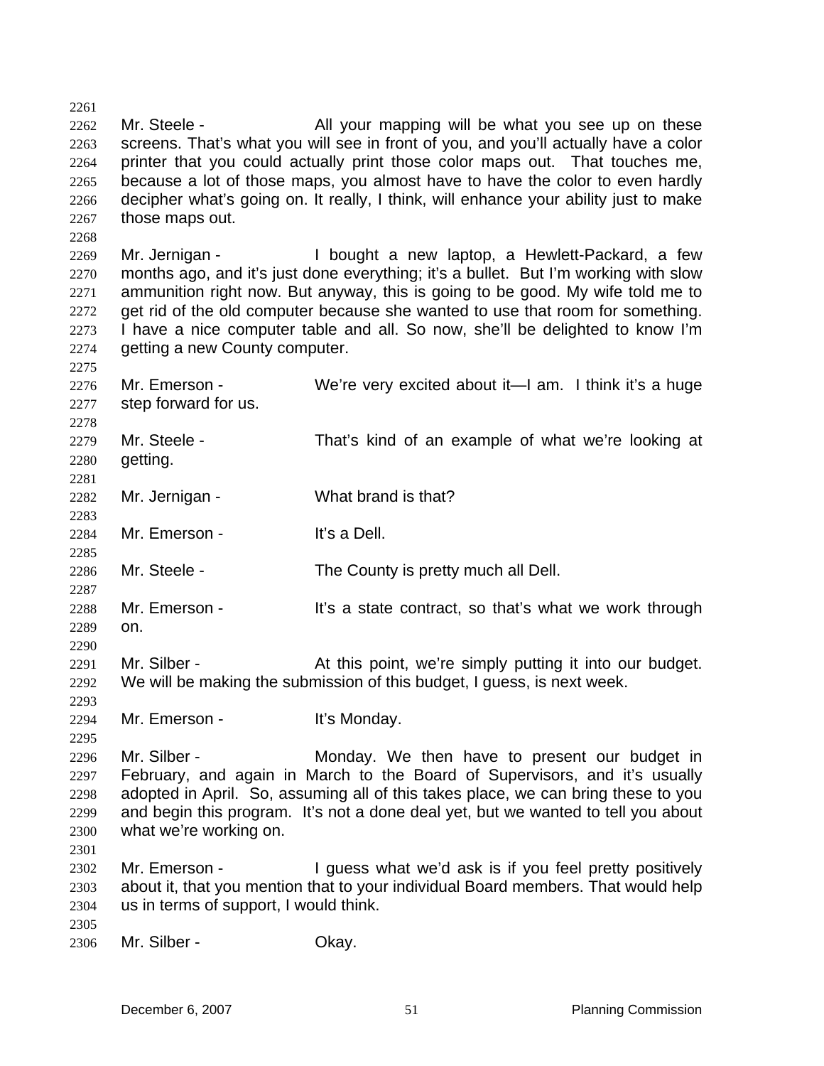Mr. Steele - All your mapping will be what you see up on these screens. That's what you will see in front of you, and you'll actually have a color printer that you could actually print those color maps out. That touches me, because a lot of those maps, you almost have to have the color to even hardly decipher what's going on. It really, I think, will enhance your ability just to make those maps out.

Mr. Jernigan - I bought a new laptop, a Hewlett-Packard, a few months ago, and it's just done everything; it's a bullet. But I'm working with slow ammunition right now. But anyway, this is going to be good. My wife told me to get rid of the old computer because she wanted to use that room for something. I have a nice computer table and all. So now, she'll be delighted to know I'm getting a new County computer.

Mr. Emerson - We're very excited about it—I am. I think it's a huge step forward for us.

Mr. Steele - That's kind of an example of what we're looking at getting.

Mr. Jernigan - What brand is that?

Mr. Emerson - It's a Dell.

Mr. Steele - The County is pretty much all Dell.

Mr. Emerson - It's a state contract, so that's what we work through on.

Mr. Silber - At this point, we're simply putting it into our budget. We will be making the submission of this budget, I guess, is next week.

Mr. Emerson - It's Monday.

Mr. Silber - Monday. We then have to present our budget in February, and again in March to the Board of Supervisors, and it's usually adopted in April. So, assuming all of this takes place, we can bring these to you and begin this program. It's not a done deal yet, but we wanted to tell you about what we're working on.

Mr. Emerson - I guess what we'd ask is if you feel pretty positively about it, that you mention that to your individual Board members. That would help us in terms of support, I would think.

Mr. Silber - Okay.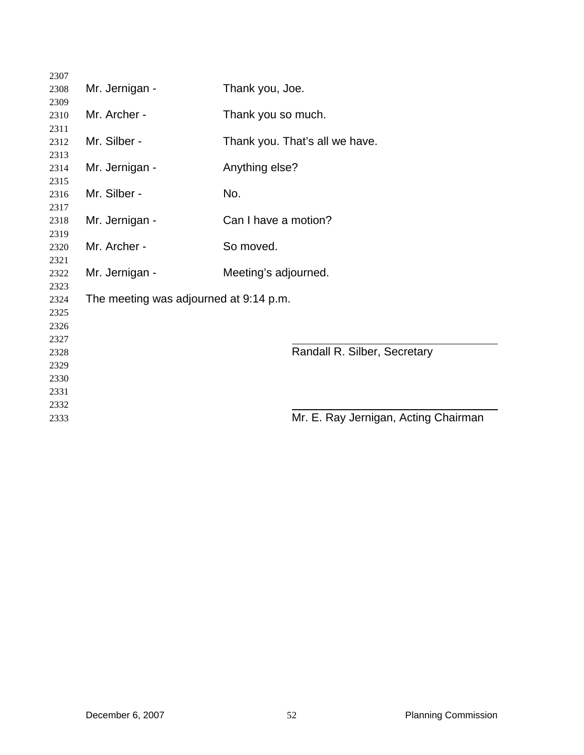Mr. Jernigan - Thank you, Joe.

Mr. Archer - Thank you so much.

Mr. Silber - Thank you. That's all we have.

Mr. Jernigan - Anything else?

Mr. Silber - No.

Mr. Jernigan - Can I have a motion?

Mr. Archer - So moved.

Mr. Jernigan - Meeting's adjourned.

The meeting was adjourned at 9:14 p.m.

\_\_\_\_\_\_\_\_\_\_\_\_\_\_\_\_\_\_\_\_\_\_\_\_\_\_\_\_\_\_\_\_\_\_\_\_\_

Randall R. Silber, Secretary

\_\_\_\_\_\_\_\_\_\_\_\_\_\_\_\_\_\_\_\_\_\_\_\_\_\_\_\_\_\_\_\_\_\_\_\_\_

Mr. E. Ray Jernigan, Acting Chairman